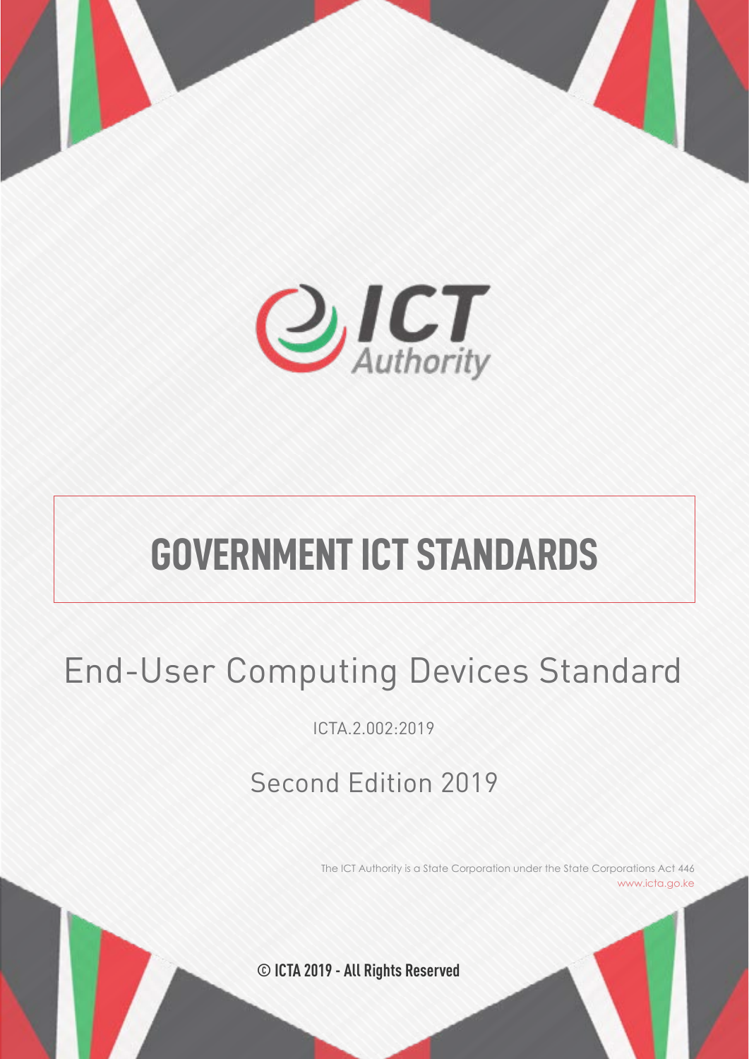ICT Authority

# GOVERNMENT ICT STANDARDS

## End-User Computing Devices Standard

ICTA.2.002:2019

Second Edition 2019

The ICT Authority is a State Corporation under the State Corporations Act 446
www.icta.go.ke

**© ICTA 2019 - All Rights Reserved**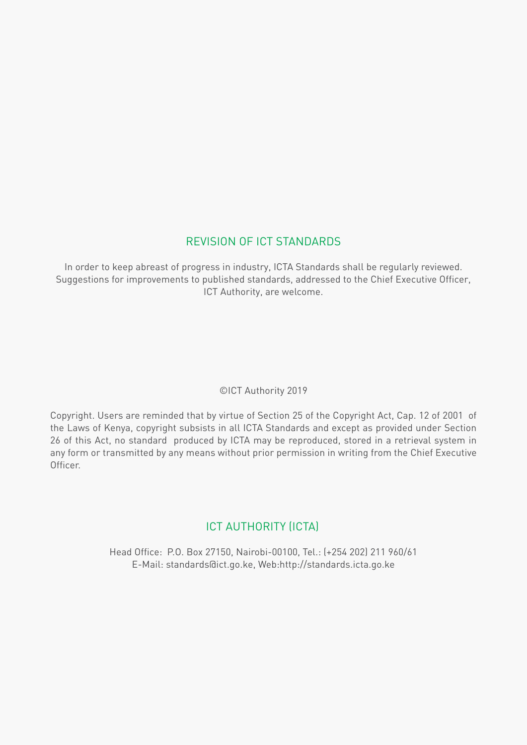## REVISION OF ICT STANDARDS

In order to keep abreast of progress in industry, ICTA Standards shall be regularly reviewed. Suggestions for improvements to published standards, addressed to the Chief Executive Officer, ICT Authority, are welcome.

©ICT Authority 2019

Copyright. Users are reminded that by virtue of Section 25 of the Copyright Act, Cap. 12 of 2001 of the Laws of Kenya, copyright subsists in all ICTA Standards and except as provided under Section 26 of this Act, no standard produced by ICTA may be reproduced, stored in a retrieval system in any form or transmitted by any means without prior permission in writing from the Chief Executive Officer.

## ICT AUTHORITY (ICTA)

Head Office: P.O. Box 27150, Nairobi-00100, Tel.: (+254 202) 211 960/61
E-Mail: standards@ict.go.ke, Web:http://standards.icta.go.ke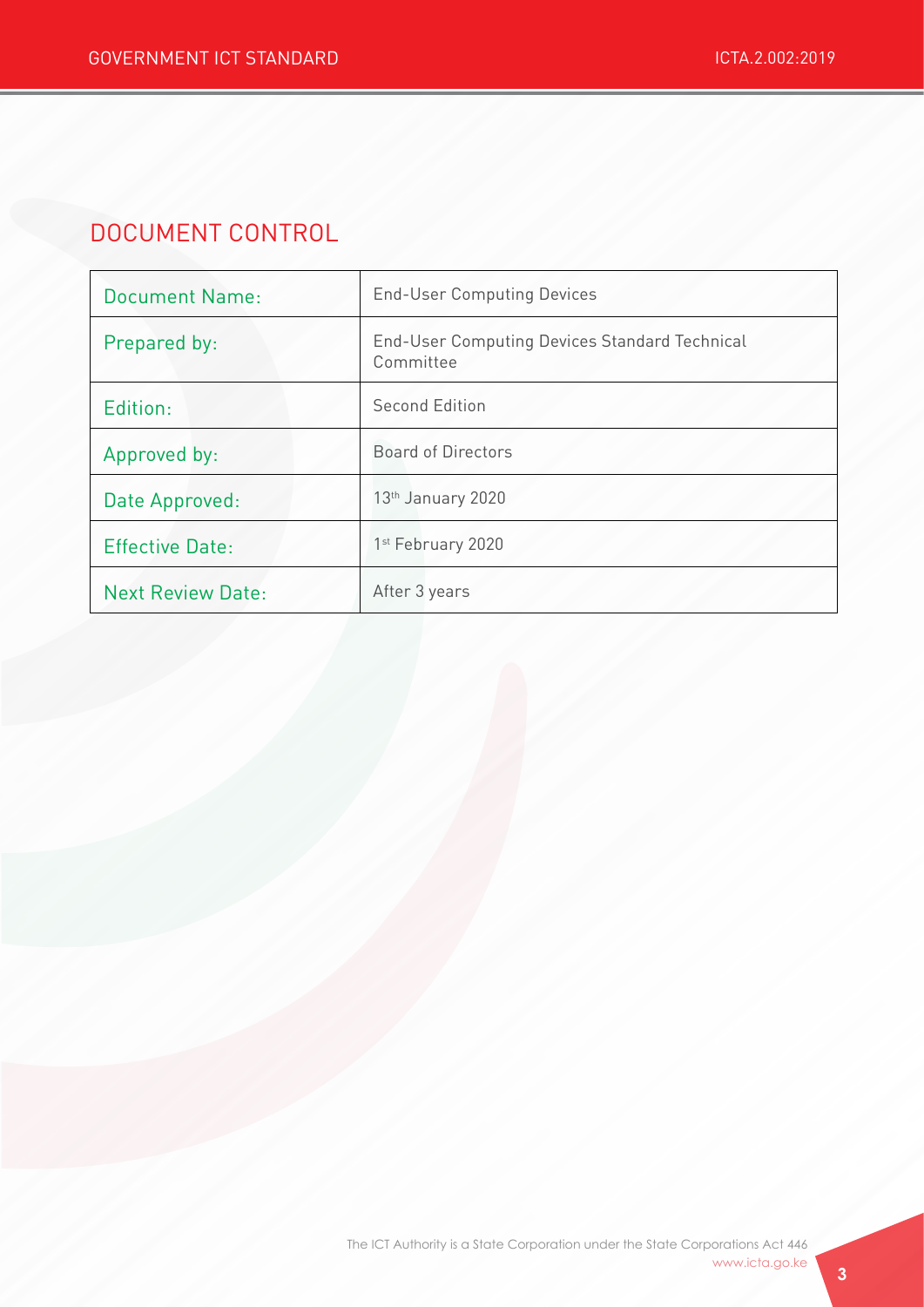# DOCUMENT CONTROL

| Document Name: | End-User Computing Devices |
|---|---|
| Prepared by: | End-User Computing Devices Standard Technical Committee |
| Edition: | Second Edition |
| Approved by: | Board of Directors |
| Date Approved: | 13th January 2020 |
| Effective Date: | 1st February 2020 |
| Next Review Date: | After 3 years |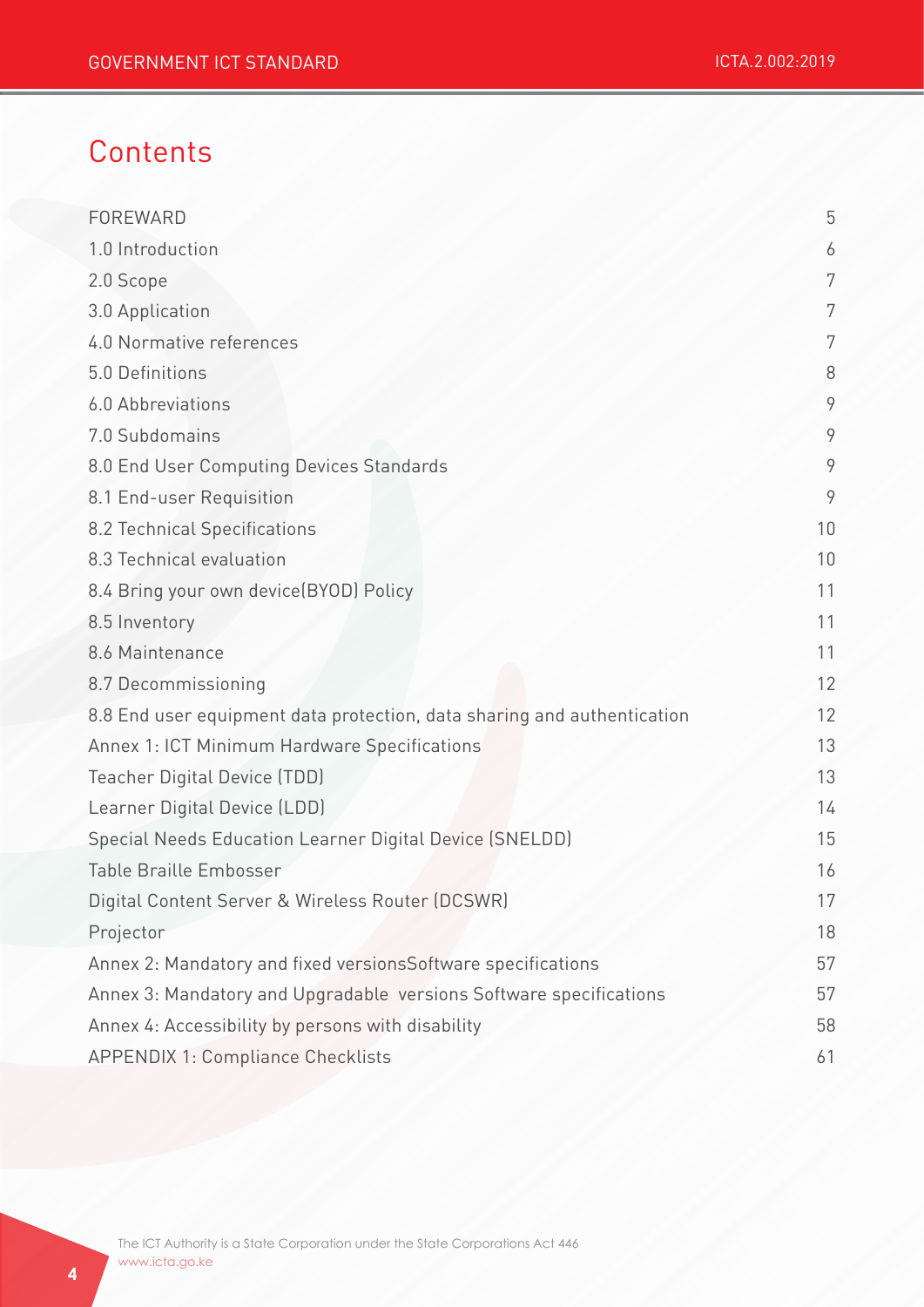# Contents

| | |
|---|---|
| FOREWARD | 5 |
| 1.0 Introduction | 6 |
| 2.0 Scope | 7 |
| 3.0 Application | 7 |
| 4.0 Normative references | 7 |
| 5.0 Definitions | 8 |
| 6.0 Abbreviations | 9 |
| 7.0 Subdomains | 9 |
| 8.0 End User Computing Devices Standards | 9 |
| 8.1 End-user Requisition | 9 |
| 8.2 Technical Specifications | 10 |
| 8.3 Technical evaluation | 10 |
| 8.4 Bring your own device(BYOD) Policy | 11 |
| 8.5 Inventory | 11 |
| 8.6 Maintenance | 11 |
| 8.7 Decommissioning | 12 |
| 8.8 End user equipment data protection, data sharing and authentication | 12 |
| Annex 1: ICT Minimum Hardware Specifications | 13 |
| Teacher Digital Device (TDD) | 13 |
| Learner Digital Device (LDD) | 14 |
| Special Needs Education Learner Digital Device (SNELDD) | 15 |
| Table Braille Embosser | 16 |
| Digital Content Server & Wireless Router (DCSWR) | 17 |
| Projector | 18 |
| Annex 2: Mandatory and fixed versionsSoftware specifications | 57 |
| Annex 3: Mandatory and Upgradable versions Software specifications | 57 |
| Annex 4: Accessibility by persons with disability | 58 |
| APPENDIX 1: Compliance Checklists | 61 |

The ICT Authority is a State Corporation under the State Corporations Act 446
www.icta.go.ke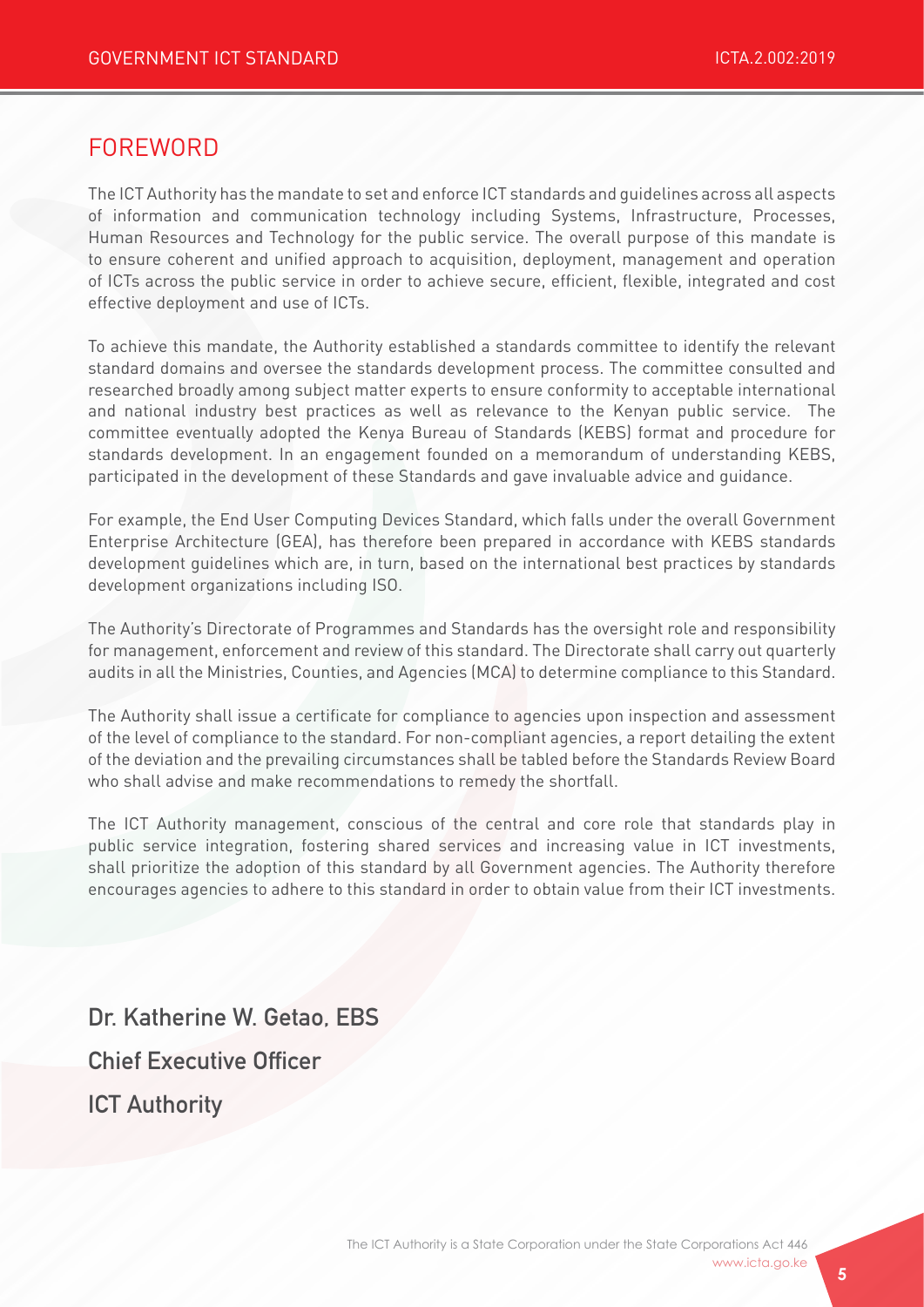## FOREWORD

The ICT Authority has the mandate to set and enforce ICT standards and guidelines across all aspects of information and communication technology including Systems, Infrastructure, Processes, Human Resources and Technology for the public service. The overall purpose of this mandate is to ensure coherent and unified approach to acquisition, deployment, management and operation of ICTs across the public service in order to achieve secure, efficient, flexible, integrated and cost effective deployment and use of ICTs.

To achieve this mandate, the Authority established a standards committee to identify the relevant standard domains and oversee the standards development process. The committee consulted and researched broadly among subject matter experts to ensure conformity to acceptable international and national industry best practices as well as relevance to the Kenyan public service. The committee eventually adopted the Kenya Bureau of Standards (KEBS) format and procedure for standards development. In an engagement founded on a memorandum of understanding KEBS, participated in the development of these Standards and gave invaluable advice and guidance.

For example, the End User Computing Devices Standard, which falls under the overall Government Enterprise Architecture (GEA), has therefore been prepared in accordance with KEBS standards development guidelines which are, in turn, based on the international best practices by standards development organizations including ISO.

The Authority's Directorate of Programmes and Standards has the oversight role and responsibility for management, enforcement and review of this standard. The Directorate shall carry out quarterly audits in all the Ministries, Counties, and Agencies (MCA) to determine compliance to this Standard.

The Authority shall issue a certificate for compliance to agencies upon inspection and assessment of the level of compliance to the standard. For non-compliant agencies, a report detailing the extent of the deviation and the prevailing circumstances shall be tabled before the Standards Review Board who shall advise and make recommendations to remedy the shortfall.

The ICT Authority management, conscious of the central and core role that standards play in public service integration, fostering shared services and increasing value in ICT investments, shall prioritize the adoption of this standard by all Government agencies. The Authority therefore encourages agencies to adhere to this standard in order to obtain value from their ICT investments.

**Dr. Katherine W. Getao, EBS**

**Chief Executive Officer**

**ICT Authority**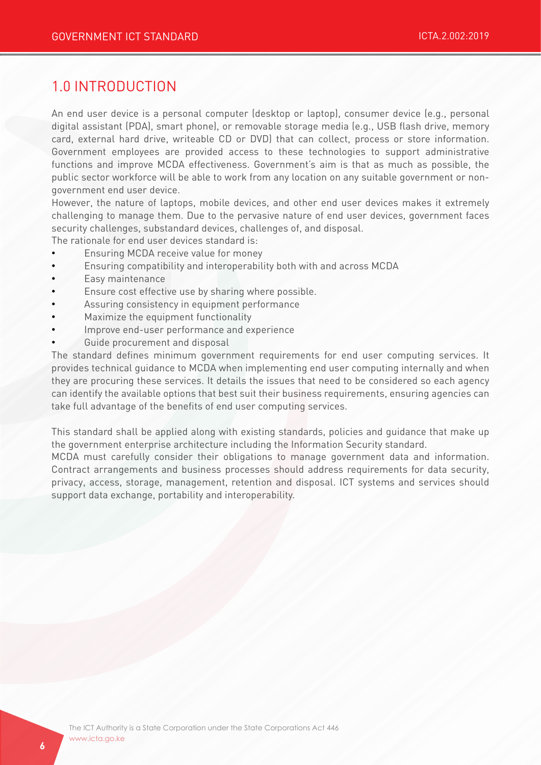# 1.0 INTRODUCTION

An end user device is a personal computer (desktop or laptop), consumer device (e.g., personal digital assistant (PDA), smart phone), or removable storage media (e.g., USB flash drive, memory card, external hard drive, writeable CD or DVD) that can collect, process or store information. Government employees are provided access to these technologies to support administrative functions and improve MCDA effectiveness. Government's aim is that as much as possible, the public sector workforce will be able to work from any location on any suitable government or non-government end user device.

However, the nature of laptops, mobile devices, and other end user devices makes it extremely challenging to manage them. Due to the pervasive nature of end user devices, government faces security challenges, substandard devices, challenges of, and disposal.

The rationale for end user devices standard is:

- Ensuring MCDA receive value for money
- Ensuring compatibility and interoperability both with and across MCDA
- Easy maintenance
- Ensure cost effective use by sharing where possible.
- Assuring consistency in equipment performance
- Maximize the equipment functionality
- Improve end-user performance and experience
- Guide procurement and disposal

The standard defines minimum government requirements for end user computing services. It provides technical guidance to MCDA when implementing end user computing internally and when they are procuring these services. It details the issues that need to be considered so each agency can identify the available options that best suit their business requirements, ensuring agencies can take full advantage of the benefits of end user computing services.

This standard shall be applied along with existing standards, policies and guidance that make up the government enterprise architecture including the Information Security standard.

MCDA must carefully consider their obligations to manage government data and information. Contract arrangements and business processes should address requirements for data security, privacy, access, storage, management, retention and disposal. ICT systems and services should support data exchange, portability and interoperability.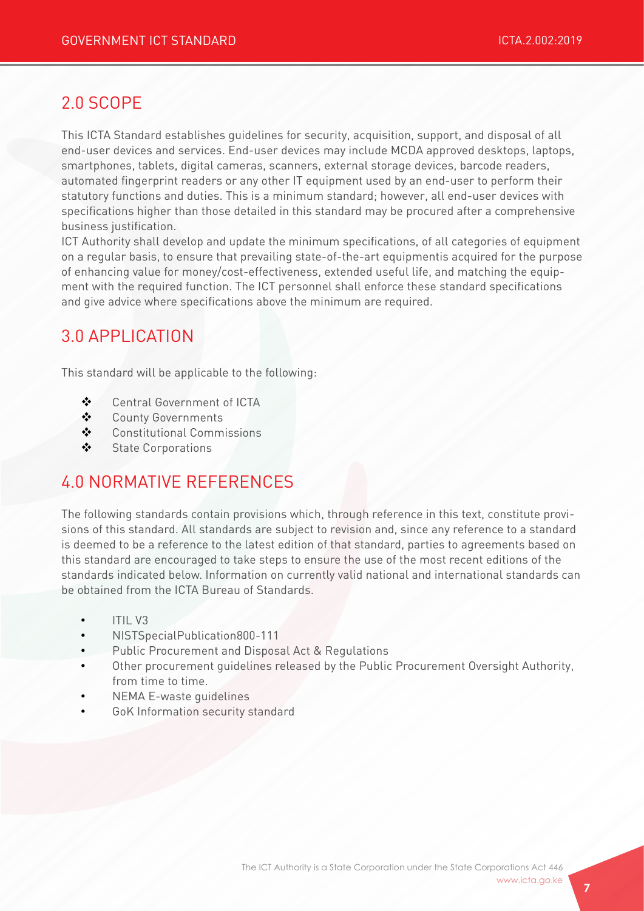## 2.0 SCOPE

This ICTA Standard establishes guidelines for security, acquisition, support, and disposal of all end-user devices and services. End-user devices may include MCDA approved desktops, laptops, smartphones, tablets, digital cameras, scanners, external storage devices, barcode readers, automated fingerprint readers or any other IT equipment used by an end-user to perform their statutory functions and duties. This is a minimum standard; however, all end-user devices with specifications higher than those detailed in this standard may be procured after a comprehensive business justification.

ICT Authority shall develop and update the minimum specifications, of all categories of equipment on a regular basis, to ensure that prevailing state-of-the-art equipmentis acquired for the purpose of enhancing value for money/cost-effectiveness, extended useful life, and matching the equipment with the required function. The ICT personnel shall enforce these standard specifications and give advice where specifications above the minimum are required.

## 3.0 APPLICATION

This standard will be applicable to the following:

- Central Government of ICTA
- County Governments
- Constitutional Commissions
- State Corporations

## 4.0 NORMATIVE REFERENCES

The following standards contain provisions which, through reference in this text, constitute provisions of this standard. All standards are subject to revision and, since any reference to a standard is deemed to be a reference to the latest edition of that standard, parties to agreements based on this standard are encouraged to take steps to ensure the use of the most recent editions of the standards indicated below. Information on currently valid national and international standards can be obtained from the ICTA Bureau of Standards.

- ITIL V3
- NISTSpecialPublication800-111
- Public Procurement and Disposal Act & Regulations
- Other procurement guidelines released by the Public Procurement Oversight Authority, from time to time.
- NEMA E-waste guidelines
- GoK Information security standard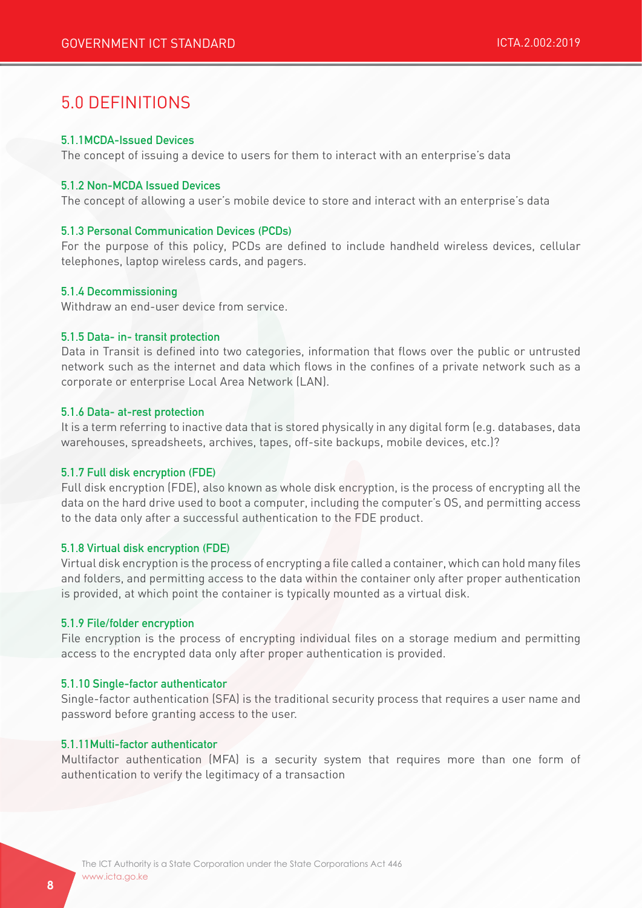# 5.0 DEFINITIONS

### 5.1.1MCDA-Issued Devices

The concept of issuing a device to users for them to interact with an enterprise's data

### 5.1.2 Non-MCDA Issued Devices

The concept of allowing a user's mobile device to store and interact with an enterprise's data

### 5.1.3 Personal Communication Devices (PCDs)

For the purpose of this policy, PCDs are defined to include handheld wireless devices, cellular telephones, laptop wireless cards, and pagers.

### 5.1.4 Decommissioning

Withdraw an end-user device from service.

### 5.1.5 Data- in- transit protection

Data in Transit is defined into two categories, information that flows over the public or untrusted network such as the internet and data which flows in the confines of a private network such as a corporate or enterprise Local Area Network (LAN).

### 5.1.6 Data- at-rest protection

It is a term referring to inactive data that is stored physically in any digital form (e.g. databases, data warehouses, spreadsheets, archives, tapes, off-site backups, mobile devices, etc.)?

### 5.1.7 Full disk encryption (FDE)

Full disk encryption (FDE), also known as whole disk encryption, is the process of encrypting all the data on the hard drive used to boot a computer, including the computer's OS, and permitting access to the data only after a successful authentication to the FDE product.

### 5.1.8 Virtual disk encryption (FDE)

Virtual disk encryption is the process of encrypting a file called a container, which can hold many files and folders, and permitting access to the data within the container only after proper authentication is provided, at which point the container is typically mounted as a virtual disk.

### 5.1.9 File/folder encryption

File encryption is the process of encrypting individual files on a storage medium and permitting access to the encrypted data only after proper authentication is provided.

### 5.1.10 Single-factor authenticator

Single-factor authentication (SFA) is the traditional security process that requires a user name and password before granting access to the user.

### 5.1.11Multi-factor authenticator

Multifactor authentication (MFA) is a security system that requires more than one form of authentication to verify the legitimacy of a transaction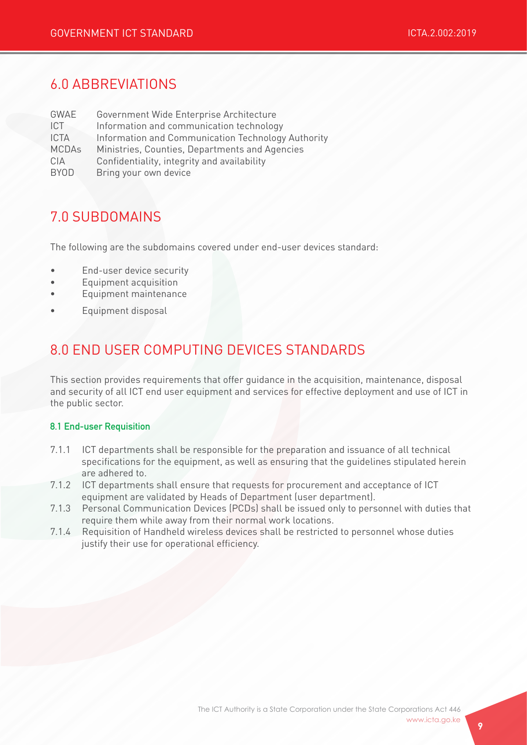## 6.0 ABBREVIATIONS

| | |
|---|---|
| GWAE | Government Wide Enterprise Architecture |
| ICT | Information and communication technology |
| ICTA | Information and Communication Technology Authority |
| MCDAs | Ministries, Counties, Departments and Agencies |
| CIA | Confidentiality, integrity and availability |
| BYOD | Bring your own device |

## 7.0 SUBDOMAINS

The following are the subdomains covered under end-user devices standard:

- End-user device security
- Equipment acquisition
- Equipment maintenance
- Equipment disposal

## 8.0 END USER COMPUTING DEVICES STANDARDS

This section provides requirements that offer guidance in the acquisition, maintenance, disposal and security of all ICT end user equipment and services for effective deployment and use of ICT in the public sector.

### 8.1 End-user Requisition

7.1.1 ICT departments shall be responsible for the preparation and issuance of all technical specifications for the equipment, as well as ensuring that the guidelines stipulated herein are adhered to.

7.1.2 ICT departments shall ensure that requests for procurement and acceptance of ICT equipment are validated by Heads of Department (user department).

7.1.3 Personal Communication Devices (PCDs) shall be issued only to personnel with duties that require them while away from their normal work locations.

7.1.4 Requisition of Handheld wireless devices shall be restricted to personnel whose duties justify their use for operational efficiency.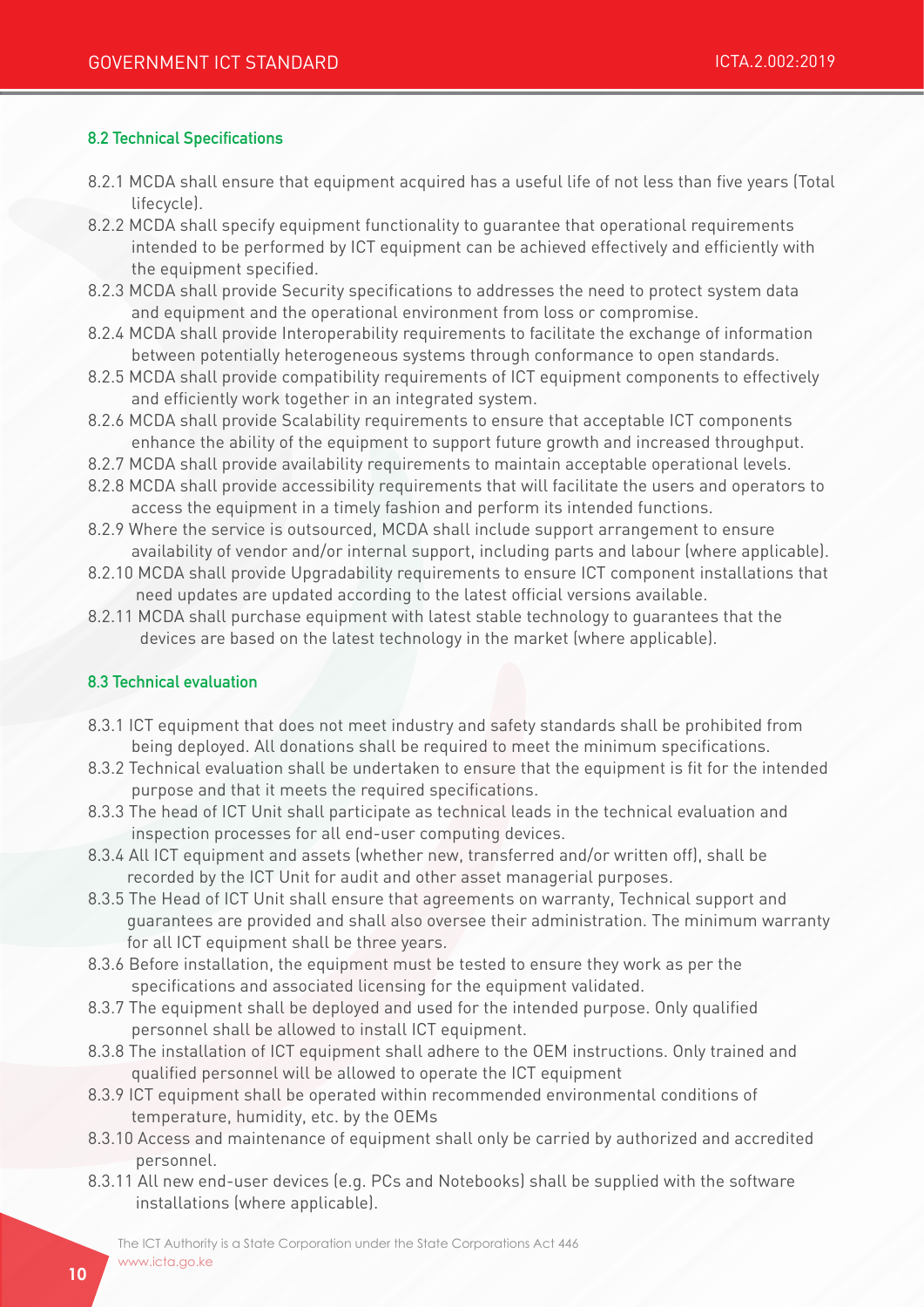### 8.2 Technical Specifications

8.2.1 MCDA shall ensure that equipment acquired has a useful life of not less than five years (Total lifecycle).

8.2.2 MCDA shall specify equipment functionality to guarantee that operational requirements intended to be performed by ICT equipment can be achieved effectively and efficiently with the equipment specified.

8.2.3 MCDA shall provide Security specifications to addresses the need to protect system data and equipment and the operational environment from loss or compromise.

8.2.4 MCDA shall provide Interoperability requirements to facilitate the exchange of information between potentially heterogeneous systems through conformance to open standards.

8.2.5 MCDA shall provide compatibility requirements of ICT equipment components to effectively and efficiently work together in an integrated system.

8.2.6 MCDA shall provide Scalability requirements to ensure that acceptable ICT components enhance the ability of the equipment to support future growth and increased throughput.

8.2.7 MCDA shall provide availability requirements to maintain acceptable operational levels.

8.2.8 MCDA shall provide accessibility requirements that will facilitate the users and operators to access the equipment in a timely fashion and perform its intended functions.

8.2.9 Where the service is outsourced, MCDA shall include support arrangement to ensure availability of vendor and/or internal support, including parts and labour (where applicable).

8.2.10 MCDA shall provide Upgradability requirements to ensure ICT component installations that need updates are updated according to the latest official versions available.

8.2.11 MCDA shall purchase equipment with latest stable technology to guarantees that the devices are based on the latest technology in the market (where applicable).

### 8.3 Technical evaluation

8.3.1 ICT equipment that does not meet industry and safety standards shall be prohibited from being deployed. All donations shall be required to meet the minimum specifications.

8.3.2 Technical evaluation shall be undertaken to ensure that the equipment is fit for the intended purpose and that it meets the required specifications.

8.3.3 The head of ICT Unit shall participate as technical leads in the technical evaluation and inspection processes for all end-user computing devices.

8.3.4 All ICT equipment and assets (whether new, transferred and/or written off), shall be recorded by the ICT Unit for audit and other asset managerial purposes.

8.3.5 The Head of ICT Unit shall ensure that agreements on warranty, Technical support and guarantees are provided and shall also oversee their administration. The minimum warranty for all ICT equipment shall be three years.

8.3.6 Before installation, the equipment must be tested to ensure they work as per the specifications and associated licensing for the equipment validated.

8.3.7 The equipment shall be deployed and used for the intended purpose. Only qualified personnel shall be allowed to install ICT equipment.

8.3.8 The installation of ICT equipment shall adhere to the OEM instructions. Only trained and qualified personnel will be allowed to operate the ICT equipment

8.3.9 ICT equipment shall be operated within recommended environmental conditions of temperature, humidity, etc. by the OEMs

8.3.10 Access and maintenance of equipment shall only be carried by authorized and accredited personnel.

8.3.11 All new end-user devices (e.g. PCs and Notebooks) shall be supplied with the software installations (where applicable).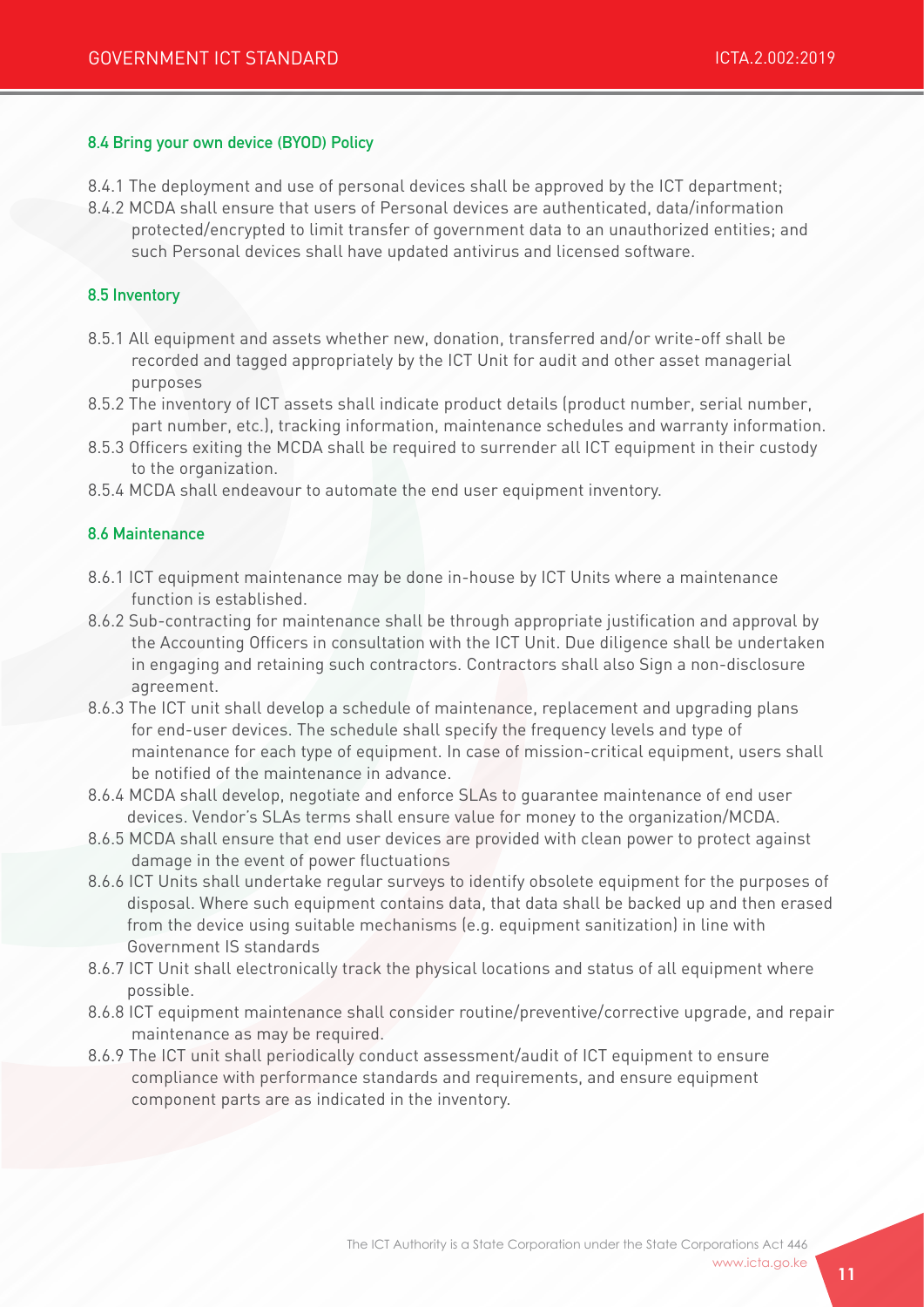### 8.4 Bring your own device (BYOD) Policy

8.4.1 The deployment and use of personal devices shall be approved by the ICT department;

8.4.2 MCDA shall ensure that users of Personal devices are authenticated, data/information protected/encrypted to limit transfer of government data to an unauthorized entities; and such Personal devices shall have updated antivirus and licensed software.

### 8.5 Inventory

8.5.1 All equipment and assets whether new, donation, transferred and/or write-off shall be recorded and tagged appropriately by the ICT Unit for audit and other asset managerial purposes

8.5.2 The inventory of ICT assets shall indicate product details (product number, serial number, part number, etc.), tracking information, maintenance schedules and warranty information.

8.5.3 Officers exiting the MCDA shall be required to surrender all ICT equipment in their custody to the organization.

8.5.4 MCDA shall endeavour to automate the end user equipment inventory.

### 8.6 Maintenance

8.6.1 ICT equipment maintenance may be done in-house by ICT Units where a maintenance function is established.

8.6.2 Sub-contracting for maintenance shall be through appropriate justification and approval by the Accounting Officers in consultation with the ICT Unit. Due diligence shall be undertaken in engaging and retaining such contractors. Contractors shall also Sign a non-disclosure agreement.

8.6.3 The ICT unit shall develop a schedule of maintenance, replacement and upgrading plans for end-user devices. The schedule shall specify the frequency levels and type of maintenance for each type of equipment. In case of mission-critical equipment, users shall be notified of the maintenance in advance.

8.6.4 MCDA shall develop, negotiate and enforce SLAs to guarantee maintenance of end user devices. Vendor's SLAs terms shall ensure value for money to the organization/MCDA.

8.6.5 MCDA shall ensure that end user devices are provided with clean power to protect against damage in the event of power fluctuations

8.6.6 ICT Units shall undertake regular surveys to identify obsolete equipment for the purposes of disposal. Where such equipment contains data, that data shall be backed up and then erased from the device using suitable mechanisms (e.g. equipment sanitization) in line with Government IS standards

8.6.7 ICT Unit shall electronically track the physical locations and status of all equipment where possible.

8.6.8 ICT equipment maintenance shall consider routine/preventive/corrective upgrade, and repair maintenance as may be required.

8.6.9 The ICT unit shall periodically conduct assessment/audit of ICT equipment to ensure compliance with performance standards and requirements, and ensure equipment component parts are as indicated in the inventory.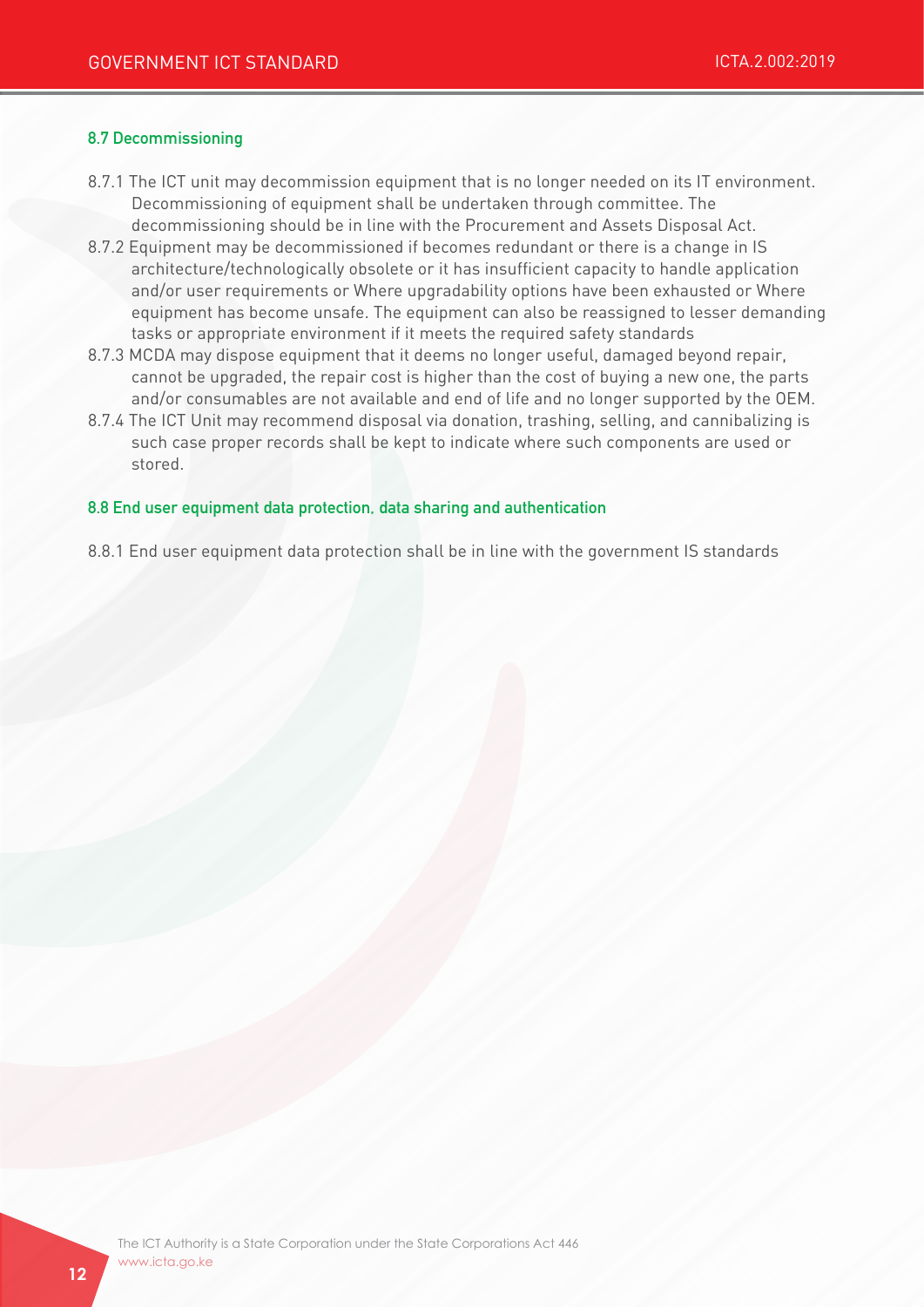### 8.7 Decommissioning

8.7.1 The ICT unit may decommission equipment that is no longer needed on its IT environment. Decommissioning of equipment shall be undertaken through committee. The decommissioning should be in line with the Procurement and Assets Disposal Act.

8.7.2 Equipment may be decommissioned if becomes redundant or there is a change in IS architecture/technologically obsolete or it has insufficient capacity to handle application and/or user requirements or Where upgradability options have been exhausted or Where equipment has become unsafe. The equipment can also be reassigned to lesser demanding tasks or appropriate environment if it meets the required safety standards

8.7.3 MCDA may dispose equipment that it deems no longer useful, damaged beyond repair, cannot be upgraded, the repair cost is higher than the cost of buying a new one, the parts and/or consumables are not available and end of life and no longer supported by the OEM.

8.7.4 The ICT Unit may recommend disposal via donation, trashing, selling, and cannibalizing is such case proper records shall be kept to indicate where such components are used or stored.

### 8.8 End user equipment data protection, data sharing and authentication

8.8.1 End user equipment data protection shall be in line with the government IS standards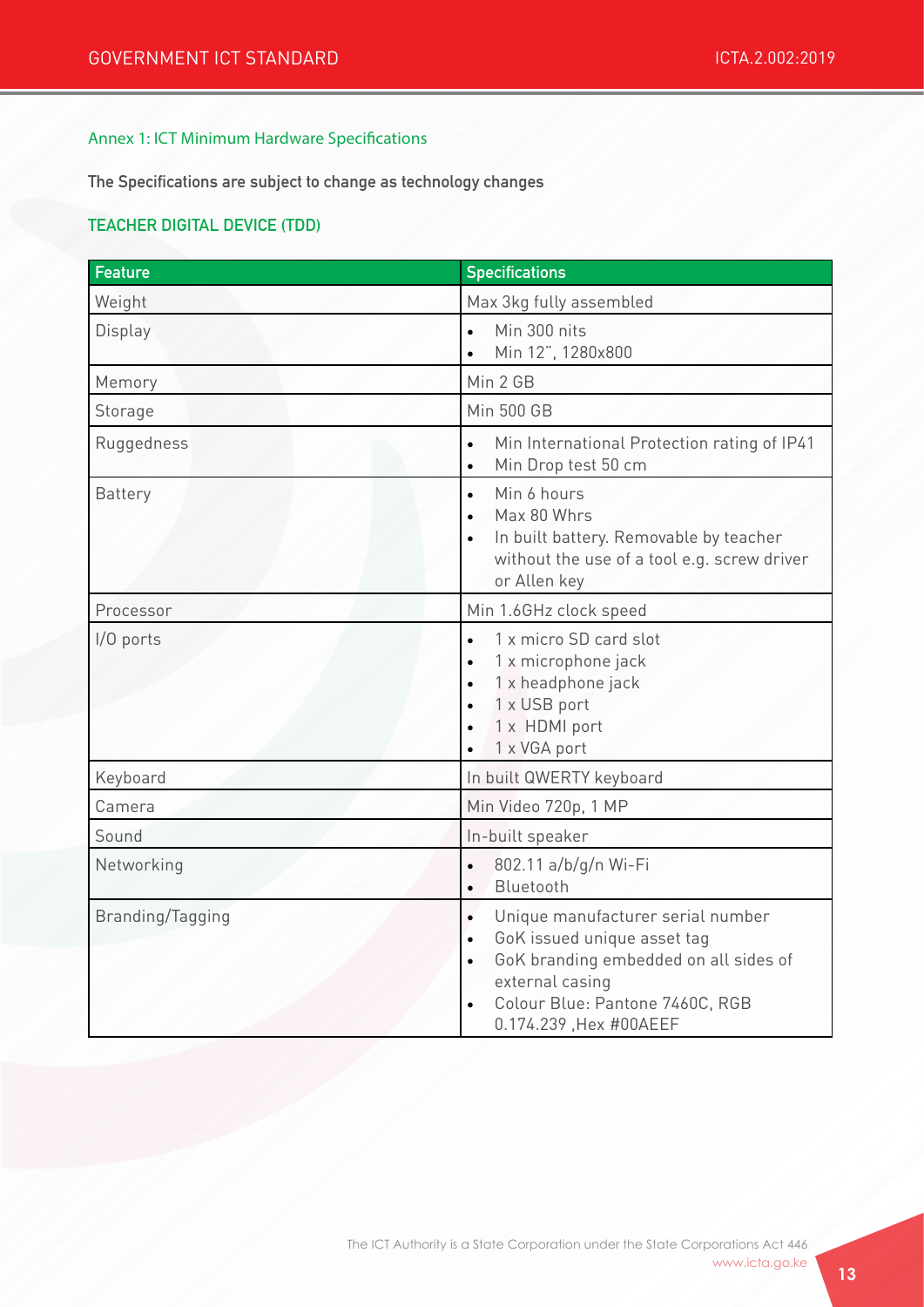## Annex 1: ICT Minimum Hardware Specifications

**The Specifications are subject to change as technology changes**

### TEACHER DIGITAL DEVICE (TDD)

| Feature | Specifications |
|---|---|
| Weight | Max 3kg fully assembled |
| Display | • Min 300 nits<br>• Min 12", 1280x800 |
| Memory | Min 2 GB |
| Storage | Min 500 GB |
| Ruggedness | • Min International Protection rating of IP41<br>• Min Drop test 50 cm |
| Battery | • Min 6 hours<br>• Max 80 Whrs<br>• In built battery. Removable by teacher without the use of a tool e.g. screw driver or Allen key |
| Processor | Min 1.6GHz clock speed |
| I/O ports | • 1 x micro SD card slot<br>• 1 x microphone jack<br>• 1 x headphone jack<br>• 1 x USB port<br>• 1 x HDMI port<br>• 1 x VGA port |
| Keyboard | In built QWERTY keyboard |
| Camera | Min Video 720p, 1 MP |
| Sound | In-built speaker |
| Networking | • 802.11 a/b/g/n Wi-Fi<br>• Bluetooth |
| Branding/Tagging | • Unique manufacturer serial number<br>• GoK issued unique asset tag<br>• GoK branding embedded on all sides of external casing<br>• Colour Blue: Pantone 7460C, RGB 0.174.239 ,Hex #00AEEF |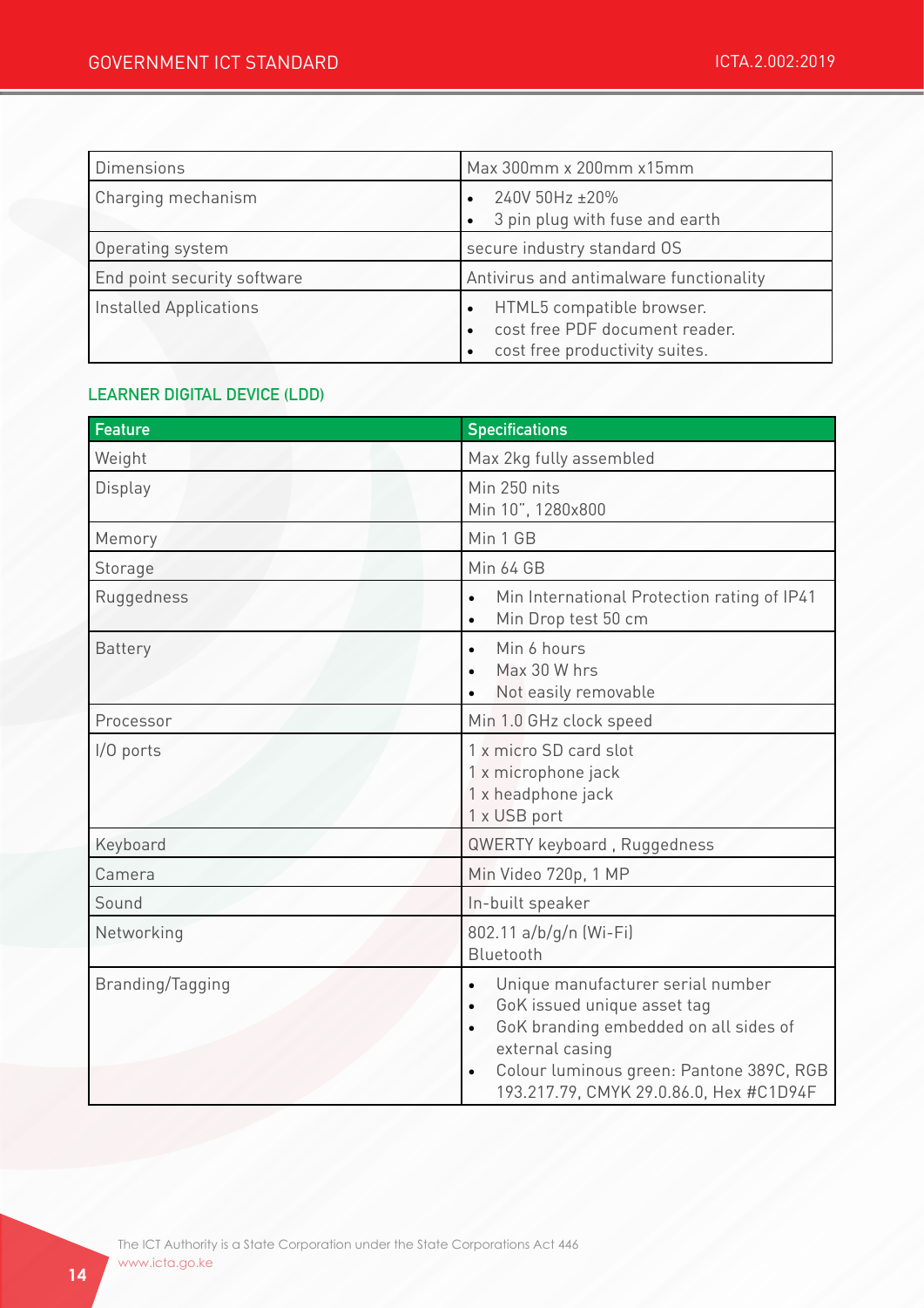| Dimensions | Max 300mm x 200mm x15mm |
|---|---|
| Charging mechanism | • 240V 50Hz ±20%<br>• 3 pin plug with fuse and earth |
| Operating system | secure industry standard OS |
| End point security software | Antivirus and antimalware functionality |
| Installed Applications | • HTML5 compatible browser.<br>• cost free PDF document reader.<br>• cost free productivity suites. |

## LEARNER DIGITAL DEVICE (LDD)

| Feature | Specifications |
|---|---|
| Weight | Max 2kg fully assembled |
| Display | Min 250 nits<br>Min 10", 1280x800 |
| Memory | Min 1 GB |
| Storage | Min 64 GB |
| Ruggedness | • Min International Protection rating of IP41<br>• Min Drop test 50 cm |
| Battery | • Min 6 hours<br>• Max 30 W hrs<br>• Not easily removable |
| Processor | Min 1.0 GHz clock speed |
| I/O ports | 1 x micro SD card slot<br>1 x microphone jack<br>1 x headphone jack<br>1 x USB port |
| Keyboard | QWERTY keyboard , Ruggedness |
| Camera | Min Video 720p, 1 MP |
| Sound | In-built speaker |
| Networking | 802.11 a/b/g/n (Wi-Fi)<br>Bluetooth |
| Branding/Tagging | • Unique manufacturer serial number<br>• GoK issued unique asset tag<br>• GoK branding embedded on all sides of external casing<br>• Colour luminous green: Pantone 389C, RGB 193.217.79, CMYK 29.0.86.0, Hex #C1D94F |

The ICT Authority is a State Corporation under the State Corporations Act 446
www.icta.go.ke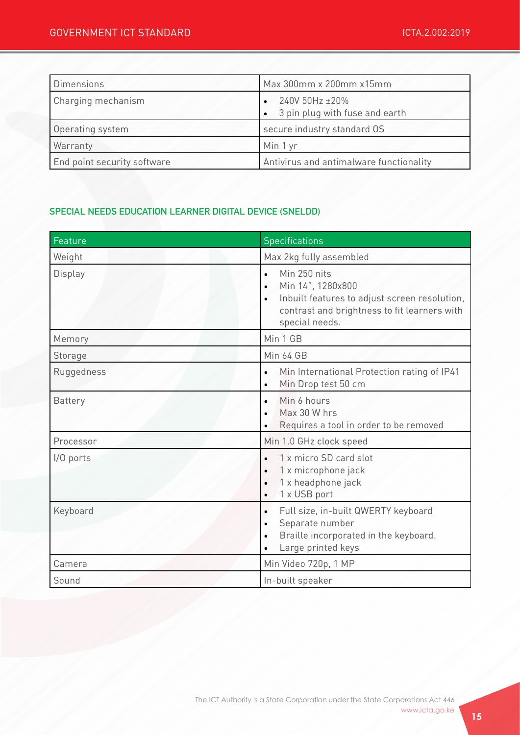| Dimensions | Max 300mm x 200mm x15mm |
| --- | --- |
| Charging mechanism | • 240V 50Hz ±20%<br>• 3 pin plug with fuse and earth |
| Operating system | secure industry standard OS |
| Warranty | Min 1 yr |
| End point security software | Antivirus and antimalware functionality |

### SPECIAL NEEDS EDUCATION LEARNER DIGITAL DEVICE (SNELDD)

| Feature | Specifications |
| --- | --- |
| Weight | Max 2kg fully assembled |
| Display | • Min 250 nits<br>• Min 14", 1280x800<br>• Inbuilt features to adjust screen resolution, contrast and brightness to fit learners with special needs. |
| Memory | Min 1 GB |
| Storage | Min 64 GB |
| Ruggedness | • Min International Protection rating of IP41<br>• Min Drop test 50 cm |
| Battery | • Min 6 hours<br>• Max 30 W hrs<br>• Requires a tool in order to be removed |
| Processor | Min 1.0 GHz clock speed |
| I/O ports | • 1 x micro SD card slot<br>• 1 x microphone jack<br>• 1 x headphone jack<br>• 1 x USB port |
| Keyboard | • Full size, in-built QWERTY keyboard<br>• Separate number<br>• Braille incorporated in the keyboard.<br>• Large printed keys |
| Camera | Min Video 720p, 1 MP |
| Sound | In-built speaker |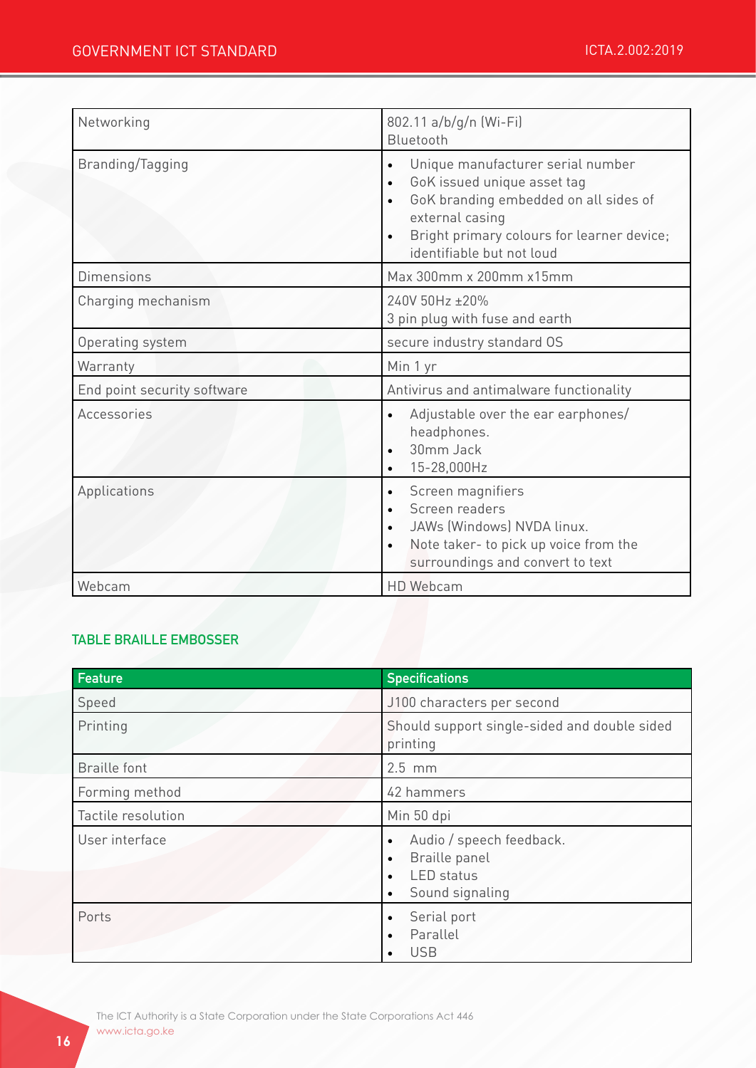| Networking | 802.11 a/b/g/n (Wi-Fi)<br>Bluetooth |
|---|---|
| Branding/Tagging | • Unique manufacturer serial number<br>• GoK issued unique asset tag<br>• GoK branding embedded on all sides of external casing<br>• Bright primary colours for learner device; identifiable but not loud |
| Dimensions | Max 300mm x 200mm x15mm |
| Charging mechanism | 240V 50Hz ±20%<br>3 pin plug with fuse and earth |
| Operating system | secure industry standard OS |
| Warranty | Min 1 yr |
| End point security software | Antivirus and antimalware functionality |
| Accessories | • Adjustable over the ear earphones/ headphones.<br>• 30mm Jack<br>• 15-28,000Hz |
| Applications | • Screen magnifiers<br>• Screen readers<br>• JAWs (Windows) NVDA linux.<br>• Note taker- to pick up voice from the surroundings and convert to text |
| Webcam | HD Webcam |

## TABLE BRAILLE EMBOSSER

| Feature | Specifications |
|---|---|
| Speed | J100 characters per second |
| Printing | Should support single-sided and double sided printing |
| Braille font | 2.5 mm |
| Forming method | 42 hammers |
| Tactile resolution | Min 50 dpi |
| User interface | • Audio / speech feedback.<br>• Braille panel<br>• LED status<br>• Sound signaling |
| Ports | • Serial port<br>• Parallel<br>• USB |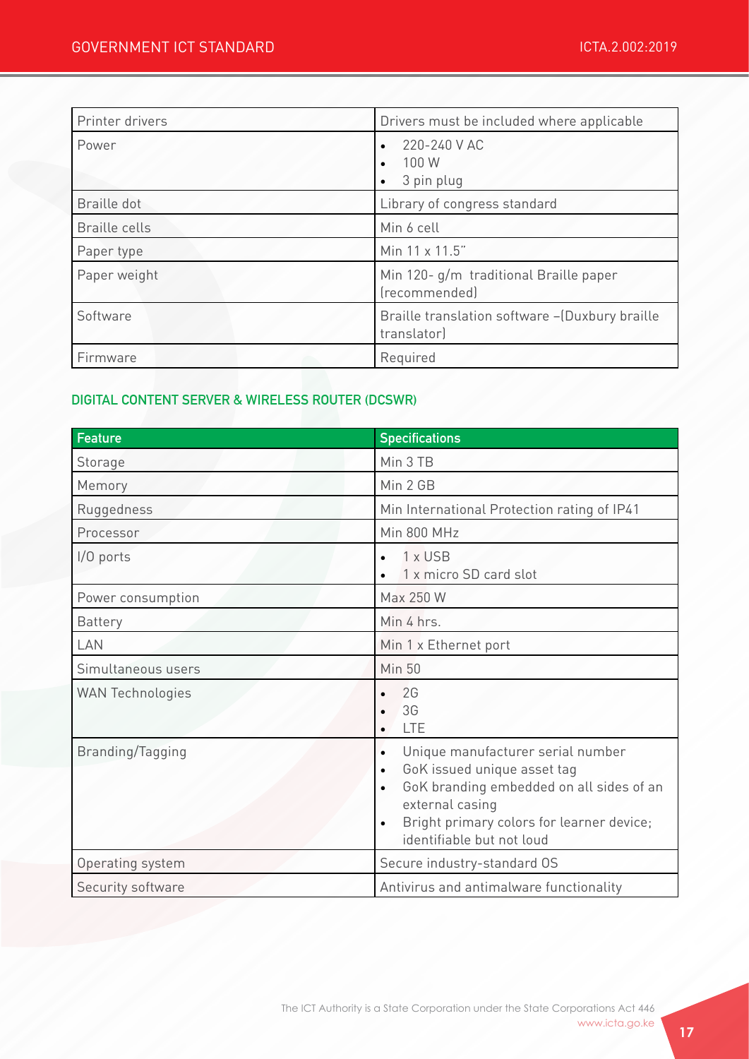| | |
|---|---|
| Printer drivers | Drivers must be included where applicable |
| Power | • 220-240 V AC<br>• 100 W<br>• 3 pin plug |
| Braille dot | Library of congress standard |
| Braille cells | Min 6 cell |
| Paper type | Min 11 x 11.5" |
| Paper weight | Min 120- g/m traditional Braille paper (recommended) |
| Software | Braille translation software –(Duxbury braille translator) |
| Firmware | Required |

### DIGITAL CONTENT SERVER & WIRELESS ROUTER (DCSWR)

| Feature | Specifications |
|---|---|
| Storage | Min 3 TB |
| Memory | Min 2 GB |
| Ruggedness | Min International Protection rating of IP41 |
| Processor | Min 800 MHz |
| I/O ports | • 1 x USB<br>• 1 x micro SD card slot |
| Power consumption | Max 250 W |
| Battery | Min 4 hrs. |
| LAN | Min 1 x Ethernet port |
| Simultaneous users | Min 50 |
| WAN Technologies | • 2G<br>• 3G<br>• LTE |
| Branding/Tagging | • Unique manufacturer serial number<br>• GoK issued unique asset tag<br>• GoK branding embedded on all sides of an external casing<br>• Bright primary colors for learner device; identifiable but not loud |
| Operating system | Secure industry-standard OS |
| Security software | Antivirus and antimalware functionality |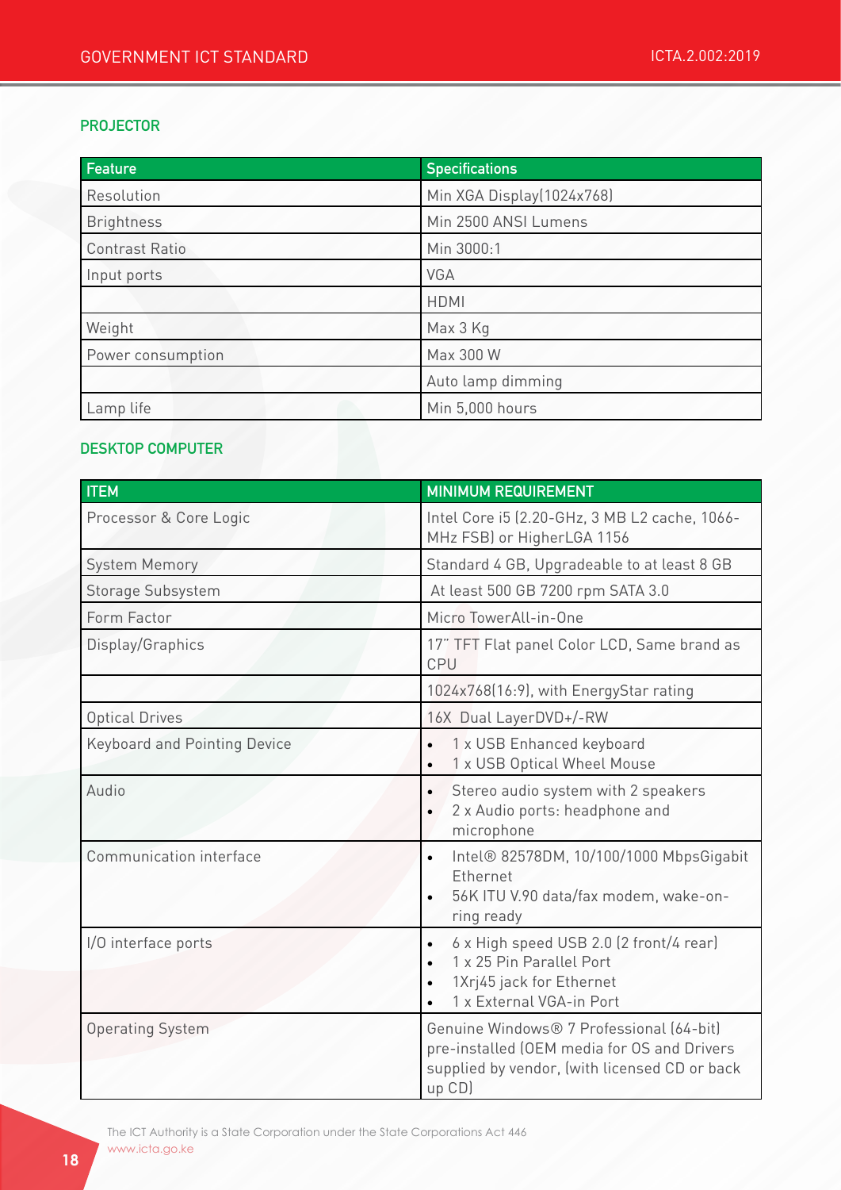## PROJECTOR

| Feature | Specifications |
|---|---|
| Resolution | Min XGA Display(1024x768) |
| Brightness | Min 2500 ANSI Lumens |
| Contrast Ratio | Min 3000:1 |
| Input ports | VGA |
| | HDMI |
| Weight | Max 3 Kg |
| Power consumption | Max 300 W |
| | Auto lamp dimming |
| Lamp life | Min 5,000 hours |

## DESKTOP COMPUTER

| ITEM | MINIMUM REQUIREMENT |
|---|---|
| Processor & Core Logic | Intel Core i5 (2.20-GHz, 3 MB L2 cache, 1066-MHz FSB) or HigherLGA 1156 |
| System Memory | Standard 4 GB, Upgradeable to at least 8 GB |
| Storage Subsystem | At least 500 GB 7200 rpm SATA 3.0 |
| Form Factor | Micro TowerAll-in-One |
| Display/Graphics | 17" TFT Flat panel Color LCD, Same brand as CPU |
| | 1024x768(16:9), with EnergyStar rating |
| Optical Drives | 16X Dual LayerDVD+/-RW |
| Keyboard and Pointing Device | • 1 x USB Enhanced keyboard<br>• 1 x USB Optical Wheel Mouse |
| Audio | • Stereo audio system with 2 speakers<br>• 2 x Audio ports: headphone and microphone |
| Communication interface | • Intel® 82578DM, 10/100/1000 MbpsGigabit Ethernet<br>• 56K ITU V.90 data/fax modem, wake-on-ring ready |
| I/O interface ports | • 6 x High speed USB 2.0 (2 front/4 rear)<br>• 1 x 25 Pin Parallel Port<br>• 1Xrj45 jack for Ethernet<br>• 1 x External VGA-in Port |
| Operating System | Genuine Windows® 7 Professional (64-bit) pre-installed (OEM media for OS and Drivers supplied by vendor, (with licensed CD or back up CD) |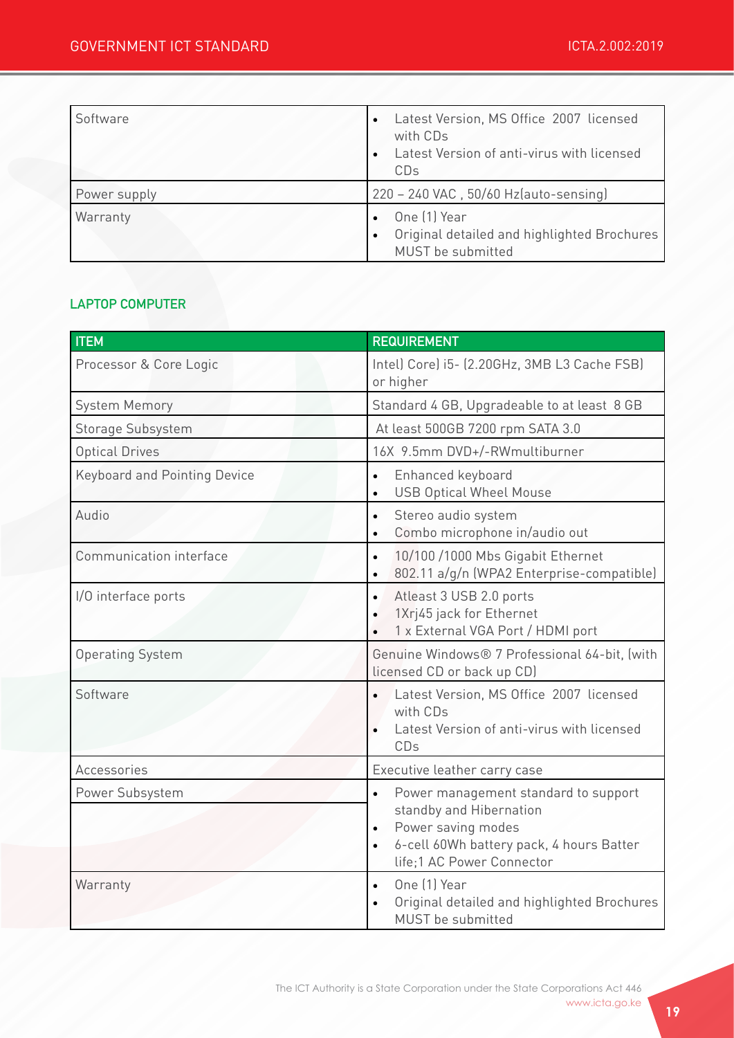| Software | • Latest Version, MS Office 2007 licensed with CDs<br>• Latest Version of anti-virus with licensed CDs |
|---|---|
| Power supply | 220 – 240 VAC , 50/60 Hz(auto-sensing) |
| Warranty | • One (1) Year<br>• Original detailed and highlighted Brochures MUST be submitted |

## LAPTOP COMPUTER

| ITEM | REQUIREMENT |
|---|---|
| Processor & Core Logic | Intel) Core) i5- (2.20GHz, 3MB L3 Cache FSB) or higher |
| System Memory | Standard 4 GB, Upgradeable to at least 8 GB |
| Storage Subsystem | At least 500GB 7200 rpm SATA 3.0 |
| Optical Drives | 16X 9.5mm DVD+/-RWmultiburner |
| Keyboard and Pointing Device | • Enhanced keyboard<br>• USB Optical Wheel Mouse |
| Audio | • Stereo audio system<br>• Combo microphone in/audio out |
| Communication interface | • 10/100 /1000 Mbs Gigabit Ethernet<br>• 802.11 a/g/n (WPA2 Enterprise-compatible) |
| I/O interface ports | • Atleast 3 USB 2.0 ports<br>• 1Xrj45 jack for Ethernet<br>• 1 x External VGA Port / HDMI port |
| Operating System | Genuine Windows® 7 Professional 64-bit, (with licensed CD or back up CD) |
| Software | • Latest Version, MS Office 2007 licensed with CDs<br>• Latest Version of anti-virus with licensed CDs |
| Accessories | Executive leather carry case |
| Power Subsystem | • Power management standard to support standby and Hibernation<br>• Power saving modes<br>• 6-cell 60Wh battery pack, 4 hours Batter life;1 AC Power Connector |
| Warranty | • One (1) Year<br>• Original detailed and highlighted Brochures MUST be submitted |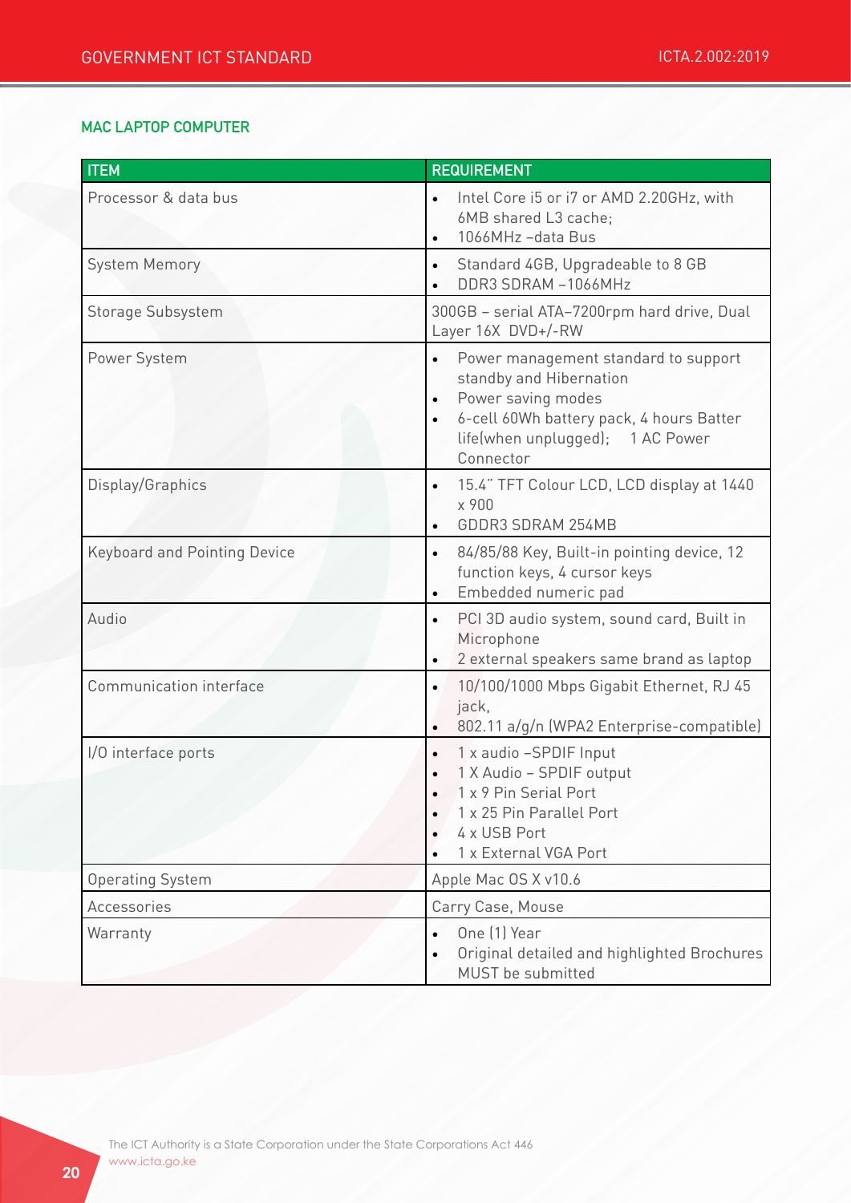### MAC LAPTOP COMPUTER

| ITEM | REQUIREMENT |
|---|---|
| Processor & data bus | • Intel Core i5 or i7 or AMD 2.20GHz, with 6MB shared L3 cache;<br>• 1066MHz –data Bus |
| System Memory | • Standard 4GB, Upgradeable to 8 GB<br>• DDR3 SDRAM –1066MHz |
| Storage Subsystem | 300GB – serial ATA–7200rpm hard drive, Dual Layer 16X DVD+/-RW |
| Power System | • Power management standard to support standby and Hibernation<br>• Power saving modes<br>• 6-cell 60Wh battery pack, 4 hours Batter life(when unplugged); 1 AC Power Connector |
| Display/Graphics | • 15.4" TFT Colour LCD, LCD display at 1440 x 900<br>• GDDR3 SDRAM 254MB |
| Keyboard and Pointing Device | • 84/85/88 Key, Built-in pointing device, 12 function keys, 4 cursor keys<br>• Embedded numeric pad |
| Audio | • PCI 3D audio system, sound card, Built in Microphone<br>• 2 external speakers same brand as laptop |
| Communication interface | • 10/100/1000 Mbps Gigabit Ethernet, RJ 45 jack,<br>• 802.11 a/g/n (WPA2 Enterprise-compatible) |
| I/O interface ports | • 1 x audio –SPDIF Input<br>• 1 X Audio – SPDIF output<br>• 1 x 9 Pin Serial Port<br>• 1 x 25 Pin Parallel Port<br>• 4 x USB Port<br>• 1 x External VGA Port |
| Operating System | Apple Mac OS X v10.6 |
| Accessories | Carry Case, Mouse |
| Warranty | • One (1) Year<br>• Original detailed and highlighted Brochures MUST be submitted |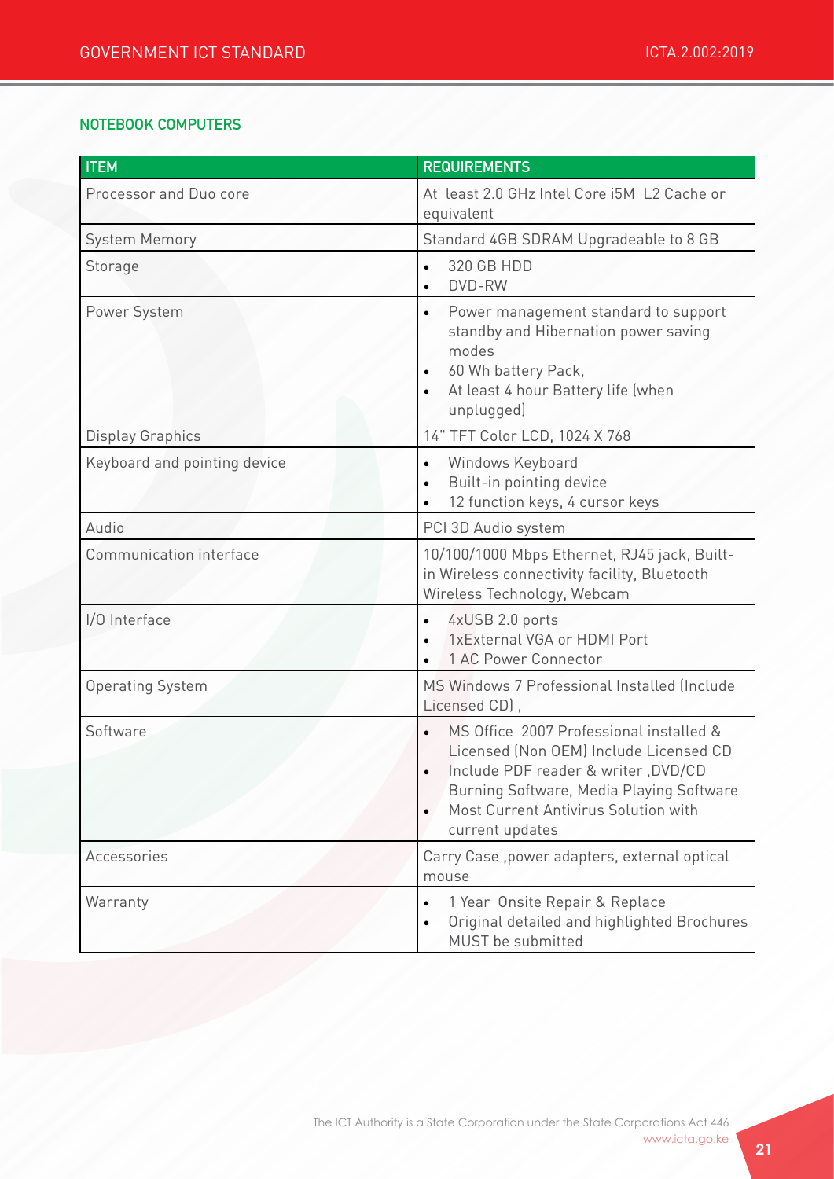## NOTEBOOK COMPUTERS

| ITEM | REQUIREMENTS |
|---|---|
| Processor and Duo core | At least 2.0 GHz Intel Core i5M L2 Cache or equivalent |
| System Memory | Standard 4GB SDRAM Upgradeable to 8 GB |
| Storage | • 320 GB HDD<br>• DVD-RW |
| Power System | • Power management standard to support standby and Hibernation power saving modes<br>• 60 Wh battery Pack,<br>• At least 4 hour Battery life (when unplugged) |
| Display Graphics | 14" TFT Color LCD, 1024 X 768 |
| Keyboard and pointing device | • Windows Keyboard<br>• Built-in pointing device<br>• 12 function keys, 4 cursor keys |
| Audio | PCI 3D Audio system |
| Communication interface | 10/100/1000 Mbps Ethernet, RJ45 jack, Built-in Wireless connectivity facility, Bluetooth Wireless Technology, Webcam |
| I/O Interface | • 4xUSB 2.0 ports<br>• 1xExternal VGA or HDMI Port<br>• 1 AC Power Connector |
| Operating System | MS Windows 7 Professional Installed (Include Licensed CD) , |
| Software | • MS Office 2007 Professional installed & Licensed (Non OEM) Include Licensed CD<br>• Include PDF reader & writer ,DVD/CD Burning Software, Media Playing Software<br>• Most Current Antivirus Solution with current updates |
| Accessories | Carry Case ,power adapters, external optical mouse |
| Warranty | • 1 Year Onsite Repair & Replace<br>• Original detailed and highlighted Brochures MUST be submitted |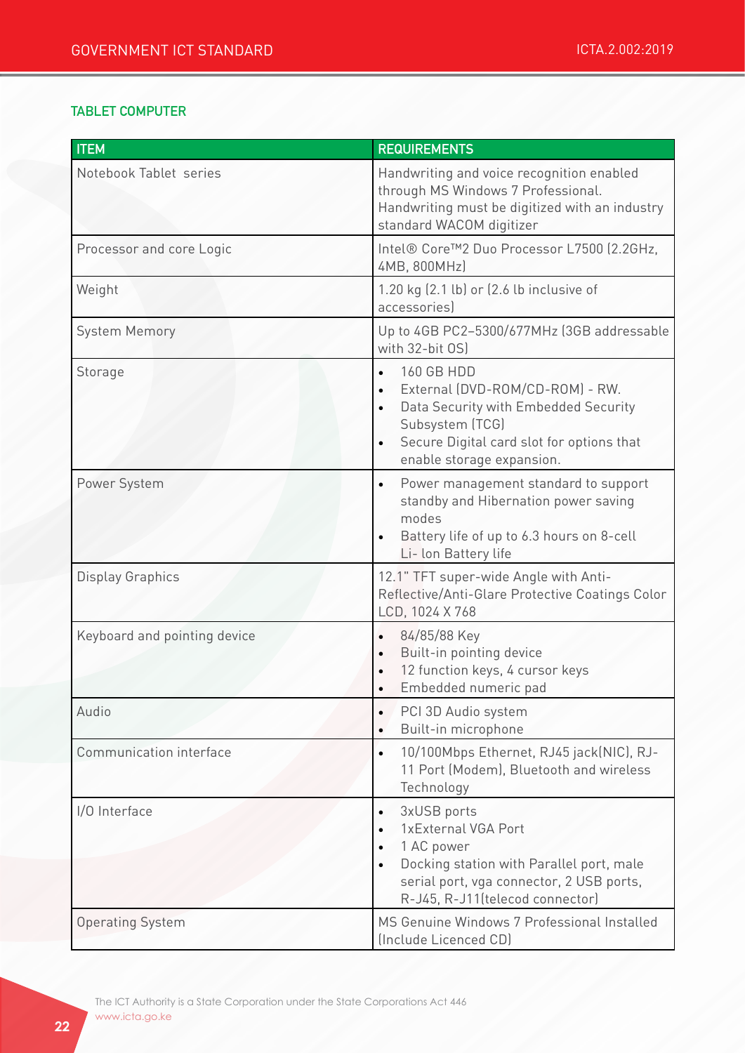## TABLET COMPUTER

| ITEM | REQUIREMENTS |
|---|---|
| Notebook Tablet series | Handwriting and voice recognition enabled through MS Windows 7 Professional. Handwriting must be digitized with an industry standard WACOM digitizer |
| Processor and core Logic | Intel® Core™2 Duo Processor L7500 (2.2GHz, 4MB, 800MHz) |
| Weight | 1.20 kg (2.1 lb) or (2.6 lb inclusive of accessories) |
| System Memory | Up to 4GB PC2–5300/677MHz (3GB addressable with 32-bit OS) |
| Storage | • 160 GB HDD<br>• External (DVD-ROM/CD-ROM) - RW.<br>• Data Security with Embedded Security Subsystem (TCG)<br>• Secure Digital card slot for options that enable storage expansion. |
| Power System | • Power management standard to support standby and Hibernation power saving modes<br>• Battery life of up to 6.3 hours on 8-cell Li- Ion Battery life |
| Display Graphics | 12.1" TFT super-wide Angle with Anti-Reflective/Anti-Glare Protective Coatings Color LCD, 1024 X 768 |
| Keyboard and pointing device | • 84/85/88 Key<br>• Built-in pointing device<br>• 12 function keys, 4 cursor keys<br>• Embedded numeric pad |
| Audio | • PCI 3D Audio system<br>• Built-in microphone |
| Communication interface | • 10/100Mbps Ethernet, RJ45 jack(NIC), RJ-11 Port (Modem), Bluetooth and wireless Technology |
| I/O Interface | • 3xUSB ports<br>• 1xExternal VGA Port<br>• 1 AC power<br>• Docking station with Parallel port, male serial port, vga connector, 2 USB ports, R-J45, R-J11(telecod connector) |
| Operating System | MS Genuine Windows 7 Professional Installed (Include Licenced CD) |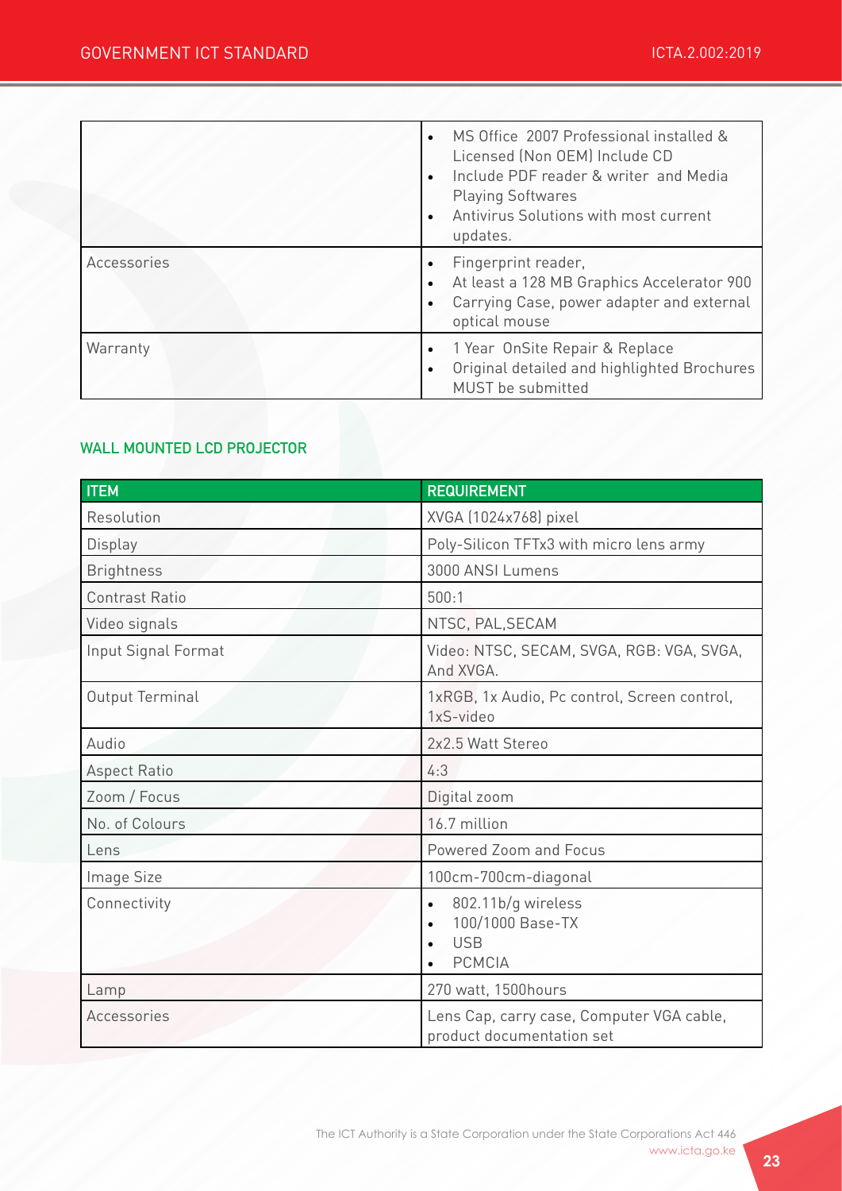| | |
|---|---|
| | • MS Office 2007 Professional installed & Licensed (Non OEM) Include CD<br>• Include PDF reader & writer and Media Playing Softwares<br>• Antivirus Solutions with most current updates. |
| Accessories | • Fingerprint reader,<br>• At least a 128 MB Graphics Accelerator 900<br>• Carrying Case, power adapter and external optical mouse |
| Warranty | • 1 Year OnSite Repair & Replace<br>• Original detailed and highlighted Brochures MUST be submitted |

### WALL MOUNTED LCD PROJECTOR

| ITEM | REQUIREMENT |
|---|---|
| Resolution | XVGA (1024x768) pixel |
| Display | Poly-Silicon TFTx3 with micro lens army |
| Brightness | 3000 ANSI Lumens |
| Contrast Ratio | 500:1 |
| Video signals | NTSC, PAL,SECAM |
| Input Signal Format | Video: NTSC, SECAM, SVGA, RGB: VGA, SVGA, And XVGA. |
| Output Terminal | 1xRGB, 1x Audio, Pc control, Screen control, 1xS-video |
| Audio | 2x2.5 Watt Stereo |
| Aspect Ratio | 4:3 |
| Zoom / Focus | Digital zoom |
| No. of Colours | 16.7 million |
| Lens | Powered Zoom and Focus |
| Image Size | 100cm-700cm-diagonal |
| Connectivity | • 802.11b/g wireless<br>• 100/1000 Base-TX<br>• USB<br>• PCMCIA |
| Lamp | 270 watt, 1500hours |
| Accessories | Lens Cap, carry case, Computer VGA cable, product documentation set |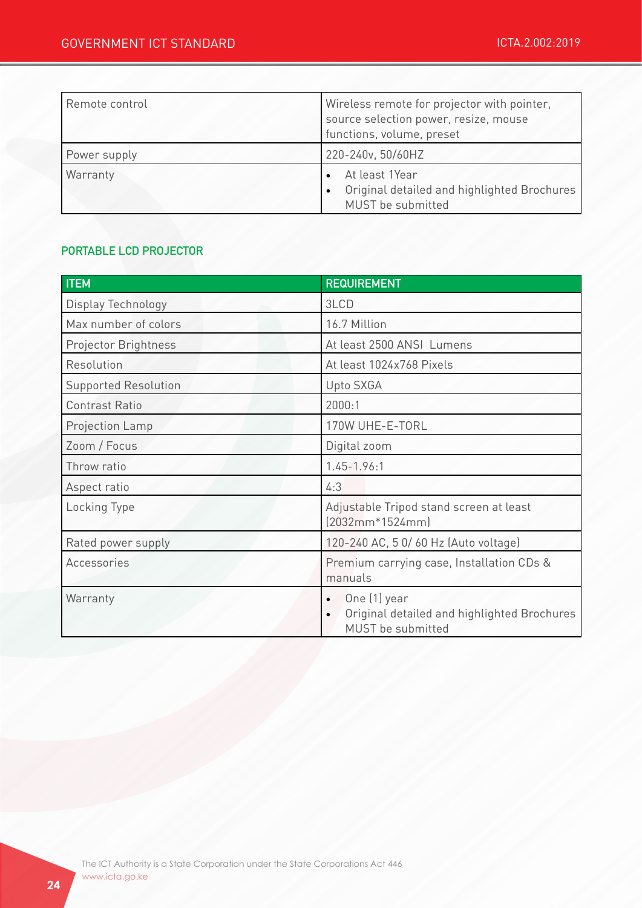| | |
|---|---|
| Remote control | Wireless remote for projector with pointer, source selection power, resize, mouse functions, volume, preset |
| Power supply | 220-240v, 50/60HZ |
| Warranty | • At least 1Year<br>• Original detailed and highlighted Brochures MUST be submitted |

### PORTABLE LCD PROJECTOR

| ITEM | REQUIREMENT |
|---|---|
| Display Technology | 3LCD |
| Max number of colors | 16.7 Million |
| Projector Brightness | At least 2500 ANSI Lumens |
| Resolution | At least 1024x768 Pixels |
| Supported Resolution | Upto SXGA |
| Contrast Ratio | 2000:1 |
| Projection Lamp | 170W UHE-E-TORL |
| Zoom / Focus | Digital zoom |
| Throw ratio | 1.45-1.96:1 |
| Aspect ratio | 4:3 |
| Locking Type | Adjustable Tripod stand screen at least (2032mm*1524mm) |
| Rated power supply | 120-240 AC, 5 0/ 60 Hz (Auto voltage) |
| Accessories | Premium carrying case, Installation CDs & manuals |
| Warranty | • One (1) year<br>• Original detailed and highlighted Brochures MUST be submitted |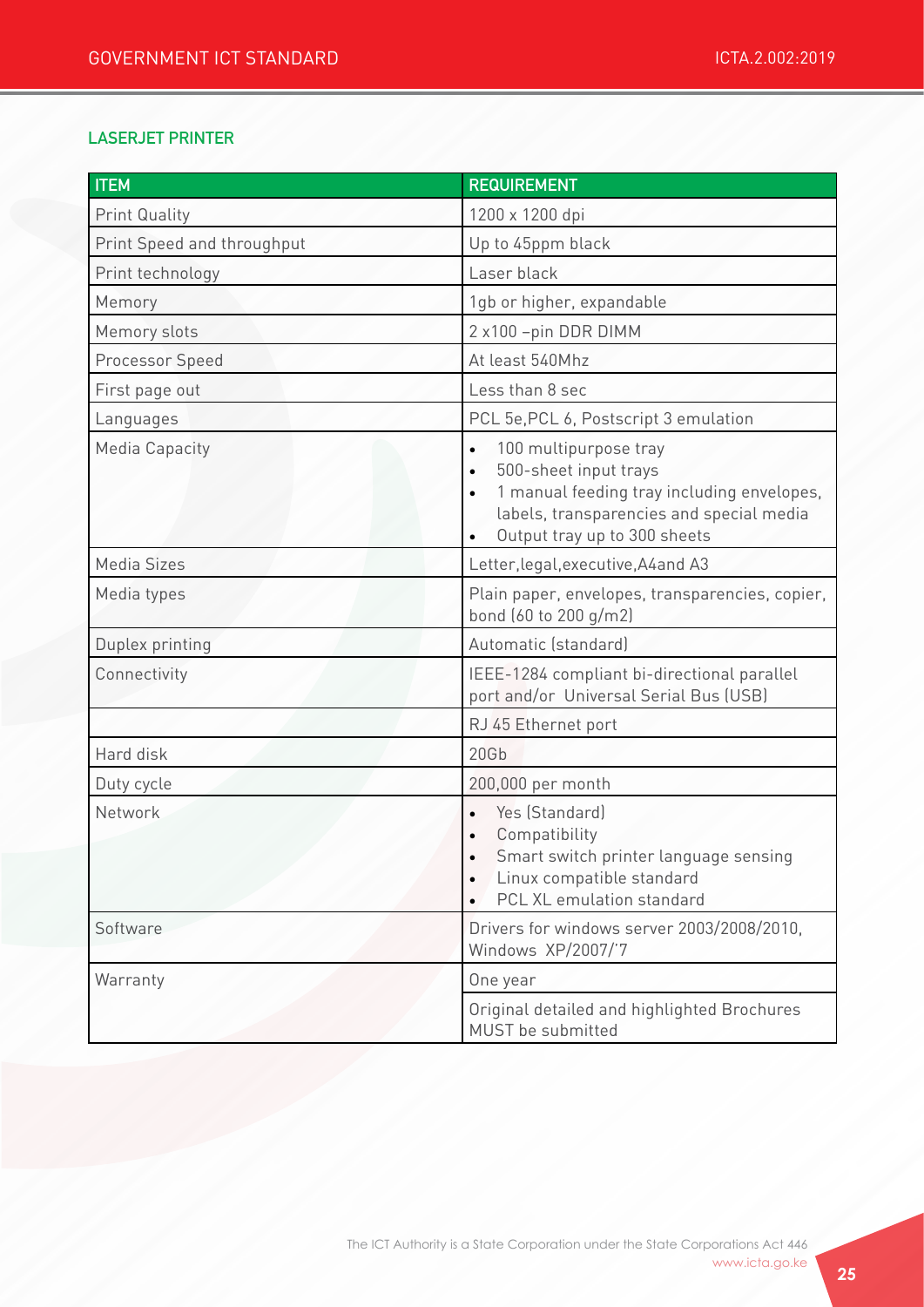### LASERJET PRINTER

| ITEM | REQUIREMENT |
|---|---|
| Print Quality | 1200 x 1200 dpi |
| Print Speed and throughput | Up to 45ppm black |
| Print technology | Laser black |
| Memory | 1gb or higher, expandable |
| Memory slots | 2 x100 –pin DDR DIMM |
| Processor Speed | At least 540Mhz |
| First page out | Less than 8 sec |
| Languages | PCL 5e,PCL 6, Postscript 3 emulation |
| Media Capacity | • 100 multipurpose tray<br>• 500-sheet input trays<br>• 1 manual feeding tray including envelopes, labels, transparencies and special media<br>• Output tray up to 300 sheets |
| Media Sizes | Letter,legal,executive,A4and A3 |
| Media types | Plain paper, envelopes, transparencies, copier, bond (60 to 200 g/m2) |
| Duplex printing | Automatic (standard) |
| Connectivity | IEEE-1284 compliant bi-directional parallel port and/or Universal Serial Bus (USB) |
| | RJ 45 Ethernet port |
| Hard disk | 20Gb |
| Duty cycle | 200,000 per month |
| Network | • Yes (Standard)<br>• Compatibility<br>• Smart switch printer language sensing<br>• Linux compatible standard<br>• PCL XL emulation standard |
| Software | Drivers for windows server 2003/2008/2010, Windows XP/2007/'7 |
| Warranty | One year |
| | Original detailed and highlighted Brochures MUST be submitted |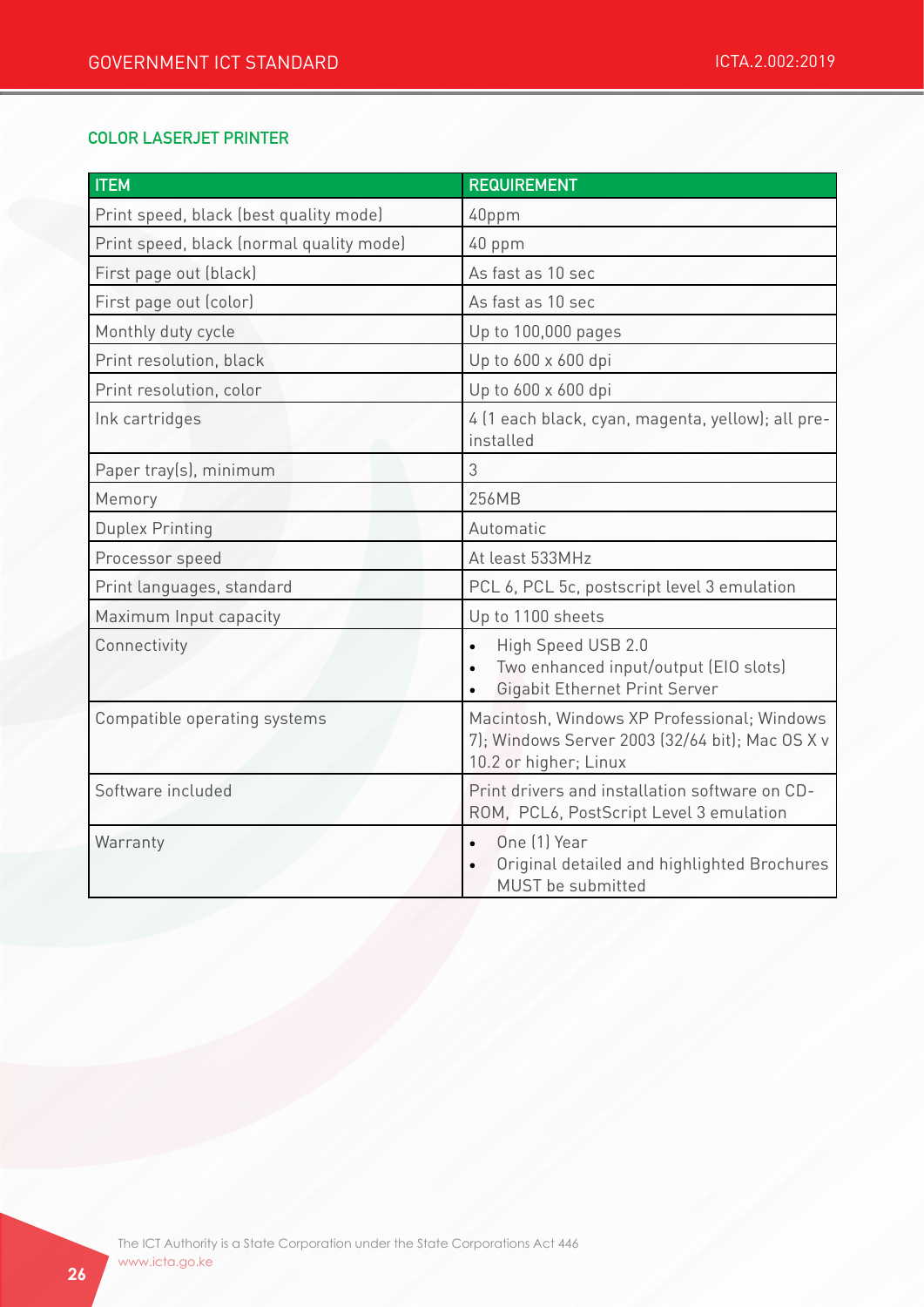## COLOR LASERJET PRINTER

| ITEM | REQUIREMENT |
|---|---|
| Print speed, black (best quality mode) | 40ppm |
| Print speed, black (normal quality mode) | 40 ppm |
| First page out (black) | As fast as 10 sec |
| First page out (color) | As fast as 10 sec |
| Monthly duty cycle | Up to 100,000 pages |
| Print resolution, black | Up to 600 x 600 dpi |
| Print resolution, color | Up to 600 x 600 dpi |
| Ink cartridges | 4 (1 each black, cyan, magenta, yellow); all pre-installed |
| Paper tray(s), minimum | 3 |
| Memory | 256MB |
| Duplex Printing | Automatic |
| Processor speed | At least 533MHz |
| Print languages, standard | PCL 6, PCL 5c, postscript level 3 emulation |
| Maximum Input capacity | Up to 1100 sheets |
| Connectivity | • High Speed USB 2.0<br>• Two enhanced input/output (EIO slots)<br>• Gigabit Ethernet Print Server |
| Compatible operating systems | Macintosh, Windows XP Professional; Windows 7); Windows Server 2003 (32/64 bit); Mac OS X v 10.2 or higher; Linux |
| Software included | Print drivers and installation software on CD-ROM, PCL6, PostScript Level 3 emulation |
| Warranty | • One (1) Year<br>• Original detailed and highlighted Brochures MUST be submitted |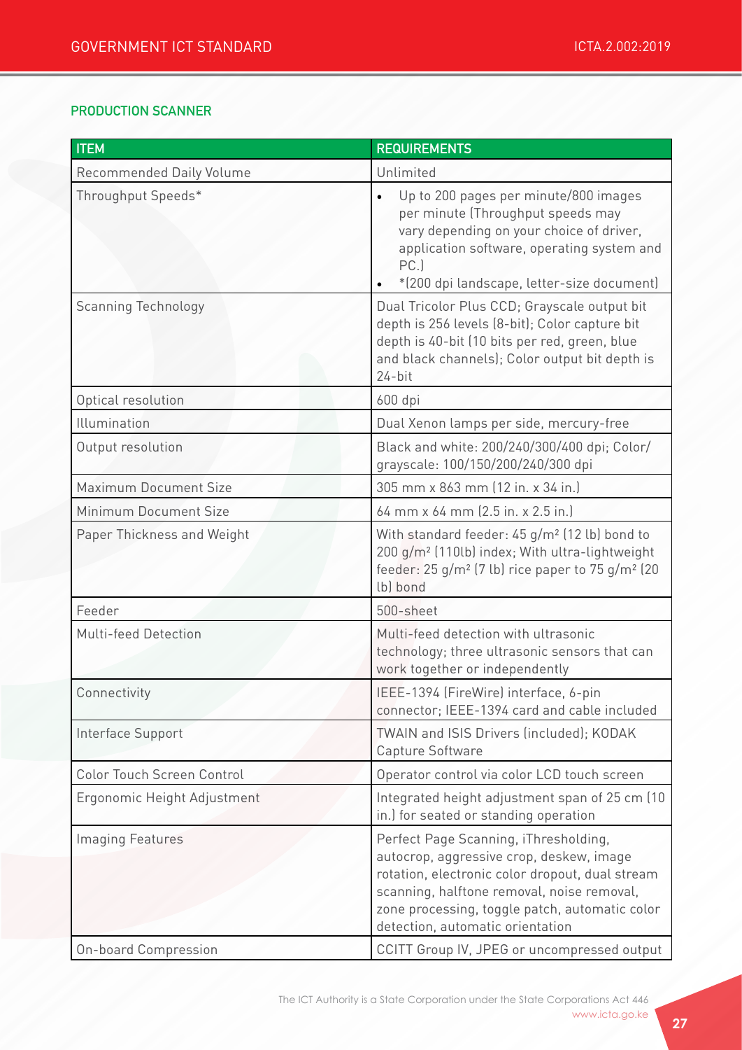## PRODUCTION SCANNER

| ITEM | REQUIREMENTS |
|---|---|
| Recommended Daily Volume | Unlimited |
| Throughput Speeds* | • Up to 200 pages per minute/800 images per minute (Throughput speeds may vary depending on your choice of driver, application software, operating system and PC.)<br>• *(200 dpi landscape, letter-size document) |
| Scanning Technology | Dual Tricolor Plus CCD; Grayscale output bit depth is 256 levels (8-bit); Color capture bit depth is 40-bit (10 bits per red, green, blue and black channels); Color output bit depth is 24-bit |
| Optical resolution | 600 dpi |
| Illumination | Dual Xenon lamps per side, mercury-free |
| Output resolution | Black and white: 200/240/300/400 dpi; Color/ grayscale: 100/150/200/240/300 dpi |
| Maximum Document Size | 305 mm x 863 mm (12 in. x 34 in.) |
| Minimum Document Size | 64 mm x 64 mm (2.5 in. x 2.5 in.) |
| Paper Thickness and Weight | With standard feeder: 45 g/m² (12 lb) bond to 200 g/m² (110lb) index; With ultra-lightweight feeder: 25 g/m² (7 lb) rice paper to 75 g/m² (20 lb) bond |
| Feeder | 500-sheet |
| Multi-feed Detection | Multi-feed detection with ultrasonic technology; three ultrasonic sensors that can work together or independently |
| Connectivity | IEEE-1394 (FireWire) interface, 6-pin connector; IEEE-1394 card and cable included |
| Interface Support | TWAIN and ISIS Drivers (included); KODAK Capture Software |
| Color Touch Screen Control | Operator control via color LCD touch screen |
| Ergonomic Height Adjustment | Integrated height adjustment span of 25 cm (10 in.) for seated or standing operation |
| Imaging Features | Perfect Page Scanning, iThresholding, autocrop, aggressive crop, deskew, image rotation, electronic color dropout, dual stream scanning, halftone removal, noise removal, zone processing, toggle patch, automatic color detection, automatic orientation |
| On-board Compression | CCITT Group IV, JPEG or uncompressed output |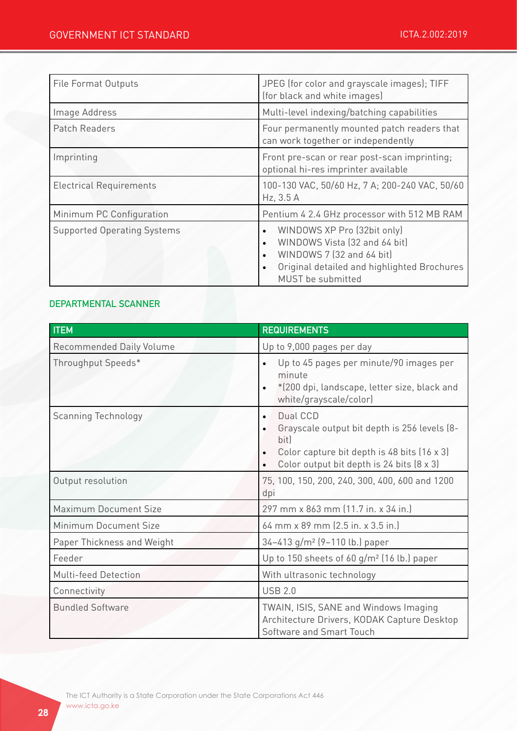| | |
|---|---|
| File Format Outputs | JPEG (for color and grayscale images); TIFF (for black and white images) |
| Image Address | Multi-level indexing/batching capabilities |
| Patch Readers | Four permanently mounted patch readers that can work together or independently |
| Imprinting | Front pre-scan or rear post-scan imprinting; optional hi-res imprinter available |
| Electrical Requirements | 100-130 VAC, 50/60 Hz, 7 A; 200-240 VAC, 50/60 Hz, 3.5 A |
| Minimum PC Configuration | Pentium 4 2.4 GHz processor with 512 MB RAM |
| Supported Operating Systems | • WINDOWS XP Pro (32bit only)<br>• WINDOWS Vista (32 and 64 bit)<br>• WINDOWS 7 (32 and 64 bit)<br>• Original detailed and highlighted Brochures MUST be submitted |

### DEPARTMENTAL SCANNER

| ITEM | REQUIREMENTS |
|---|---|
| Recommended Daily Volume | Up to 9,000 pages per day |
| Throughput Speeds* | • Up to 45 pages per minute/90 images per minute<br>• *(200 dpi, landscape, letter size, black and white/grayscale/color) |
| Scanning Technology | • Dual CCD<br>• Grayscale output bit depth is 256 levels (8-bit)<br>• Color capture bit depth is 48 bits (16 x 3)<br>• Color output bit depth is 24 bits (8 x 3) |
| Output resolution | 75, 100, 150, 200, 240, 300, 400, 600 and 1200 dpi |
| Maximum Document Size | 297 mm x 863 mm (11.7 in. x 34 in.) |
| Minimum Document Size | 64 mm x 89 mm (2.5 in. x 3.5 in.) |
| Paper Thickness and Weight | 34–413 g/m² (9–110 lb.) paper |
| Feeder | Up to 150 sheets of 60 g/m² (16 lb.) paper |
| Multi-feed Detection | With ultrasonic technology |
| Connectivity | USB 2.0 |
| Bundled Software | TWAIN, ISIS, SANE and Windows Imaging Architecture Drivers, KODAK Capture Desktop Software and Smart Touch |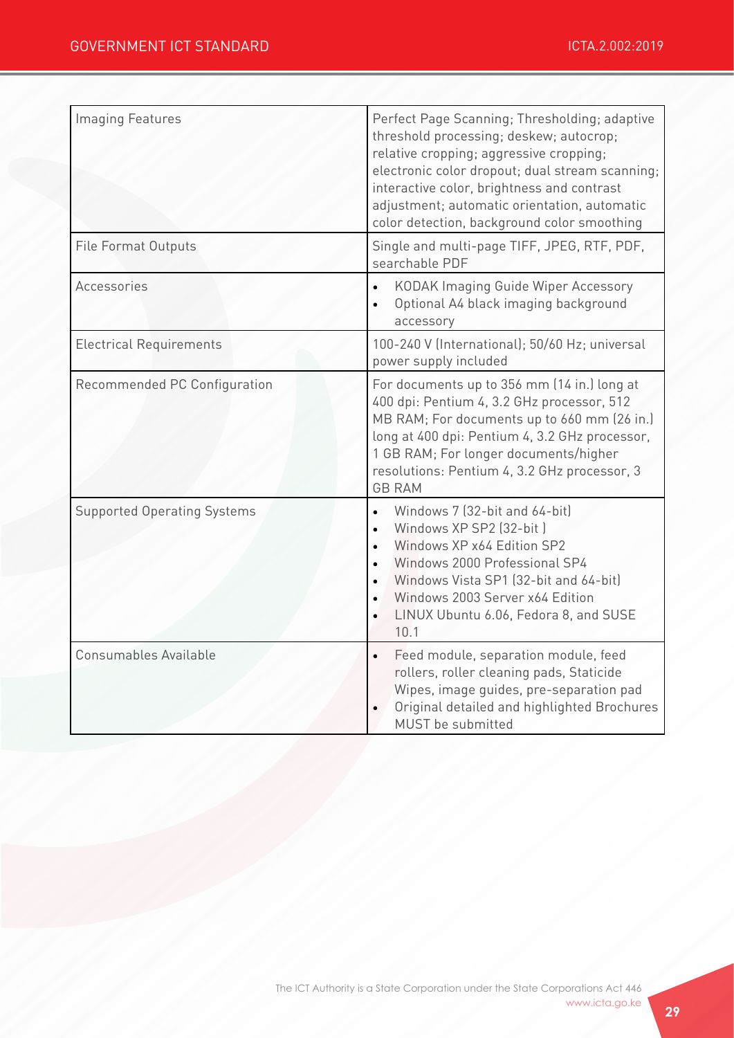| | |
|---|---|
| Imaging Features | Perfect Page Scanning; Thresholding; adaptive threshold processing; deskew; autocrop; relative cropping; aggressive cropping; electronic color dropout; dual stream scanning; interactive color, brightness and contrast adjustment; automatic orientation, automatic color detection, background color smoothing |
| File Format Outputs | Single and multi-page TIFF, JPEG, RTF, PDF, searchable PDF |
| Accessories | • KODAK Imaging Guide Wiper Accessory<br>• Optional A4 black imaging background accessory |
| Electrical Requirements | 100-240 V (International); 50/60 Hz; universal power supply included |
| Recommended PC Configuration | For documents up to 356 mm (14 in.) long at 400 dpi: Pentium 4, 3.2 GHz processor, 512 MB RAM; For documents up to 660 mm (26 in.) long at 400 dpi: Pentium 4, 3.2 GHz processor, 1 GB RAM; For longer documents/higher resolutions: Pentium 4, 3.2 GHz processor, 3 GB RAM |
| Supported Operating Systems | • Windows 7 (32-bit and 64-bit)<br>• Windows XP SP2 (32-bit )<br>• Windows XP x64 Edition SP2<br>• Windows 2000 Professional SP4<br>• Windows Vista SP1 (32-bit and 64-bit)<br>• Windows 2003 Server x64 Edition<br>• LINUX Ubuntu 6.06, Fedora 8, and SUSE 10.1 |
| Consumables Available | • Feed module, separation module, feed rollers, roller cleaning pads, Staticide Wipes, image guides, pre-separation pad<br>• Original detailed and highlighted Brochures MUST be submitted |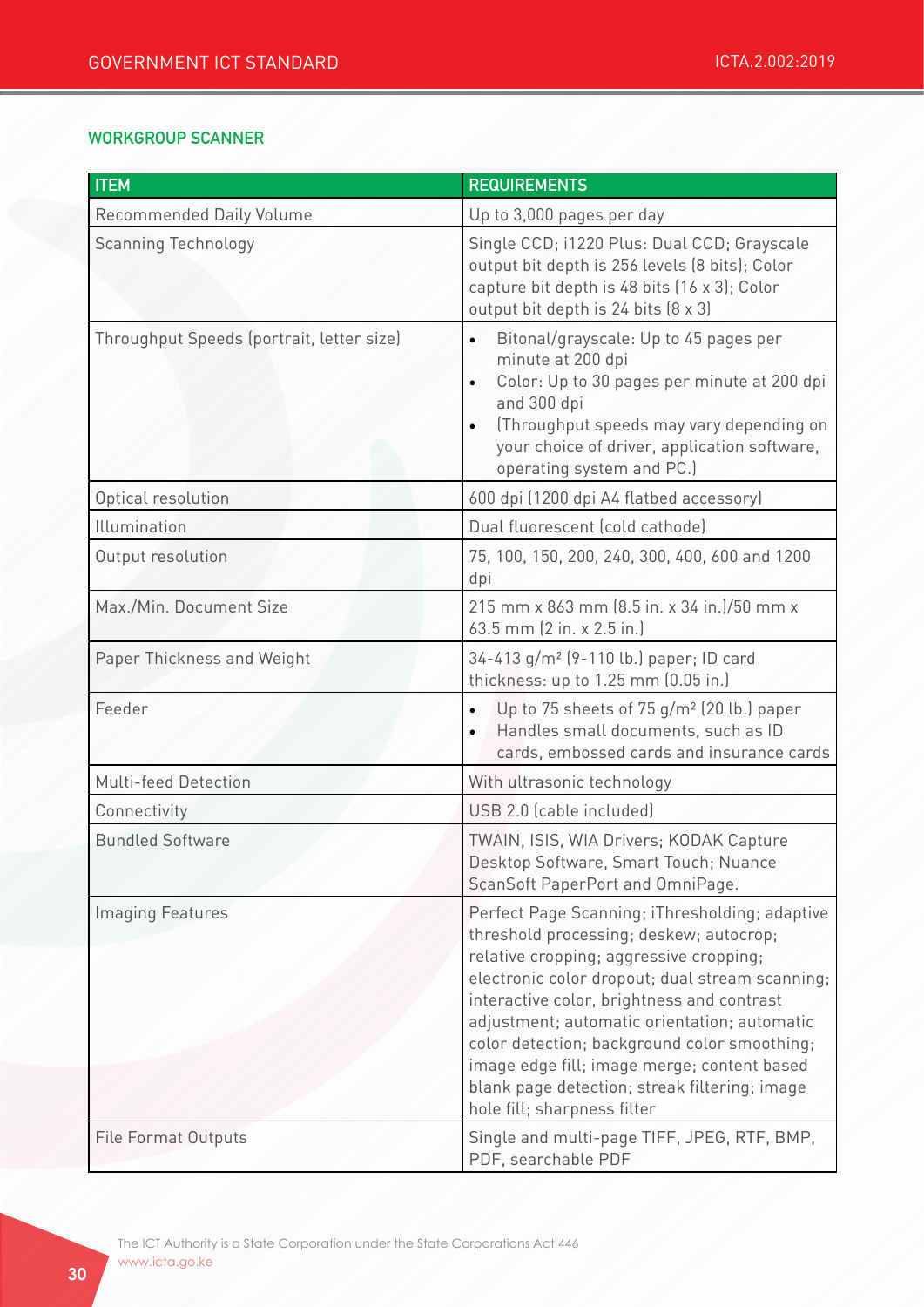## WORKGROUP SCANNER

| ITEM | REQUIREMENTS |
|---|---|
| Recommended Daily Volume | Up to 3,000 pages per day |
| Scanning Technology | Single CCD; i1220 Plus: Dual CCD; Grayscale output bit depth is 256 levels (8 bits); Color capture bit depth is 48 bits (16 x 3); Color output bit depth is 24 bits (8 x 3) |
| Throughput Speeds (portrait, letter size) | • Bitonal/grayscale: Up to 45 pages per minute at 200 dpi<br>• Color: Up to 30 pages per minute at 200 dpi and 300 dpi<br>• (Throughput speeds may vary depending on your choice of driver, application software, operating system and PC.) |
| Optical resolution | 600 dpi (1200 dpi A4 flatbed accessory) |
| Illumination | Dual fluorescent (cold cathode) |
| Output resolution | 75, 100, 150, 200, 240, 300, 400, 600 and 1200 dpi |
| Max./Min. Document Size | 215 mm x 863 mm (8.5 in. x 34 in.)/50 mm x 63.5 mm (2 in. x 2.5 in.) |
| Paper Thickness and Weight | 34-413 g/m² (9-110 lb.) paper; ID card thickness: up to 1.25 mm (0.05 in.) |
| Feeder | • Up to 75 sheets of 75 g/m² (20 lb.) paper<br>• Handles small documents, such as ID cards, embossed cards and insurance cards |
| Multi-feed Detection | With ultrasonic technology |
| Connectivity | USB 2.0 (cable included) |
| Bundled Software | TWAIN, ISIS, WIA Drivers; KODAK Capture Desktop Software, Smart Touch; Nuance ScanSoft PaperPort and OmniPage. |
| Imaging Features | Perfect Page Scanning; iThresholding; adaptive threshold processing; deskew; autocrop; relative cropping; aggressive cropping; electronic color dropout; dual stream scanning; interactive color, brightness and contrast adjustment; automatic orientation; automatic color detection; background color smoothing; image edge fill; image merge; content based blank page detection; streak filtering; image hole fill; sharpness filter |
| File Format Outputs | Single and multi-page TIFF, JPEG, RTF, BMP, PDF, searchable PDF |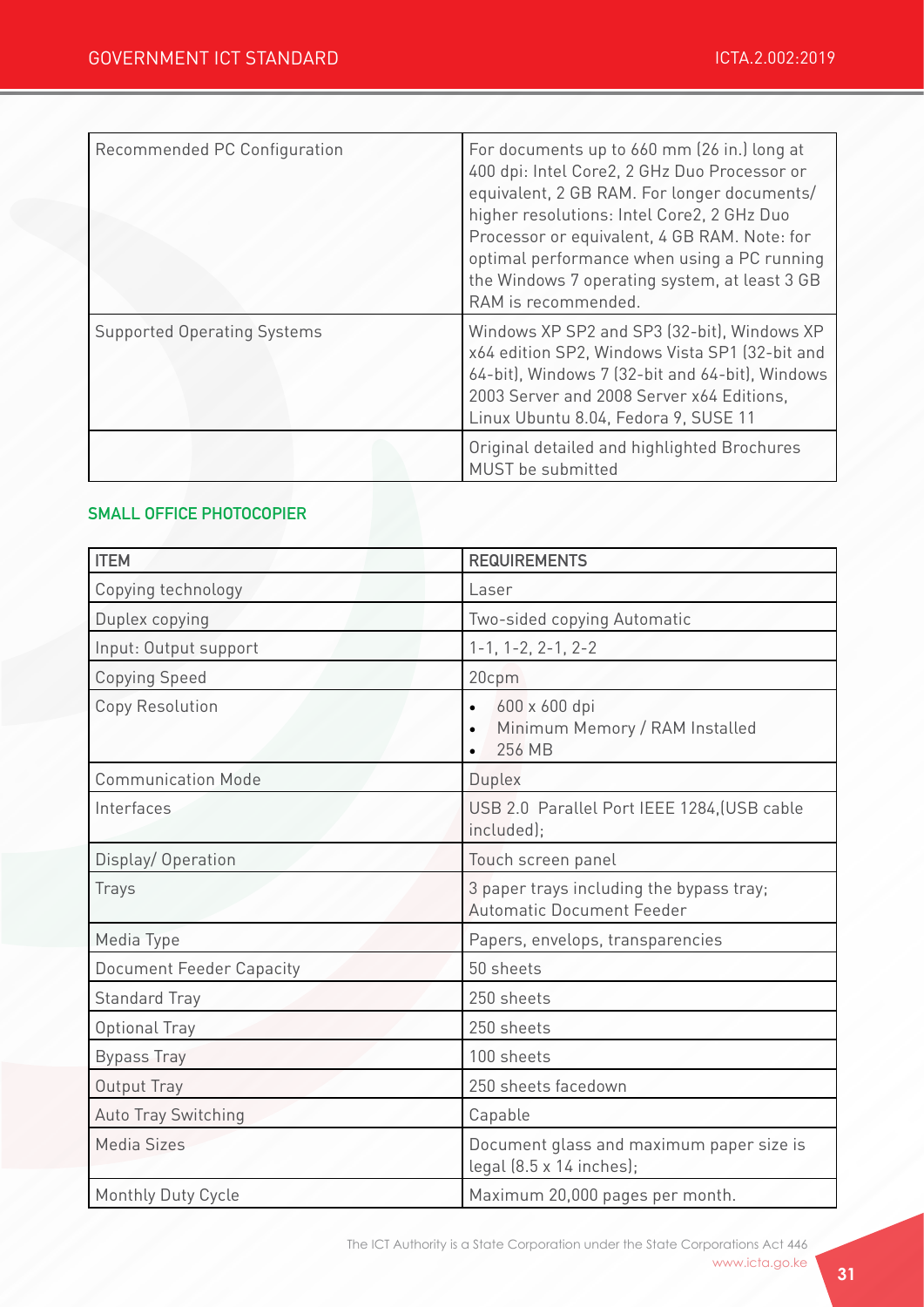| | |
|---|---|
| Recommended PC Configuration | For documents up to 660 mm (26 in.) long at 400 dpi: Intel Core2, 2 GHz Duo Processor or equivalent, 2 GB RAM. For longer documents/ higher resolutions: Intel Core2, 2 GHz Duo Processor or equivalent, 4 GB RAM. Note: for optimal performance when using a PC running the Windows 7 operating system, at least 3 GB RAM is recommended. |
| Supported Operating Systems | Windows XP SP2 and SP3 (32-bit), Windows XP x64 edition SP2, Windows Vista SP1 (32-bit and 64-bit), Windows 7 (32-bit and 64-bit), Windows 2003 Server and 2008 Server x64 Editions, Linux Ubuntu 8.04, Fedora 9, SUSE 11 |
| | Original detailed and highlighted Brochures MUST be submitted |

### SMALL OFFICE PHOTOCOPIER

| ITEM | REQUIREMENTS |
|---|---|
| Copying technology | Laser |
| Duplex copying | Two-sided copying Automatic |
| Input: Output support | 1-1, 1-2, 2-1, 2-2 |
| Copying Speed | 20cpm |
| Copy Resolution | • 600 x 600 dpi<br>• Minimum Memory / RAM Installed<br>• 256 MB |
| Communication Mode | Duplex |
| Interfaces | USB 2.0 Parallel Port IEEE 1284,(USB cable included); |
| Display/ Operation | Touch screen panel |
| Trays | 3 paper trays including the bypass tray; Automatic Document Feeder |
| Media Type | Papers, envelops, transparencies |
| Document Feeder Capacity | 50 sheets |
| Standard Tray | 250 sheets |
| Optional Tray | 250 sheets |
| Bypass Tray | 100 sheets |
| Output Tray | 250 sheets facedown |
| Auto Tray Switching | Capable |
| Media Sizes | Document glass and maximum paper size is legal (8.5 x 14 inches); |
| Monthly Duty Cycle | Maximum 20,000 pages per month. |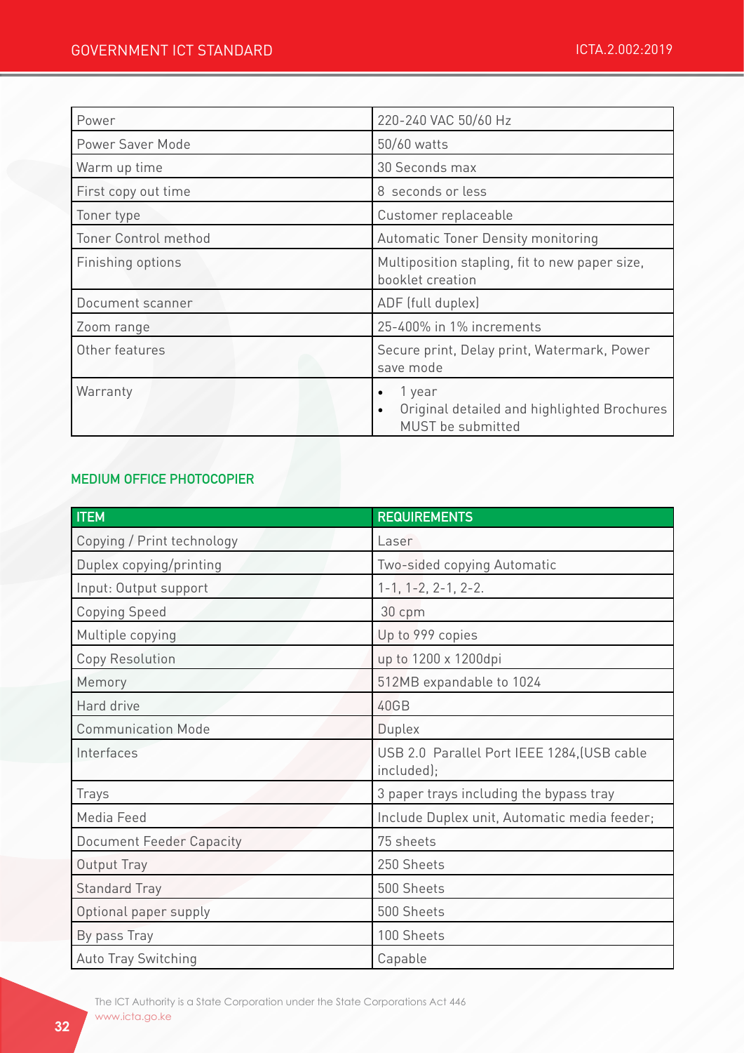| | |
|---|---|
| Power | 220-240 VAC 50/60 Hz |
| Power Saver Mode | 50/60 watts |
| Warm up time | 30 Seconds max |
| First copy out time | 8 seconds or less |
| Toner type | Customer replaceable |
| Toner Control method | Automatic Toner Density monitoring |
| Finishing options | Multiposition stapling, fit to new paper size, booklet creation |
| Document scanner | ADF (full duplex) |
| Zoom range | 25-400% in 1% increments |
| Other features | Secure print, Delay print, Watermark, Power save mode |
| Warranty | • 1 year<br>• Original detailed and highlighted Brochures MUST be submitted |

### MEDIUM OFFICE PHOTOCOPIER

| ITEM | REQUIREMENTS |
|---|---|
| Copying / Print technology | Laser |
| Duplex copying/printing | Two-sided copying Automatic |
| Input: Output support | 1-1, 1-2, 2-1, 2-2. |
| Copying Speed | 30 cpm |
| Multiple copying | Up to 999 copies |
| Copy Resolution | up to 1200 x 1200dpi |
| Memory | 512MB expandable to 1024 |
| Hard drive | 40GB |
| Communication Mode | Duplex |
| Interfaces | USB 2.0 Parallel Port IEEE 1284,(USB cable included); |
| Trays | 3 paper trays including the bypass tray |
| Media Feed | Include Duplex unit, Automatic media feeder; |
| Document Feeder Capacity | 75 sheets |
| Output Tray | 250 Sheets |
| Standard Tray | 500 Sheets |
| Optional paper supply | 500 Sheets |
| By pass Tray | 100 Sheets |
| Auto Tray Switching | Capable |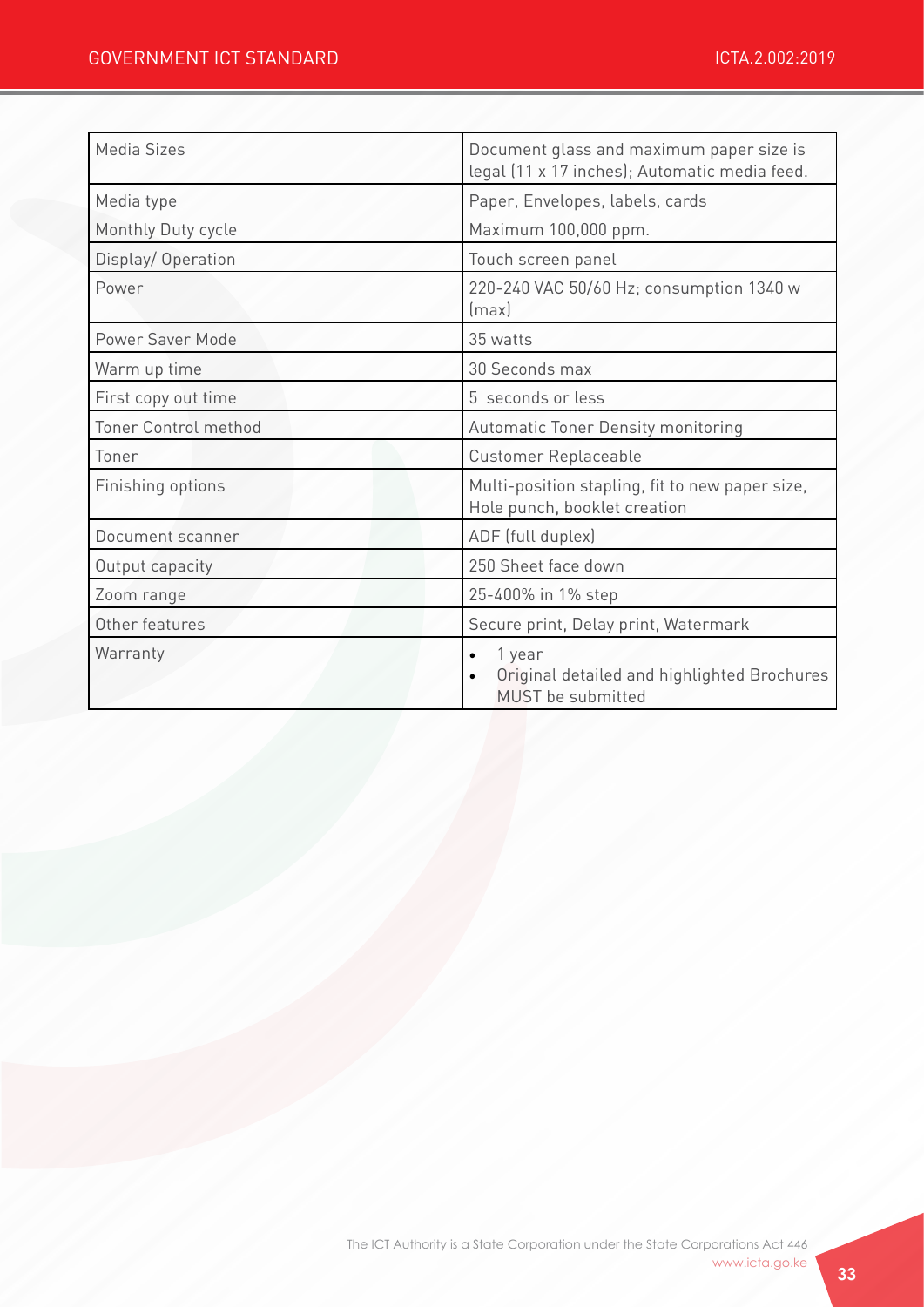| Media Sizes | Document glass and maximum paper size is legal (11 x 17 inches); Automatic media feed. |
|---|---|
| Media type | Paper, Envelopes, labels, cards |
| Monthly Duty cycle | Maximum 100,000 ppm. |
| Display/ Operation | Touch screen panel |
| Power | 220-240 VAC 50/60 Hz; consumption 1340 w (max) |
| Power Saver Mode | 35 watts |
| Warm up time | 30 Seconds max |
| First copy out time | 5 seconds or less |
| Toner Control method | Automatic Toner Density monitoring |
| Toner | Customer Replaceable |
| Finishing options | Multi-position stapling, fit to new paper size, Hole punch, booklet creation |
| Document scanner | ADF (full duplex) |
| Output capacity | 250 Sheet face down |
| Zoom range | 25-400% in 1% step |
| Other features | Secure print, Delay print, Watermark |
| Warranty | • 1 year<br>• Original detailed and highlighted Brochures MUST be submitted |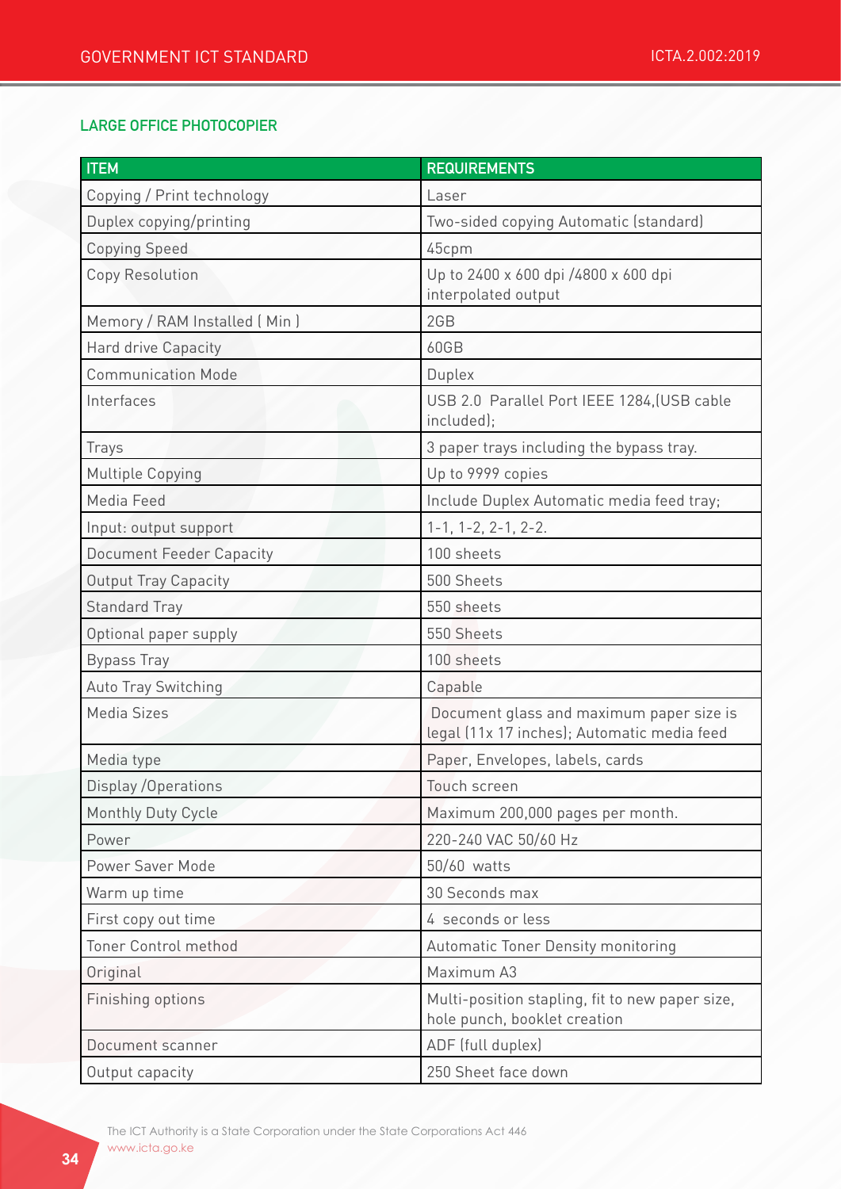## LARGE OFFICE PHOTOCOPIER

| ITEM | REQUIREMENTS |
|---|---|
| Copying / Print technology | Laser |
| Duplex copying/printing | Two-sided copying Automatic (standard) |
| Copying Speed | 45cpm |
| Copy Resolution | Up to 2400 x 600 dpi /4800 x 600 dpi interpolated output |
| Memory / RAM Installed ( Min ) | 2GB |
| Hard drive Capacity | 60GB |
| Communication Mode | Duplex |
| Interfaces | USB 2.0 Parallel Port IEEE 1284,(USB cable included); |
| Trays | 3 paper trays including the bypass tray. |
| Multiple Copying | Up to 9999 copies |
| Media Feed | Include Duplex Automatic media feed tray; |
| Input: output support | 1-1, 1-2, 2-1, 2-2. |
| Document Feeder Capacity | 100 sheets |
| Output Tray Capacity | 500 Sheets |
| Standard Tray | 550 sheets |
| Optional paper supply | 550 Sheets |
| Bypass Tray | 100 sheets |
| Auto Tray Switching | Capable |
| Media Sizes | Document glass and maximum paper size is legal (11x 17 inches); Automatic media feed |
| Media type | Paper, Envelopes, labels, cards |
| Display /Operations | Touch screen |
| Monthly Duty Cycle | Maximum 200,000 pages per month. |
| Power | 220-240 VAC 50/60 Hz |
| Power Saver Mode | 50/60 watts |
| Warm up time | 30 Seconds max |
| First copy out time | 4 seconds or less |
| Toner Control method | Automatic Toner Density monitoring |
| Original | Maximum A3 |
| Finishing options | Multi-position stapling, fit to new paper size, hole punch, booklet creation |
| Document scanner | ADF (full duplex) |
| Output capacity | 250 Sheet face down |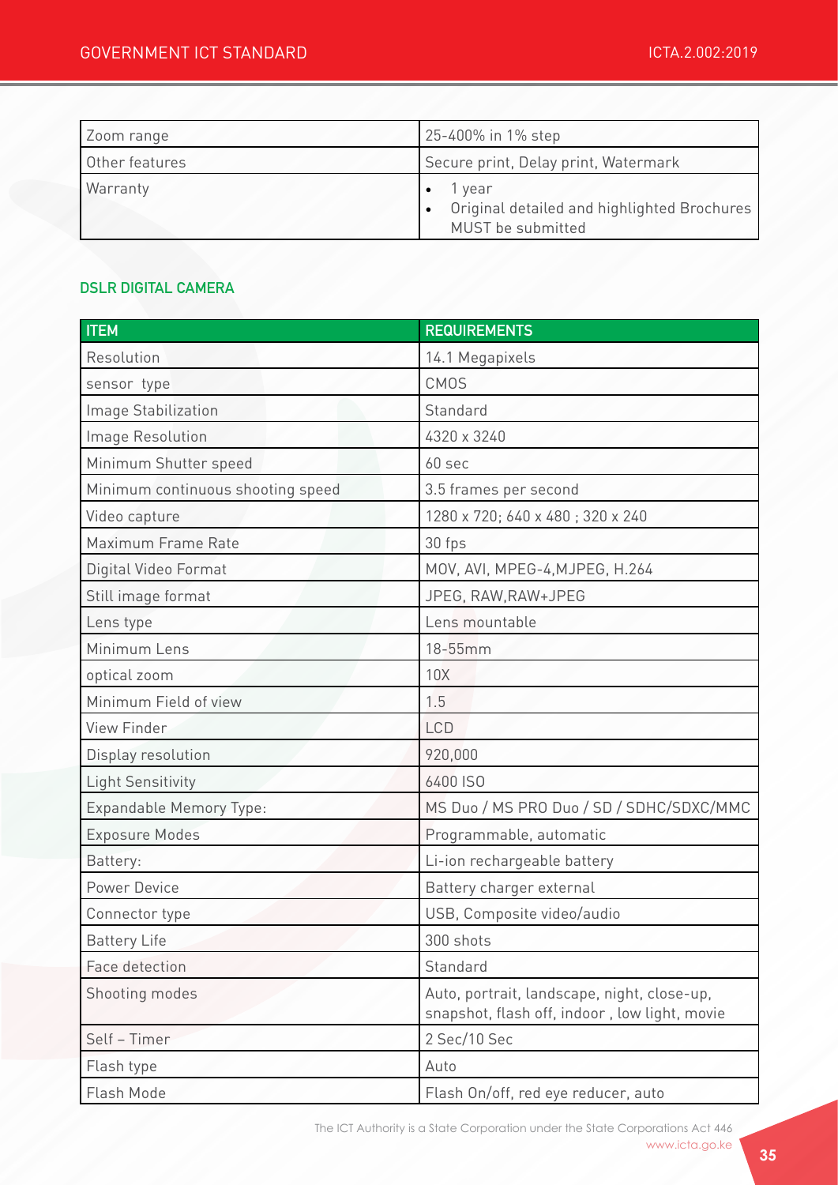| Zoom range | 25-400% in 1% step |
|---|---|
| Other features | Secure print, Delay print, Watermark |
| Warranty | • 1 year<br>• Original detailed and highlighted Brochures MUST be submitted |

### DSLR DIGITAL CAMERA

| ITEM | REQUIREMENTS |
|---|---|
| Resolution | 14.1 Megapixels |
| sensor type | CMOS |
| Image Stabilization | Standard |
| Image Resolution | 4320 x 3240 |
| Minimum Shutter speed | 60 sec |
| Minimum continuous shooting speed | 3.5 frames per second |
| Video capture | 1280 x 720; 640 x 480 ; 320 x 240 |
| Maximum Frame Rate | 30 fps |
| Digital Video Format | MOV, AVI, MPEG-4,MJPEG, H.264 |
| Still image format | JPEG, RAW,RAW+JPEG |
| Lens type | Lens mountable |
| Minimum Lens | 18-55mm |
| optical zoom | 10X |
| Minimum Field of view | 1.5 |
| View Finder | LCD |
| Display resolution | 920,000 |
| Light Sensitivity | 6400 ISO |
| Expandable Memory Type: | MS Duo / MS PRO Duo / SD / SDHC/SDXC/MMC |
| Exposure Modes | Programmable, automatic |
| Battery: | Li-ion rechargeable battery |
| Power Device | Battery charger external |
| Connector type | USB, Composite video/audio |
| Battery Life | 300 shots |
| Face detection | Standard |
| Shooting modes | Auto, portrait, landscape, night, close-up, snapshot, flash off, indoor , low light, movie |
| Self – Timer | 2 Sec/10 Sec |
| Flash type | Auto |
| Flash Mode | Flash On/off, red eye reducer, auto |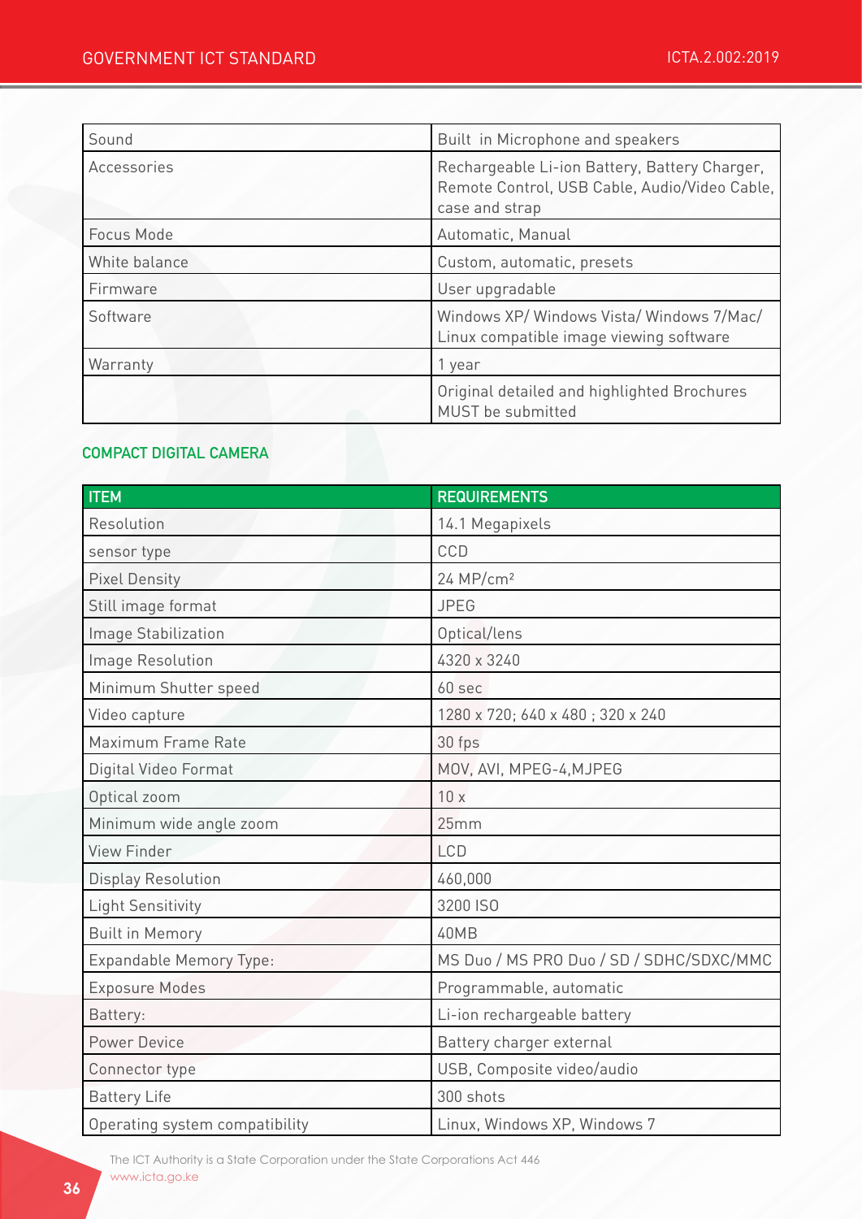| Sound | Built in Microphone and speakers |
|---|---|
| Accessories | Rechargeable Li-ion Battery, Battery Charger, Remote Control, USB Cable, Audio/Video Cable, case and strap |
| Focus Mode | Automatic, Manual |
| White balance | Custom, automatic, presets |
| Firmware | User upgradable |
| Software | Windows XP/ Windows Vista/ Windows 7/Mac/ Linux compatible image viewing software |
| Warranty | 1 year |
| | Original detailed and highlighted Brochures MUST be submitted |

## COMPACT DIGITAL CAMERA

| ITEM | REQUIREMENTS |
|---|---|
| Resolution | 14.1 Megapixels |
| sensor type | CCD |
| Pixel Density | 24 MP/cm² |
| Still image format | JPEG |
| Image Stabilization | Optical/lens |
| Image Resolution | 4320 x 3240 |
| Minimum Shutter speed | 60 sec |
| Video capture | 1280 x 720; 640 x 480 ; 320 x 240 |
| Maximum Frame Rate | 30 fps |
| Digital Video Format | MOV, AVI, MPEG-4,MJPEG |
| Optical zoom | 10 x |
| Minimum wide angle zoom | 25mm |
| View Finder | LCD |
| Display Resolution | 460,000 |
| Light Sensitivity | 3200 ISO |
| Built in Memory | 40MB |
| Expandable Memory Type: | MS Duo / MS PRO Duo / SD / SDHC/SDXC/MMC |
| Exposure Modes | Programmable, automatic |
| Battery: | Li-ion rechargeable battery |
| Power Device | Battery charger external |
| Connector type | USB, Composite video/audio |
| Battery Life | 300 shots |
| Operating system compatibility | Linux, Windows XP, Windows 7 |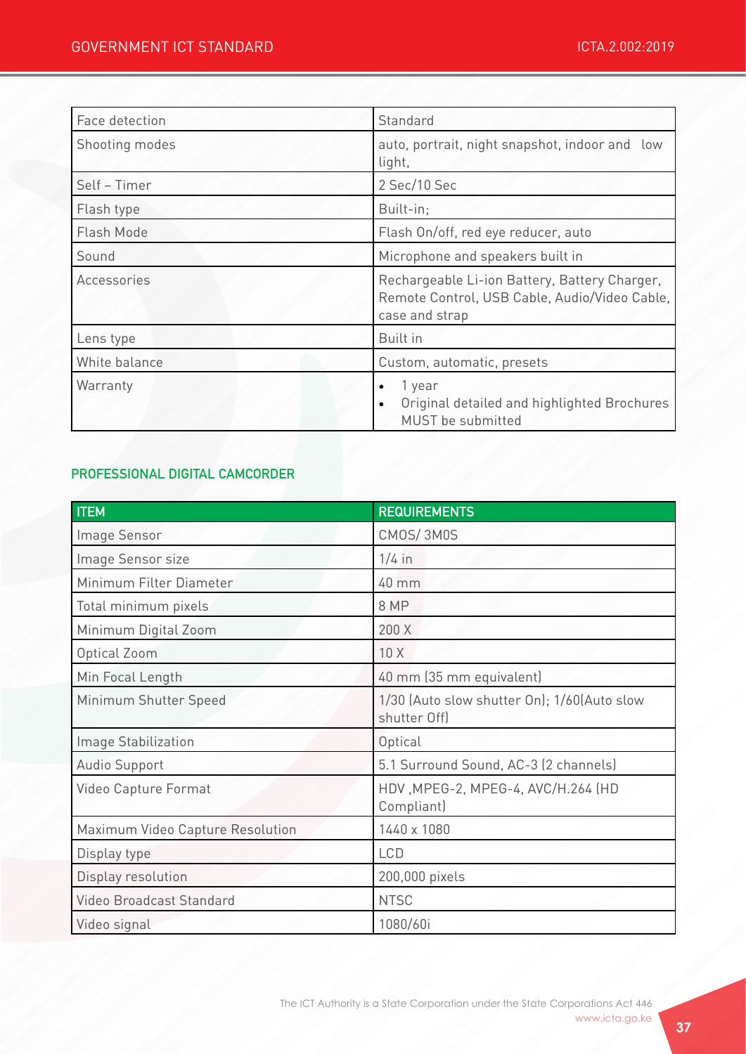| | |
|---|---|
| Face detection | Standard |
| Shooting modes | auto, portrait, night snapshot, indoor and low light, |
| Self – Timer | 2 Sec/10 Sec |
| Flash type | Built-in; |
| Flash Mode | Flash On/off, red eye reducer, auto |
| Sound | Microphone and speakers built in |
| Accessories | Rechargeable Li-ion Battery, Battery Charger, Remote Control, USB Cable, Audio/Video Cable, case and strap |
| Lens type | Built in |
| White balance | Custom, automatic, presets |
| Warranty | • 1 year<br>• Original detailed and highlighted Brochures MUST be submitted |

### PROFESSIONAL DIGITAL CAMCORDER

| ITEM | REQUIREMENTS |
|---|---|
| Image Sensor | CMOS/ 3MOS |
| Image Sensor size | 1/4 in |
| Minimum Filter Diameter | 40 mm |
| Total minimum pixels | 8 MP |
| Minimum Digital Zoom | 200 X |
| Optical Zoom | 10 X |
| Min Focal Length | 40 mm (35 mm equivalent) |
| Minimum Shutter Speed | 1/30 (Auto slow shutter On); 1/60(Auto slow shutter Off) |
| Image Stabilization | Optical |
| Audio Support | 5.1 Surround Sound, AC-3 (2 channels) |
| Video Capture Format | HDV ,MPEG-2, MPEG-4, AVC/H.264 (HD Compliant) |
| Maximum Video Capture Resolution | 1440 x 1080 |
| Display type | LCD |
| Display resolution | 200,000 pixels |
| Video Broadcast Standard | NTSC |
| Video signal | 1080/60i |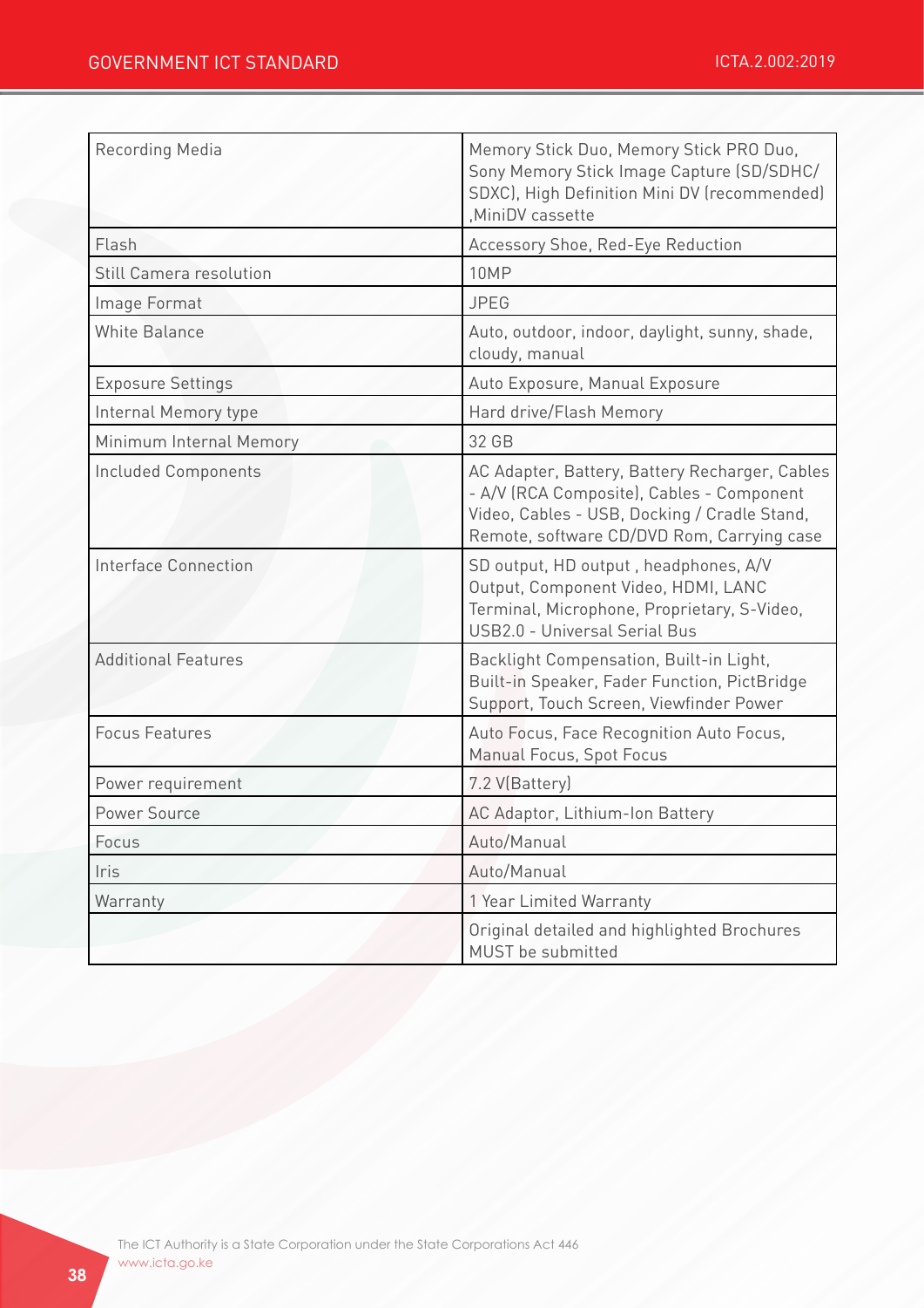| Recording Media | Memory Stick Duo, Memory Stick PRO Duo, Sony Memory Stick Image Capture (SD/SDHC/ SDXC), High Definition Mini DV (recommended) ,MiniDV cassette |
|---|---|
| Flash | Accessory Shoe, Red-Eye Reduction |
| Still Camera resolution | 10MP |
| Image Format | JPEG |
| White Balance | Auto, outdoor, indoor, daylight, sunny, shade, cloudy, manual |
| Exposure Settings | Auto Exposure, Manual Exposure |
| Internal Memory type | Hard drive/Flash Memory |
| Minimum Internal Memory | 32 GB |
| Included Components | AC Adapter, Battery, Battery Recharger, Cables - A/V (RCA Composite), Cables - Component Video, Cables - USB, Docking / Cradle Stand, Remote, software CD/DVD Rom, Carrying case |
| Interface Connection | SD output, HD output , headphones, A/V Output, Component Video, HDMI, LANC Terminal, Microphone, Proprietary, S-Video, USB2.0 - Universal Serial Bus |
| Additional Features | Backlight Compensation, Built-in Light, Built-in Speaker, Fader Function, PictBridge Support, Touch Screen, Viewfinder Power |
| Focus Features | Auto Focus, Face Recognition Auto Focus, Manual Focus, Spot Focus |
| Power requirement | 7.2 V(Battery) |
| Power Source | AC Adaptor, Lithium-Ion Battery |
| Focus | Auto/Manual |
| Iris | Auto/Manual |
| Warranty | 1 Year Limited Warranty |
| | Original detailed and highlighted Brochures MUST be submitted |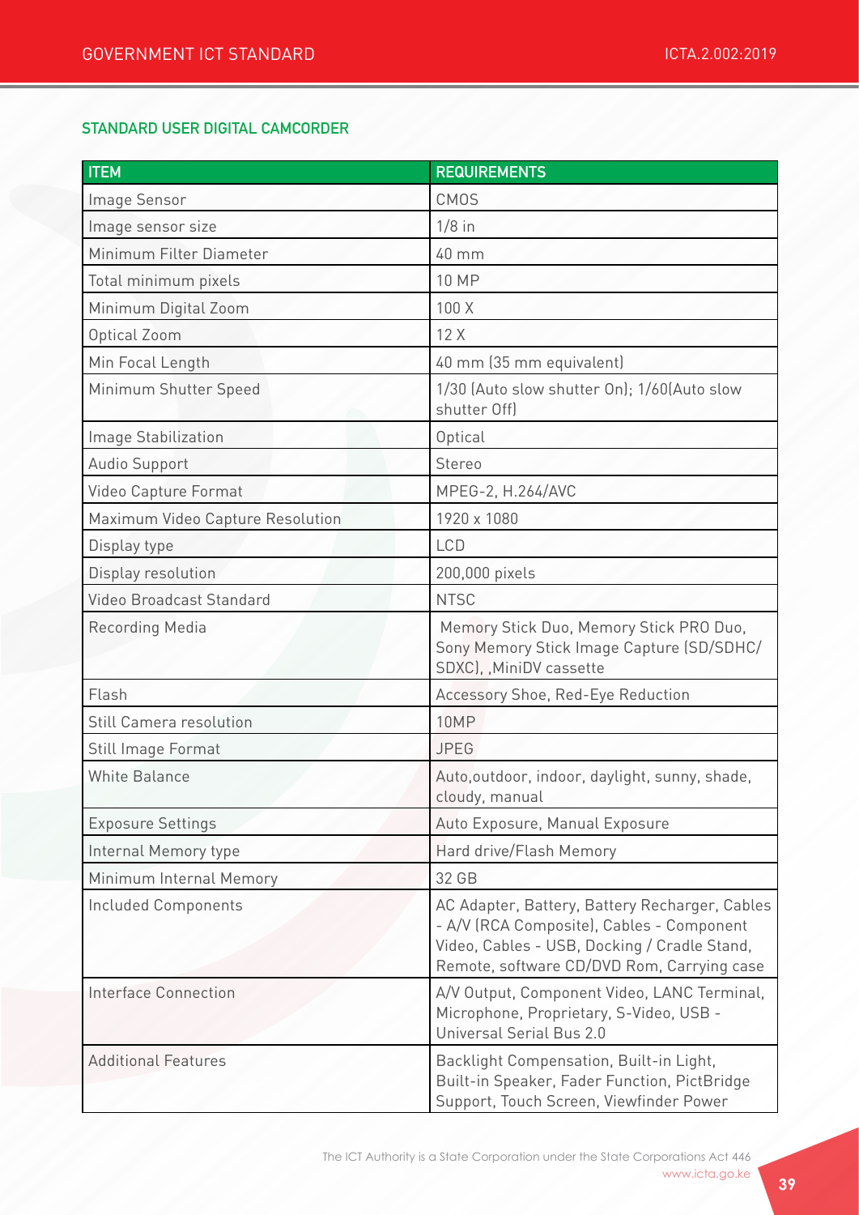## STANDARD USER DIGITAL CAMCORDER

| ITEM | REQUIREMENTS |
|---|---|
| Image Sensor | CMOS |
| Image sensor size | 1/8 in |
| Minimum Filter Diameter | 40 mm |
| Total minimum pixels | 10 MP |
| Minimum Digital Zoom | 100 X |
| Optical Zoom | 12 X |
| Min Focal Length | 40 mm (35 mm equivalent) |
| Minimum Shutter Speed | 1/30 (Auto slow shutter On); 1/60(Auto slow shutter Off) |
| Image Stabilization | Optical |
| Audio Support | Stereo |
| Video Capture Format | MPEG-2, H.264/AVC |
| Maximum Video Capture Resolution | 1920 x 1080 |
| Display type | LCD |
| Display resolution | 200,000 pixels |
| Video Broadcast Standard | NTSC |
| Recording Media | Memory Stick Duo, Memory Stick PRO Duo, Sony Memory Stick Image Capture (SD/SDHC/SDXC), ,MiniDV cassette |
| Flash | Accessory Shoe, Red-Eye Reduction |
| Still Camera resolution | 10MP |
| Still Image Format | JPEG |
| White Balance | Auto,outdoor, indoor, daylight, sunny, shade, cloudy, manual |
| Exposure Settings | Auto Exposure, Manual Exposure |
| Internal Memory type | Hard drive/Flash Memory |
| Minimum Internal Memory | 32 GB |
| Included Components | AC Adapter, Battery, Battery Recharger, Cables - A/V (RCA Composite), Cables - Component Video, Cables - USB, Docking / Cradle Stand, Remote, software CD/DVD Rom, Carrying case |
| Interface Connection | A/V Output, Component Video, LANC Terminal, Microphone, Proprietary, S-Video, USB - Universal Serial Bus 2.0 |
| Additional Features | Backlight Compensation, Built-in Light, Built-in Speaker, Fader Function, PictBridge Support, Touch Screen, Viewfinder Power |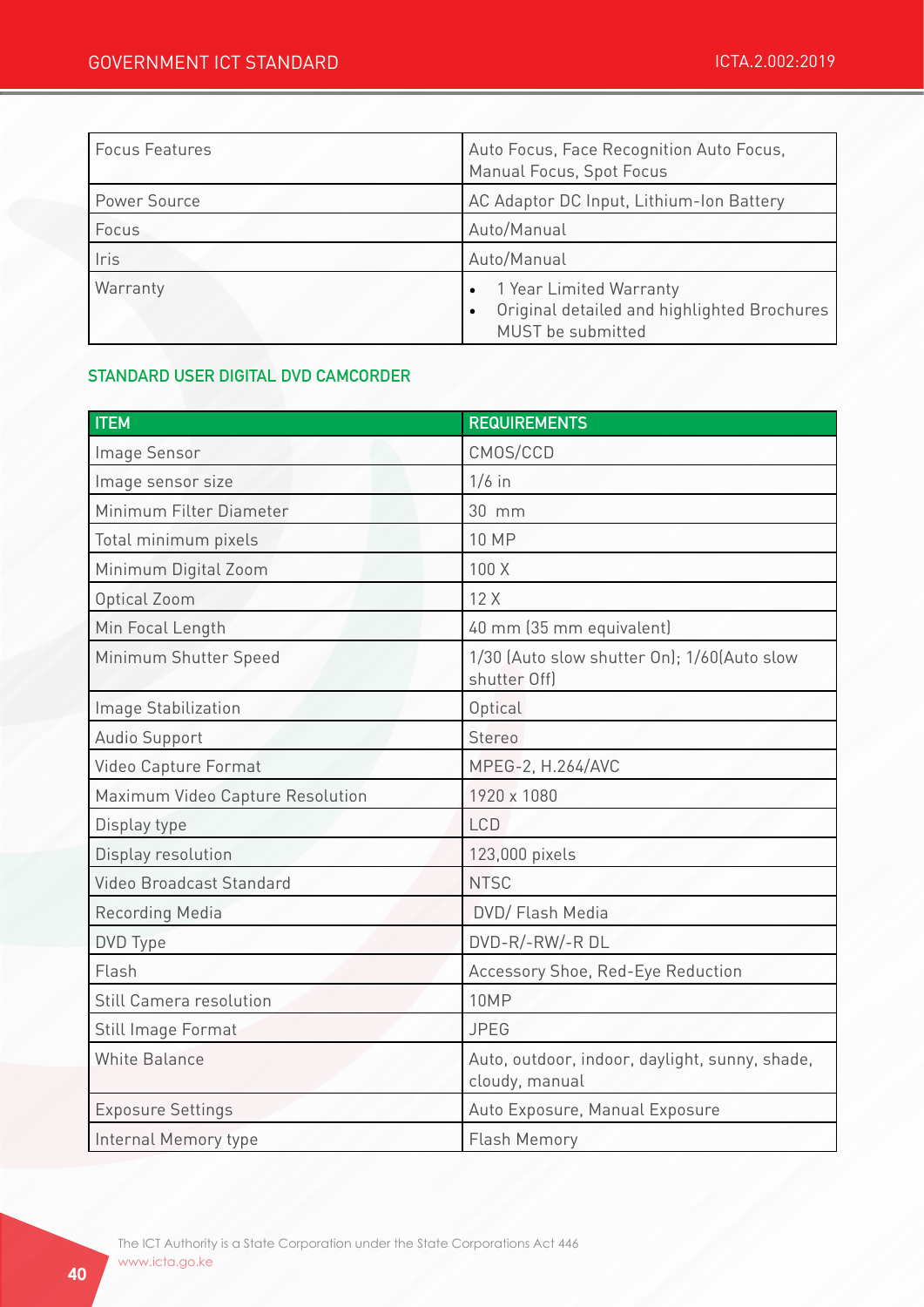| | |
|---|---|
| Focus Features | Auto Focus, Face Recognition Auto Focus, Manual Focus, Spot Focus |
| Power Source | AC Adaptor DC Input, Lithium-Ion Battery |
| Focus | Auto/Manual |
| Iris | Auto/Manual |
| Warranty | • 1 Year Limited Warranty<br>• Original detailed and highlighted Brochures MUST be submitted |

## STANDARD USER DIGITAL DVD CAMCORDER

| ITEM | REQUIREMENTS |
|---|---|
| Image Sensor | CMOS/CCD |
| Image sensor size | 1/6 in |
| Minimum Filter Diameter | 30 mm |
| Total minimum pixels | 10 MP |
| Minimum Digital Zoom | 100 X |
| Optical Zoom | 12 X |
| Min Focal Length | 40 mm (35 mm equivalent) |
| Minimum Shutter Speed | 1/30 (Auto slow shutter On); 1/60(Auto slow shutter Off) |
| Image Stabilization | Optical |
| Audio Support | Stereo |
| Video Capture Format | MPEG-2, H.264/AVC |
| Maximum Video Capture Resolution | 1920 x 1080 |
| Display type | LCD |
| Display resolution | 123,000 pixels |
| Video Broadcast Standard | NTSC |
| Recording Media | DVD/ Flash Media |
| DVD Type | DVD-R/-RW/-R DL |
| Flash | Accessory Shoe, Red-Eye Reduction |
| Still Camera resolution | 10MP |
| Still Image Format | JPEG |
| White Balance | Auto, outdoor, indoor, daylight, sunny, shade, cloudy, manual |
| Exposure Settings | Auto Exposure, Manual Exposure |
| Internal Memory type | Flash Memory |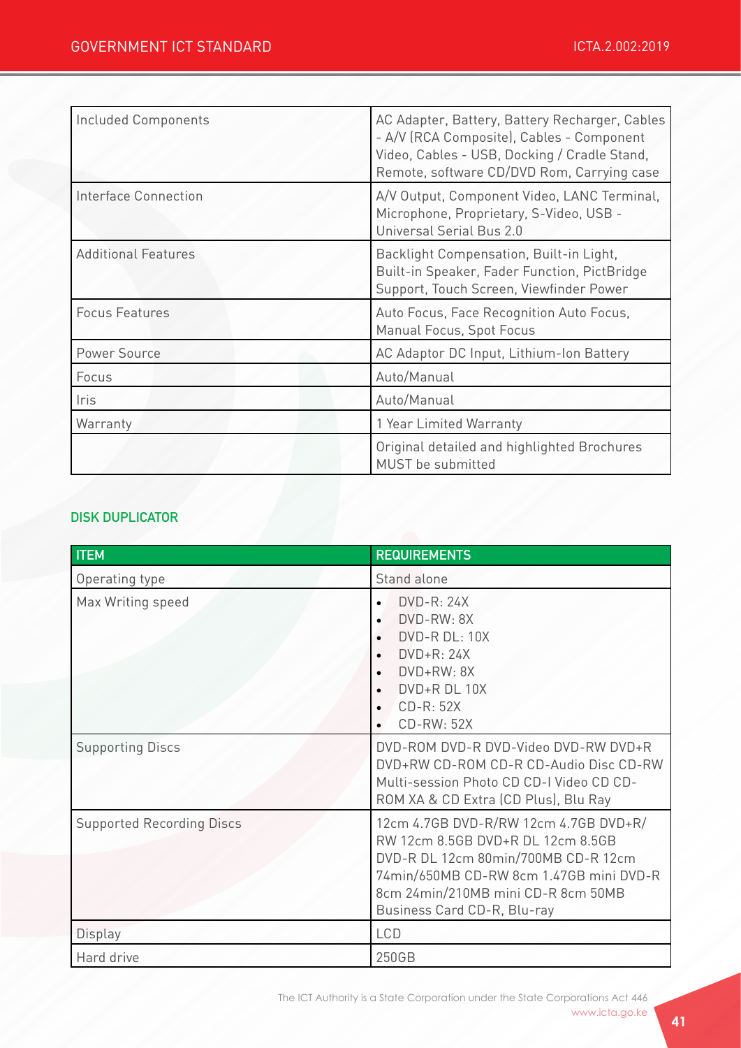| | |
|---|---|
| Included Components | AC Adapter, Battery, Battery Recharger, Cables - A/V (RCA Composite), Cables - Component Video, Cables - USB, Docking / Cradle Stand, Remote, software CD/DVD Rom, Carrying case |
| Interface Connection | A/V Output, Component Video, LANC Terminal, Microphone, Proprietary, S-Video, USB - Universal Serial Bus 2.0 |
| Additional Features | Backlight Compensation, Built-in Light, Built-in Speaker, Fader Function, PictBridge Support, Touch Screen, Viewfinder Power |
| Focus Features | Auto Focus, Face Recognition Auto Focus, Manual Focus, Spot Focus |
| Power Source | AC Adaptor DC Input, Lithium-Ion Battery |
| Focus | Auto/Manual |
| Iris | Auto/Manual |
| Warranty | 1 Year Limited Warranty |
| | Original detailed and highlighted Brochures MUST be submitted |

### DISK DUPLICATOR

| ITEM | REQUIREMENTS |
|---|---|
| Operating type | Stand alone |
| Max Writing speed | • DVD-R: 24X<br>• DVD-RW: 8X<br>• DVD-R DL: 10X<br>• DVD+R: 24X<br>• DVD+RW: 8X<br>• DVD+R DL 10X<br>• CD-R: 52X<br>• CD-RW: 52X |
| Supporting Discs | DVD-ROM DVD-R DVD-Video DVD-RW DVD+R DVD+RW CD-ROM CD-R CD-Audio Disc CD-RW Multi-session Photo CD CD-I Video CD CD-ROM XA & CD Extra (CD Plus), Blu Ray |
| Supported Recording Discs | 12cm 4.7GB DVD-R/RW 12cm 4.7GB DVD+R/RW 12cm 8.5GB DVD+R DL 12cm 8.5GB DVD-R DL 12cm 80min/700MB CD-R 12cm 74min/650MB CD-RW 8cm 1.47GB mini DVD-R 8cm 24min/210MB mini CD-R 8cm 50MB Business Card CD-R, Blu-ray |
| Display | LCD |
| Hard drive | 250GB |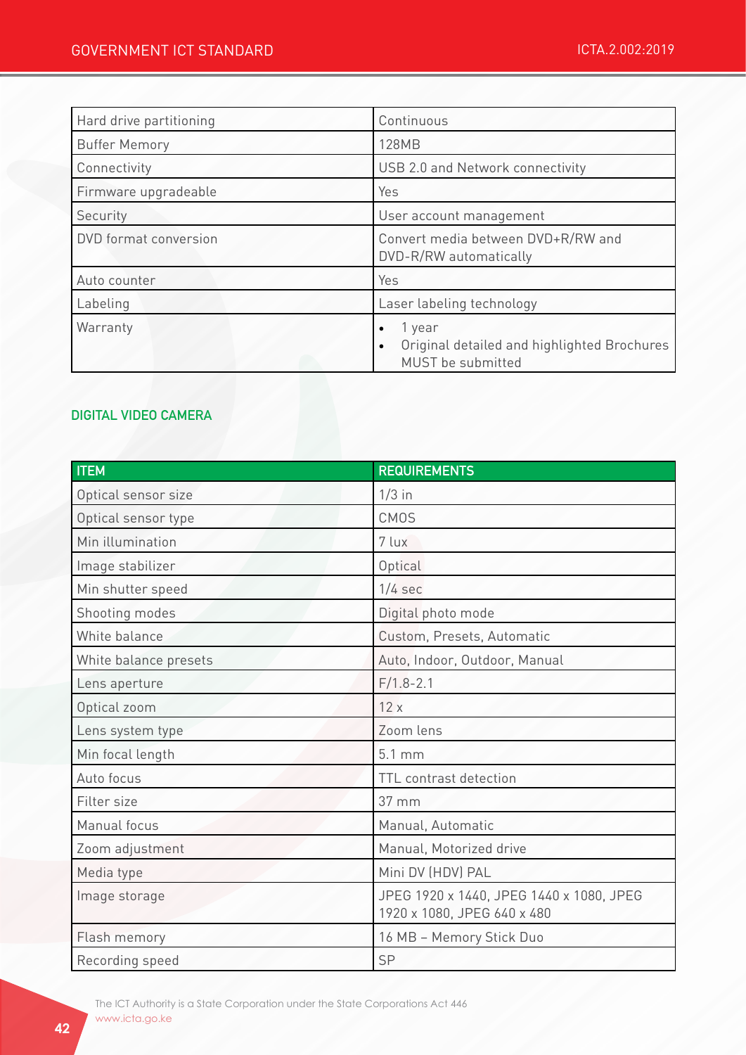| Hard drive partitioning | Continuous |
|---|---|
| Buffer Memory | 128MB |
| Connectivity | USB 2.0 and Network connectivity |
| Firmware upgradeable | Yes |
| Security | User account management |
| DVD format conversion | Convert media between DVD+R/RW and DVD-R/RW automatically |
| Auto counter | Yes |
| Labeling | Laser labeling technology |
| Warranty | • 1 year<br>• Original detailed and highlighted Brochures MUST be submitted |

### DIGITAL VIDEO CAMERA

| ITEM | REQUIREMENTS |
|---|---|
| Optical sensor size | 1/3 in |
| Optical sensor type | CMOS |
| Min illumination | 7 lux |
| Image stabilizer | Optical |
| Min shutter speed | 1/4 sec |
| Shooting modes | Digital photo mode |
| White balance | Custom, Presets, Automatic |
| White balance presets | Auto, Indoor, Outdoor, Manual |
| Lens aperture | F/1.8-2.1 |
| Optical zoom | 12 x |
| Lens system type | Zoom lens |
| Min focal length | 5.1 mm |
| Auto focus | TTL contrast detection |
| Filter size | 37 mm |
| Manual focus | Manual, Automatic |
| Zoom adjustment | Manual, Motorized drive |
| Media type | Mini DV (HDV) PAL |
| Image storage | JPEG 1920 x 1440, JPEG 1440 x 1080, JPEG 1920 x 1080, JPEG 640 x 480 |
| Flash memory | 16 MB – Memory Stick Duo |
| Recording speed | SP |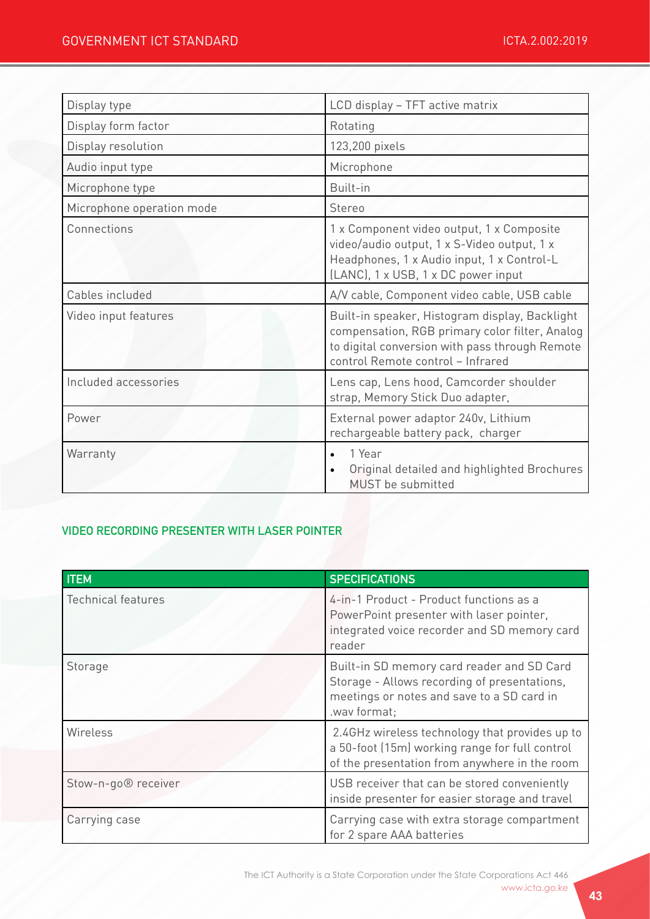| | |
|---|---|
| Display type | LCD display – TFT active matrix |
| Display form factor | Rotating |
| Display resolution | 123,200 pixels |
| Audio input type | Microphone |
| Microphone type | Built-in |
| Microphone operation mode | Stereo |
| Connections | 1 x Component video output, 1 x Composite video/audio output, 1 x S-Video output, 1 x Headphones, 1 x Audio input, 1 x Control-L (LANC), 1 x USB, 1 x DC power input |
| Cables included | A/V cable, Component video cable, USB cable |
| Video input features | Built-in speaker, Histogram display, Backlight compensation, RGB primary color filter, Analog to digital conversion with pass through Remote control Remote control – Infrared |
| Included accessories | Lens cap, Lens hood, Camcorder shoulder strap, Memory Stick Duo adapter, |
| Power | External power adaptor 240v, Lithium rechargeable battery pack, charger |
| Warranty | • 1 Year<br>• Original detailed and highlighted Brochures MUST be submitted |

### VIDEO RECORDING PRESENTER WITH LASER POINTER

| ITEM | SPECIFICATIONS |
|---|---|
| Technical features | 4-in-1 Product - Product functions as a PowerPoint presenter with laser pointer, integrated voice recorder and SD memory card reader |
| Storage | Built-in SD memory card reader and SD Card Storage - Allows recording of presentations, meetings or notes and save to a SD card in .wav format; |
| Wireless | 2.4GHz wireless technology that provides up to a 50-foot (15m) working range for full control of the presentation from anywhere in the room |
| Stow-n-go® receiver | USB receiver that can be stored conveniently inside presenter for easier storage and travel |
| Carrying case | Carrying case with extra storage compartment for 2 spare AAA batteries |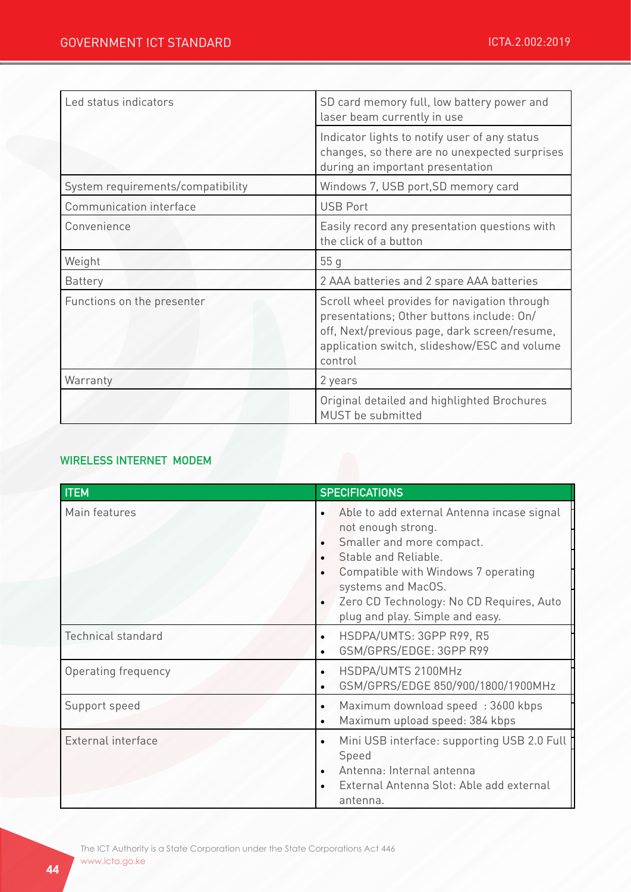| | |
|---|---|
| Led status indicators | SD card memory full, low battery power and laser beam currently in use |
| | Indicator lights to notify user of any status changes, so there are no unexpected surprises during an important presentation |
| System requirements/compatibility | Windows 7, USB port,SD memory card |
| Communication interface | USB Port |
| Convenience | Easily record any presentation questions with the click of a button |
| Weight | 55 g |
| Battery | 2 AAA batteries and 2 spare AAA batteries |
| Functions on the presenter | Scroll wheel provides for navigation through presentations; Other buttons include: On/off, Next/previous page, dark screen/resume, application switch, slideshow/ESC and volume control |
| Warranty | 2 years |
| | Original detailed and highlighted Brochures MUST be submitted |

## WIRELESS INTERNET MODEM

| ITEM | SPECIFICATIONS |
|---|---|
| Main features | • Able to add external Antenna incase signal not enough strong.<br>• Smaller and more compact.<br>• Stable and Reliable.<br>• Compatible with Windows 7 operating systems and MacOS.<br>• Zero CD Technology: No CD Requires, Auto plug and play. Simple and easy. |
| Technical standard | • HSDPA/UMTS: 3GPP R99, R5<br>• GSM/GPRS/EDGE: 3GPP R99 |
| Operating frequency | • HSDPA/UMTS 2100MHz<br>• GSM/GPRS/EDGE 850/900/1800/1900MHz |
| Support speed | • Maximum download speed : 3600 kbps<br>• Maximum upload speed: 384 kbps |
| External interface | • Mini USB interface: supporting USB 2.0 Full Speed<br>• Antenna: Internal antenna<br>• External Antenna Slot: Able add external antenna. |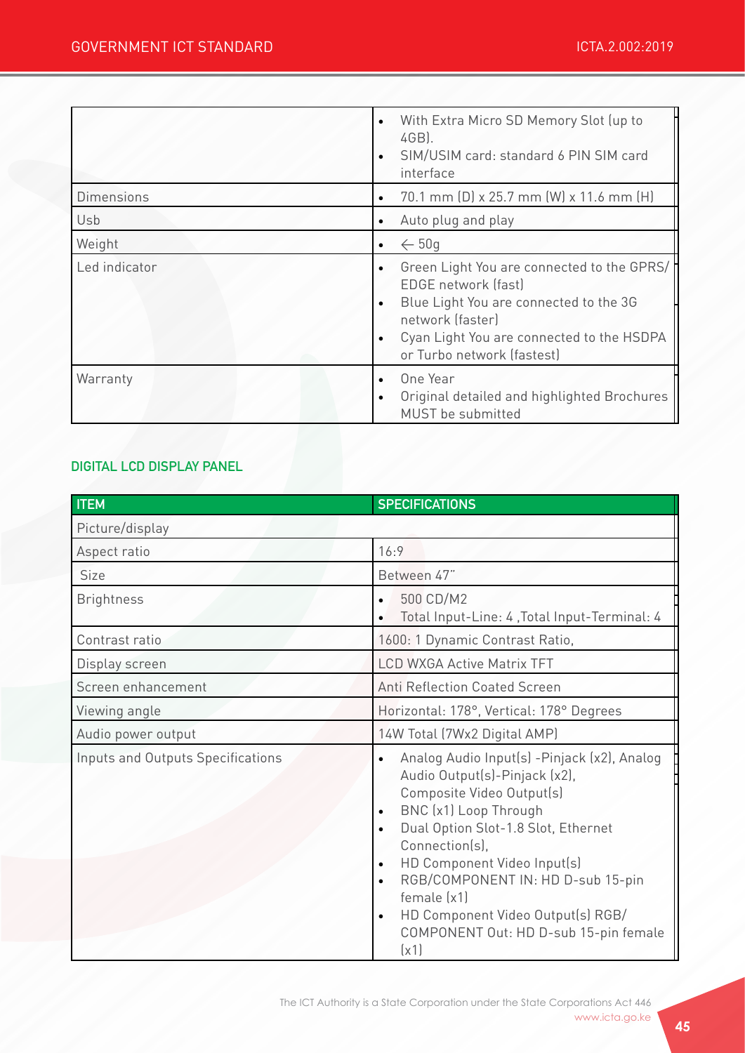| | |
|---|---|
| | • With Extra Micro SD Memory Slot (up to 4GB).<br>• SIM/USIM card: standard 6 PIN SIM card interface |
| Dimensions | • 70.1 mm (D) x 25.7 mm (W) x 11.6 mm (H) |
| Usb | • Auto plug and play |
| Weight | • ← 50g |
| Led indicator | • Green Light You are connected to the GPRS/ EDGE network (fast)<br>• Blue Light You are connected to the 3G network (faster)<br>• Cyan Light You are connected to the HSDPA or Turbo network (fastest) |
| Warranty | • One Year<br>• Original detailed and highlighted Brochures MUST be submitted |

## DIGITAL LCD DISPLAY PANEL

| ITEM | SPECIFICATIONS |
|---|---|
| Picture/display | |
| Aspect ratio | 16:9 |
| Size | Between 47" |
| Brightness | • 500 CD/M2<br>• Total Input-Line: 4 ,Total Input-Terminal: 4 |
| Contrast ratio | 1600: 1 Dynamic Contrast Ratio, |
| Display screen | LCD WXGA Active Matrix TFT |
| Screen enhancement | Anti Reflection Coated Screen |
| Viewing angle | Horizontal: 178°, Vertical: 178° Degrees |
| Audio power output | 14W Total (7Wx2 Digital AMP) |
| Inputs and Outputs Specifications | • Analog Audio Input(s) -Pinjack (x2), Analog Audio Output(s)-Pinjack (x2), Composite Video Output(s)<br>• BNC (x1) Loop Through<br>• Dual Option Slot-1.8 Slot, Ethernet Connection(s),<br>• HD Component Video Input(s)<br>• RGB/COMPONENT IN: HD D-sub 15-pin female (x1)<br>• HD Component Video Output(s) RGB/ COMPONENT Out: HD D-sub 15-pin female (x1) |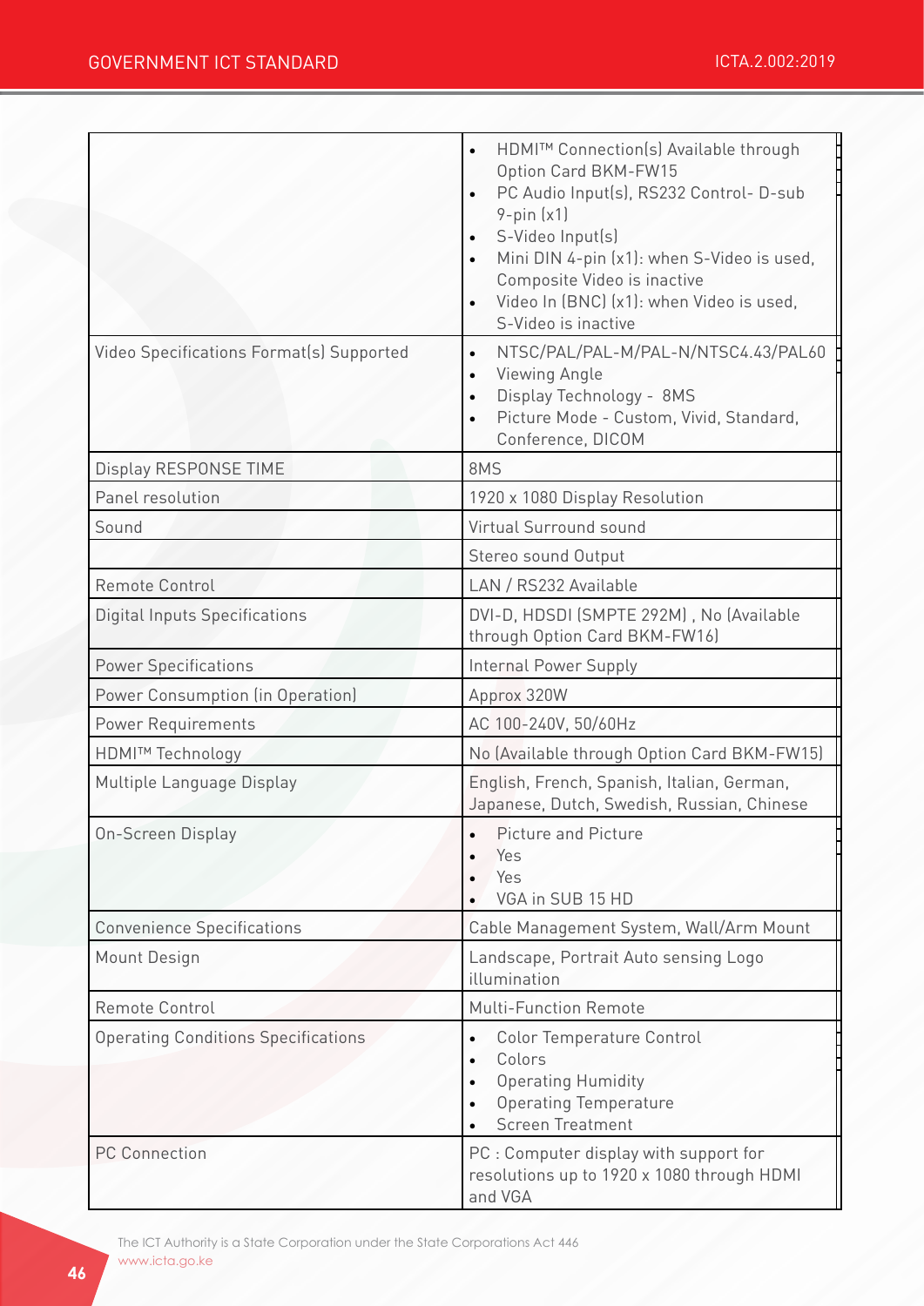| | |
|---|---|
| | • HDMI™ Connection(s) Available through Option Card BKM-FW15<br>• PC Audio Input(s), RS232 Control- D-sub 9-pin (x1)<br>• S-Video Input(s)<br>• Mini DIN 4-pin (x1): when S-Video is used, Composite Video is inactive<br>• Video In (BNC) (x1): when Video is used, S-Video is inactive |
| Video Specifications Format(s) Supported | • NTSC/PAL/PAL-M/PAL-N/NTSC4.43/PAL60<br>• Viewing Angle<br>• Display Technology - 8MS<br>• Picture Mode - Custom, Vivid, Standard, Conference, DICOM |
| Display RESPONSE TIME | 8MS |
| Panel resolution | 1920 x 1080 Display Resolution |
| Sound | Virtual Surround sound |
| | Stereo sound Output |
| Remote Control | LAN / RS232 Available |
| Digital Inputs Specifications | DVI-D, HDSDI (SMPTE 292M) , No (Available through Option Card BKM-FW16) |
| Power Specifications | Internal Power Supply |
| Power Consumption (in Operation) | Approx 320W |
| Power Requirements | AC 100-240V, 50/60Hz |
| HDMI™ Technology | No (Available through Option Card BKM-FW15) |
| Multiple Language Display | English, French, Spanish, Italian, German, Japanese, Dutch, Swedish, Russian, Chinese |
| On-Screen Display | • Picture and Picture<br>• Yes<br>• Yes<br>• VGA in SUB 15 HD |
| Convenience Specifications | Cable Management System, Wall/Arm Mount |
| Mount Design | Landscape, Portrait Auto sensing Logo illumination |
| Remote Control | Multi-Function Remote |
| Operating Conditions Specifications | • Color Temperature Control<br>• Colors<br>• Operating Humidity<br>• Operating Temperature<br>• Screen Treatment |
| PC Connection | PC : Computer display with support for resolutions up to 1920 x 1080 through HDMI and VGA |

The ICT Authority is a State Corporation under the State Corporations Act 446
www.icta.go.ke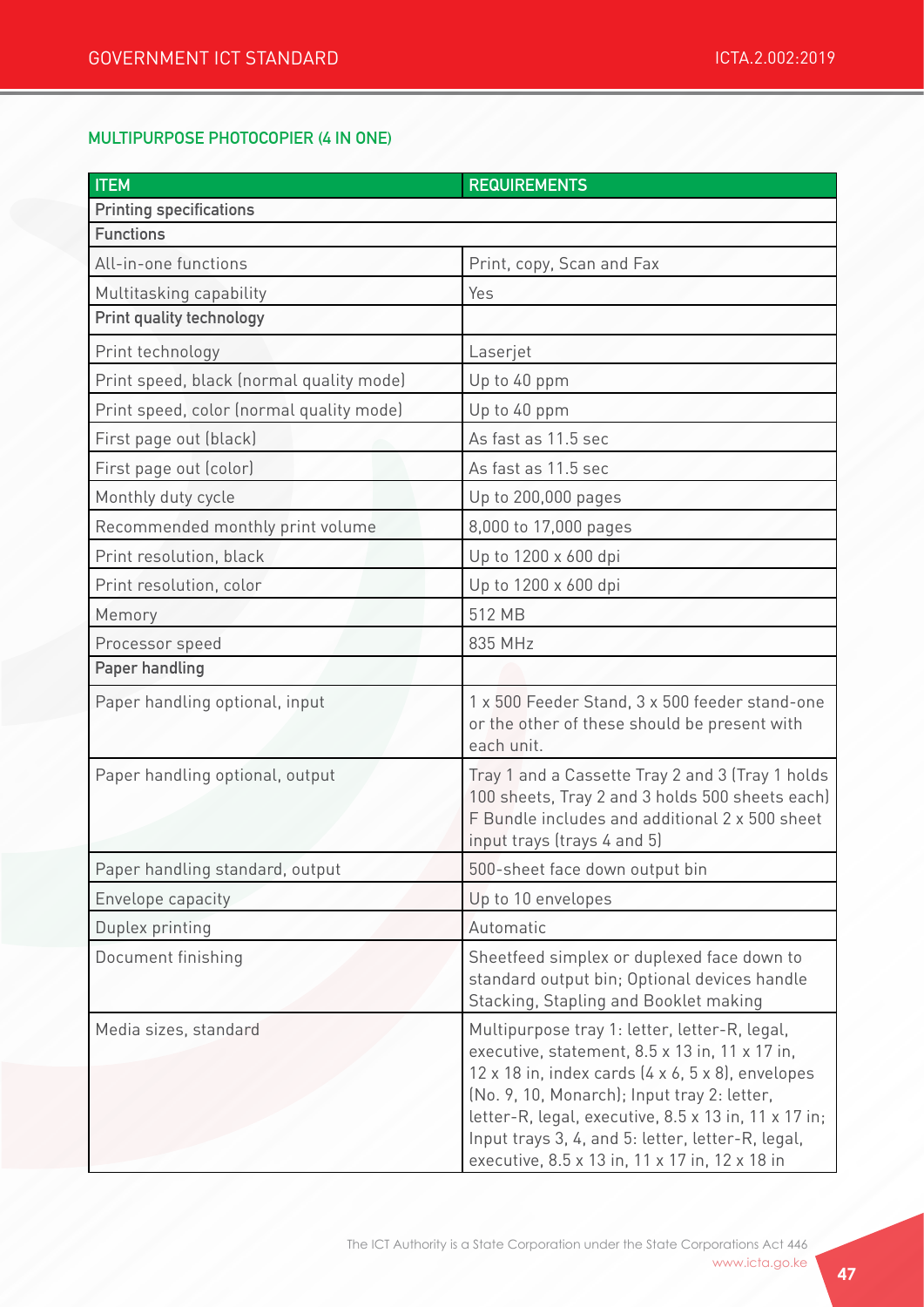### MULTIPURPOSE PHOTOCOPIER (4 IN ONE)

| ITEM | REQUIREMENTS |
|---|---|
| **Printing specifications** | |
| **Functions** | |
| All-in-one functions | Print, copy, Scan and Fax |
| Multitasking capability | Yes |
| **Print quality technology** | |
| Print technology | Laserjet |
| Print speed, black (normal quality mode) | Up to 40 ppm |
| Print speed, color (normal quality mode) | Up to 40 ppm |
| First page out (black) | As fast as 11.5 sec |
| First page out (color) | As fast as 11.5 sec |
| Monthly duty cycle | Up to 200,000 pages |
| Recommended monthly print volume | 8,000 to 17,000 pages |
| Print resolution, black | Up to 1200 x 600 dpi |
| Print resolution, color | Up to 1200 x 600 dpi |
| Memory | 512 MB |
| Processor speed | 835 MHz |
| **Paper handling** | |
| Paper handling optional, input | 1 x 500 Feeder Stand, 3 x 500 feeder stand-one or the other of these should be present with each unit. |
| Paper handling optional, output | Tray 1 and a Cassette Tray 2 and 3 (Tray 1 holds 100 sheets, Tray 2 and 3 holds 500 sheets each) F Bundle includes and additional 2 x 500 sheet input trays (trays 4 and 5) |
| Paper handling standard, output | 500-sheet face down output bin |
| Envelope capacity | Up to 10 envelopes |
| Duplex printing | Automatic |
| Document finishing | Sheetfeed simplex or duplexed face down to standard output bin; Optional devices handle Stacking, Stapling and Booklet making |
| Media sizes, standard | Multipurpose tray 1: letter, letter-R, legal, executive, statement, 8.5 x 13 in, 11 x 17 in, 12 x 18 in, index cards (4 x 6, 5 x 8), envelopes (No. 9, 10, Monarch); Input tray 2: letter, letter-R, legal, executive, 8.5 x 13 in, 11 x 17 in; Input trays 3, 4, and 5: letter, letter-R, legal, executive, 8.5 x 13 in, 11 x 17 in, 12 x 18 in |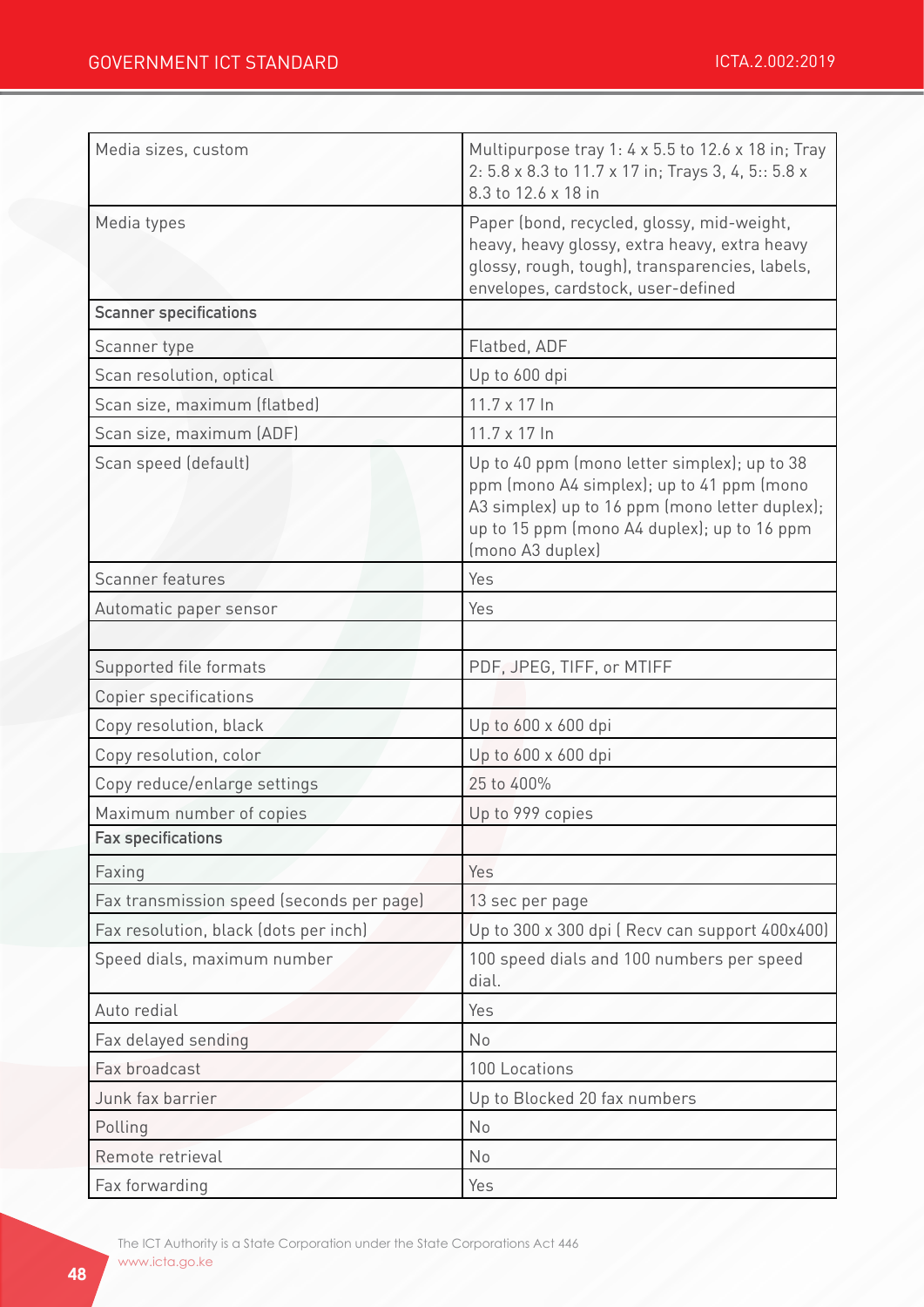| Media sizes, custom | Multipurpose tray 1: 4 x 5.5 to 12.6 x 18 in; Tray 2: 5.8 x 8.3 to 11.7 x 17 in; Trays 3, 4, 5:: 5.8 x 8.3 to 12.6 x 18 in |
|---|---|
| Media types | Paper (bond, recycled, glossy, mid-weight, heavy, heavy glossy, extra heavy, extra heavy glossy, rough, tough), transparencies, labels, envelopes, cardstock, user-defined |
| **Scanner specifications** | |
| Scanner type | Flatbed, ADF |
| Scan resolution, optical | Up to 600 dpi |
| Scan size, maximum (flatbed) | 11.7 x 17 In |
| Scan size, maximum (ADF) | 11.7 x 17 In |
| Scan speed (default) | Up to 40 ppm (mono letter simplex); up to 38 ppm (mono A4 simplex); up to 41 ppm (mono A3 simplex) up to 16 ppm (mono letter duplex); up to 15 ppm (mono A4 duplex); up to 16 ppm (mono A3 duplex) |
| Scanner features | Yes |
| Automatic paper sensor | Yes |
| | |
| Supported file formats | PDF, JPEG, TIFF, or MTIFF |
| Copier specifications | |
| Copy resolution, black | Up to 600 x 600 dpi |
| Copy resolution, color | Up to 600 x 600 dpi |
| Copy reduce/enlarge settings | 25 to 400% |
| Maximum number of copies | Up to 999 copies |
| **Fax specifications** | |
| Faxing | Yes |
| Fax transmission speed (seconds per page) | 13 sec per page |
| Fax resolution, black (dots per inch) | Up to 300 x 300 dpi ( Recv can support 400x400) |
| Speed dials, maximum number | 100 speed dials and 100 numbers per speed dial. |
| Auto redial | Yes |
| Fax delayed sending | No |
| Fax broadcast | 100 Locations |
| Junk fax barrier | Up to Blocked 20 fax numbers |
| Polling | No |
| Remote retrieval | No |
| Fax forwarding | Yes |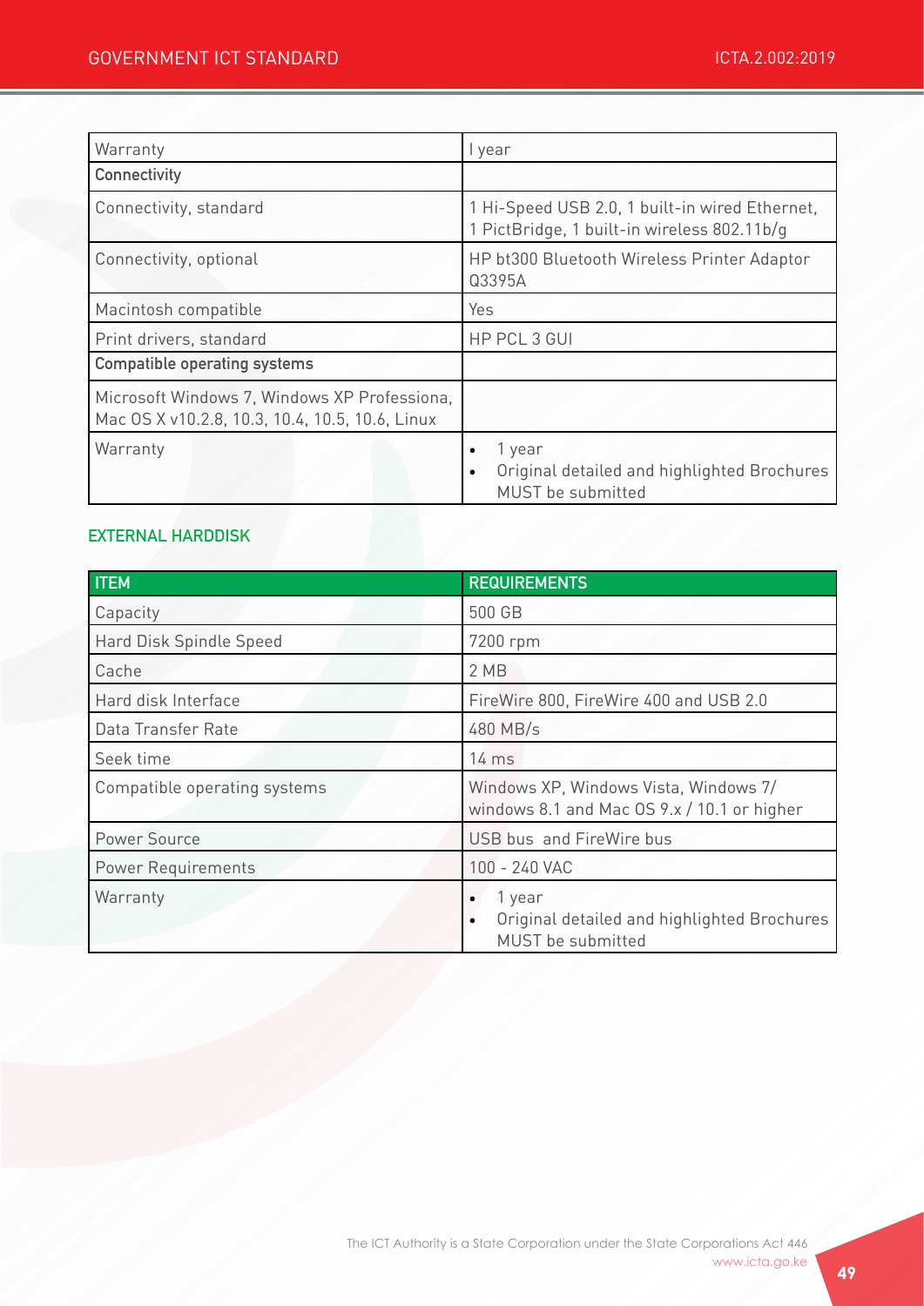| Warranty | I year |
| --- | --- |
| **Connectivity** | |
| Connectivity, standard | 1 Hi-Speed USB 2.0, 1 built-in wired Ethernet, 1 PictBridge, 1 built-in wireless 802.11b/g |
| Connectivity, optional | HP bt300 Bluetooth Wireless Printer Adaptor Q3395A |
| Macintosh compatible | Yes |
| Print drivers, standard | HP PCL 3 GUI |
| **Compatible operating systems** | |
| Microsoft Windows 7, Windows XP Professiona, Mac OS X v10.2.8, 10.3, 10.4, 10.5, 10.6, Linux | |
| Warranty | • 1 year<br>• Original detailed and highlighted Brochures MUST be submitted |

## EXTERNAL HARDDISK

| ITEM | REQUIREMENTS |
| --- | --- |
| Capacity | 500 GB |
| Hard Disk Spindle Speed | 7200 rpm |
| Cache | 2 MB |
| Hard disk Interface | FireWire 800, FireWire 400 and USB 2.0 |
| Data Transfer Rate | 480 MB/s |
| Seek time | 14 ms |
| Compatible operating systems | Windows XP, Windows Vista, Windows 7/ windows 8.1 and Mac OS 9.x / 10.1 or higher |
| Power Source | USB bus and FireWire bus |
| Power Requirements | 100 - 240 VAC |
| Warranty | • 1 year<br>• Original detailed and highlighted Brochures MUST be submitted |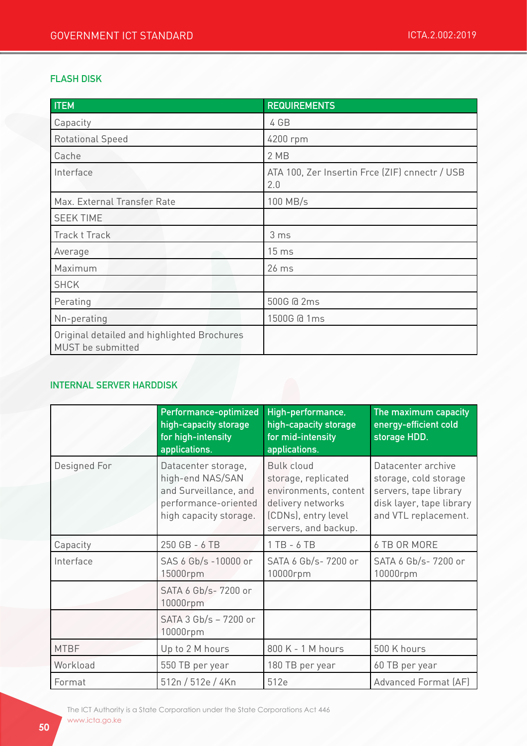## FLASH DISK

| ITEM | REQUIREMENTS |
|---|---|
| Capacity | 4 GB |
| Rotational Speed | 4200 rpm |
| Cache | 2 MB |
| Interface | ATA 100, Zer Insertin Frce (ZIF) cnnectr / USB 2.0 |
| Max. External Transfer Rate | 100 MB/s |
| SEEK TIME | |
| Track t Track | 3 ms |
| Average | 15 ms |
| Maximum | 26 ms |
| SHCK | |
| Perating | 500G @ 2ms |
| Nn-perating | 1500G @ 1ms |
| Original detailed and highlighted Brochures MUST be submitted | |

## INTERNAL SERVER HARDDISK

| | Performance-optimized high-capacity storage for high-intensity applications. | High-performance, high-capacity storage for mid-intensity applications. | The maximum capacity energy-efficient cold storage HDD. |
|---|---|---|---|
| Designed For | Datacenter storage, high-end NAS/SAN and Surveillance, and performance-oriented high capacity storage. | Bulk cloud storage, replicated environments, content delivery networks (CDNs), entry level servers, and backup. | Datacenter archive storage, cold storage servers, tape library disk layer, tape library and VTL replacement. |
| Capacity | 250 GB - 6 TB | 1 TB - 6 TB | 6 TB OR MORE |
| Interface | SAS 6 Gb/s -10000 or 15000rpm | SATA 6 Gb/s- 7200 or 10000rpm | SATA 6 Gb/s- 7200 or 10000rpm |
| | SATA 6 Gb/s- 7200 or 10000rpm | | |
| | SATA 3 Gb/s – 7200 or 10000rpm | | |
| MTBF | Up to 2 M hours | 800 K - 1 M hours | 500 K hours |
| Workload | 550 TB per year | 180 TB per year | 60 TB per year |
| Format | 512n / 512e / 4Kn | 512e | Advanced Format (AF) |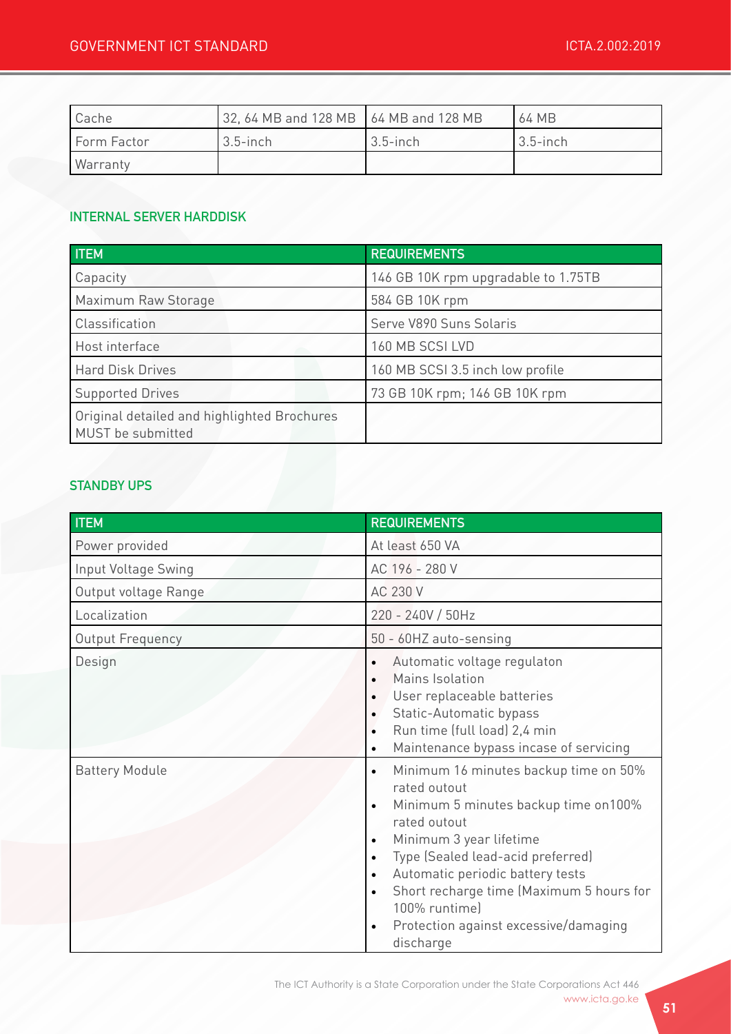| Cache | 32, 64 MB and 128 MB | 64 MB and 128 MB | 64 MB |
|---|---|---|---|
| Form Factor | 3.5-inch | 3.5-inch | 3.5-inch |
| Warranty | | | |

### INTERNAL SERVER HARDDISK

| ITEM | REQUIREMENTS |
|---|---|
| Capacity | 146 GB 10K rpm upgradable to 1.75TB |
| Maximum Raw Storage | 584 GB 10K rpm |
| Classification | Serve V890 Suns Solaris |
| Host interface | 160 MB SCSI LVD |
| Hard Disk Drives | 160 MB SCSI 3.5 inch low profile |
| Supported Drives | 73 GB 10K rpm; 146 GB 10K rpm |
| Original detailed and highlighted Brochures MUST be submitted | |

### STANDBY UPS

| ITEM | REQUIREMENTS |
|---|---|
| Power provided | At least 650 VA |
| Input Voltage Swing | AC 196 - 280 V |
| Output voltage Range | AC 230 V |
| Localization | 220 - 240V / 50Hz |
| Output Frequency | 50 - 60HZ auto-sensing |
| Design | • Automatic voltage regulaton<br>• Mains Isolation<br>• User replaceable batteries<br>• Static-Automatic bypass<br>• Run time (full load) 2,4 min<br>• Maintenance bypass incase of servicing |
| Battery Module | • Minimum 16 minutes backup time on 50% rated outout<br>• Minimum 5 minutes backup time on100% rated outout<br>• Minimum 3 year lifetime<br>• Type (Sealed lead-acid preferred)<br>• Automatic periodic battery tests<br>• Short recharge time (Maximum 5 hours for 100% runtime)<br>• Protection against excessive/damaging discharge |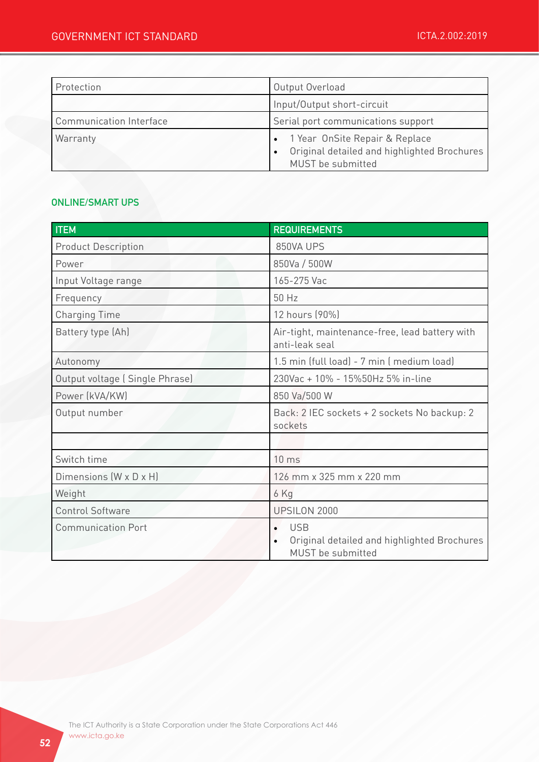| Protection | Output Overload |
|---|---|
| | Input/Output short-circuit |
| Communication Interface | Serial port communications support |
| Warranty | • 1 Year OnSite Repair & Replace<br>• Original detailed and highlighted Brochures MUST be submitted |

## ONLINE/SMART UPS

| ITEM | REQUIREMENTS |
|---|---|
| Product Description | 850VA UPS |
| Power | 850Va / 500W |
| Input Voltage range | 165-275 Vac |
| Frequency | 50 Hz |
| Charging Time | 12 hours (90%) |
| Battery type (Ah) | Air-tight, maintenance-free, lead battery with anti-leak seal |
| Autonomy | 1.5 min (full load) - 7 min ( medium load) |
| Output voltage ( Single Phrase) | 230Vac + 10% - 15%50Hz 5% in-line |
| Power (kVA/KW) | 850 Va/500 W |
| Output number | Back: 2 IEC sockets + 2 sockets No backup: 2 sockets |
| | |
| Switch time | 10 ms |
| Dimensions (W x D x H) | 126 mm x 325 mm x 220 mm |
| Weight | 6 Kg |
| Control Software | UPSILON 2000 |
| Communication Port | • USB<br>• Original detailed and highlighted Brochures MUST be submitted |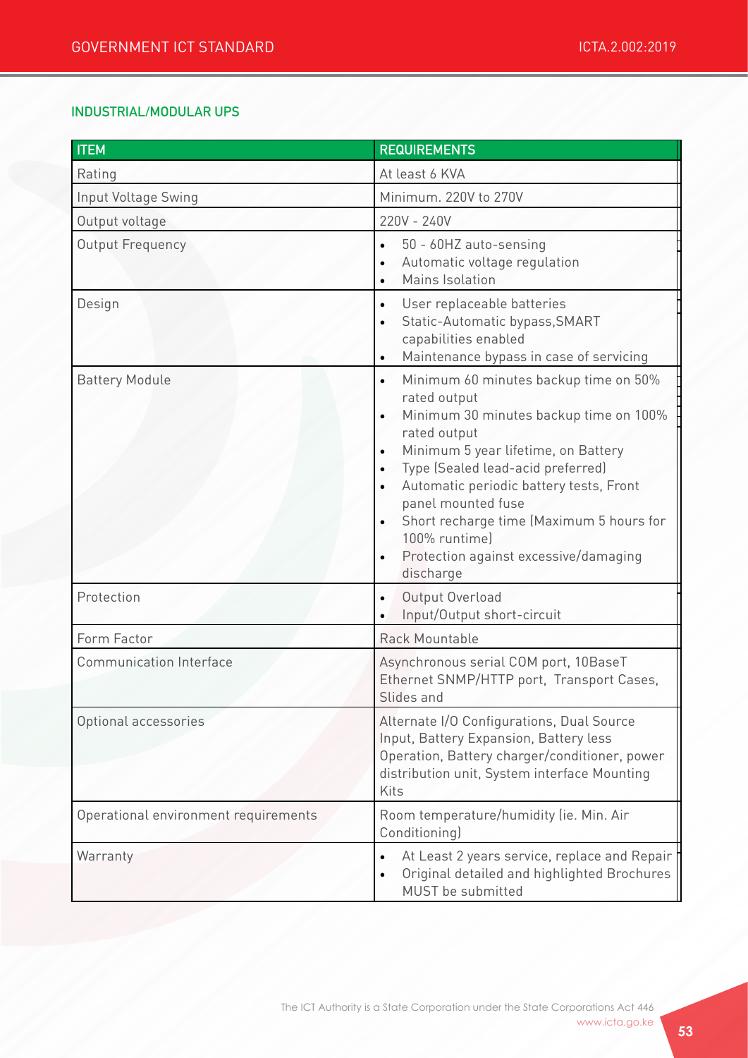## INDUSTRIAL/MODULAR UPS

| ITEM | REQUIREMENTS |
|---|---|
| Rating | At least 6 KVA |
| Input Voltage Swing | Minimum. 220V to 270V |
| Output voltage | 220V - 240V |
| Output Frequency | • 50 - 60HZ auto-sensing<br>• Automatic voltage regulation<br>• Mains Isolation |
| Design | • User replaceable batteries<br>• Static-Automatic bypass,SMART capabilities enabled<br>• Maintenance bypass in case of servicing |
| Battery Module | • Minimum 60 minutes backup time on 50% rated output<br>• Minimum 30 minutes backup time on 100% rated output<br>• Minimum 5 year lifetime, on Battery<br>• Type (Sealed lead-acid preferred)<br>• Automatic periodic battery tests, Front panel mounted fuse<br>• Short recharge time (Maximum 5 hours for 100% runtime)<br>• Protection against excessive/damaging discharge |
| Protection | • Output Overload<br>• Input/Output short-circuit |
| Form Factor | Rack Mountable |
| Communication Interface | Asynchronous serial COM port, 10BaseT Ethernet SNMP/HTTP port, Transport Cases, Slides and |
| Optional accessories | Alternate I/O Configurations, Dual Source Input, Battery Expansion, Battery less Operation, Battery charger/conditioner, power distribution unit, System interface Mounting Kits |
| Operational environment requirements | Room temperature/humidity (ie. Min. Air Conditioning) |
| Warranty | • At Least 2 years service, replace and Repair<br>• Original detailed and highlighted Brochures MUST be submitted |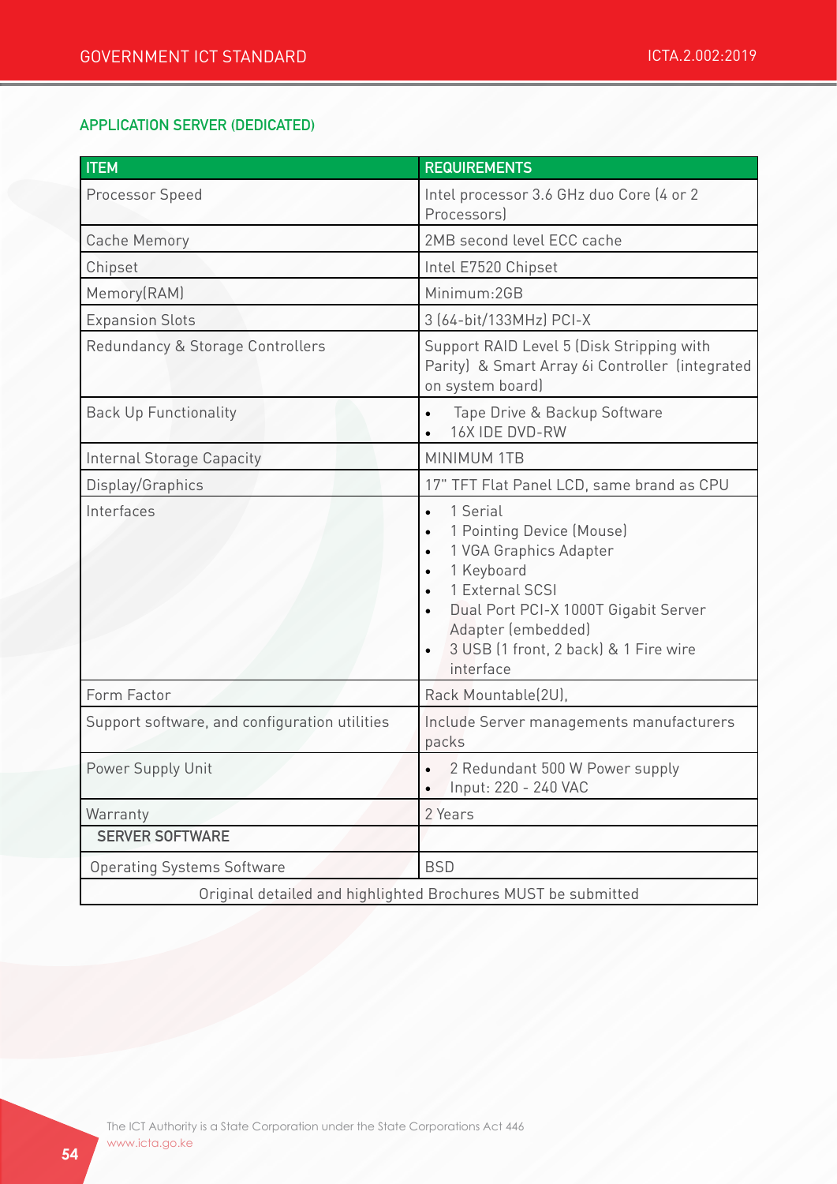## APPLICATION SERVER (DEDICATED)

| ITEM | REQUIREMENTS |
|---|---|
| Processor Speed | Intel processor 3.6 GHz duo Core (4 or 2 Processors) |
| Cache Memory | 2MB second level ECC cache |
| Chipset | Intel E7520 Chipset |
| Memory(RAM) | Minimum:2GB |
| Expansion Slots | 3 (64-bit/133MHz) PCI-X |
| Redundancy & Storage Controllers | Support RAID Level 5 (Disk Stripping with Parity) & Smart Array 6i Controller (integrated on system board) |
| Back Up Functionality | • Tape Drive & Backup Software<br>• 16X IDE DVD-RW |
| Internal Storage Capacity | MINIMUM 1TB |
| Display/Graphics | 17" TFT Flat Panel LCD, same brand as CPU |
| Interfaces | • 1 Serial<br>• 1 Pointing Device (Mouse)<br>• 1 VGA Graphics Adapter<br>• 1 Keyboard<br>• 1 External SCSI<br>• Dual Port PCI-X 1000T Gigabit Server Adapter (embedded)<br>• 3 USB (1 front, 2 back) & 1 Fire wire interface |
| Form Factor | Rack Mountable(2U), |
| Support software, and configuration utilities | Include Server managements manufacturers packs |
| Power Supply Unit | • 2 Redundant 500 W Power supply<br>• Input: 220 - 240 VAC |
| Warranty | 2 Years |
| **SERVER SOFTWARE** | |
| Operating Systems Software | BSD |
| Original detailed and highlighted Brochures MUST be submitted | |

The ICT Authority is a State Corporation under the State Corporations Act 446
www.icta.go.ke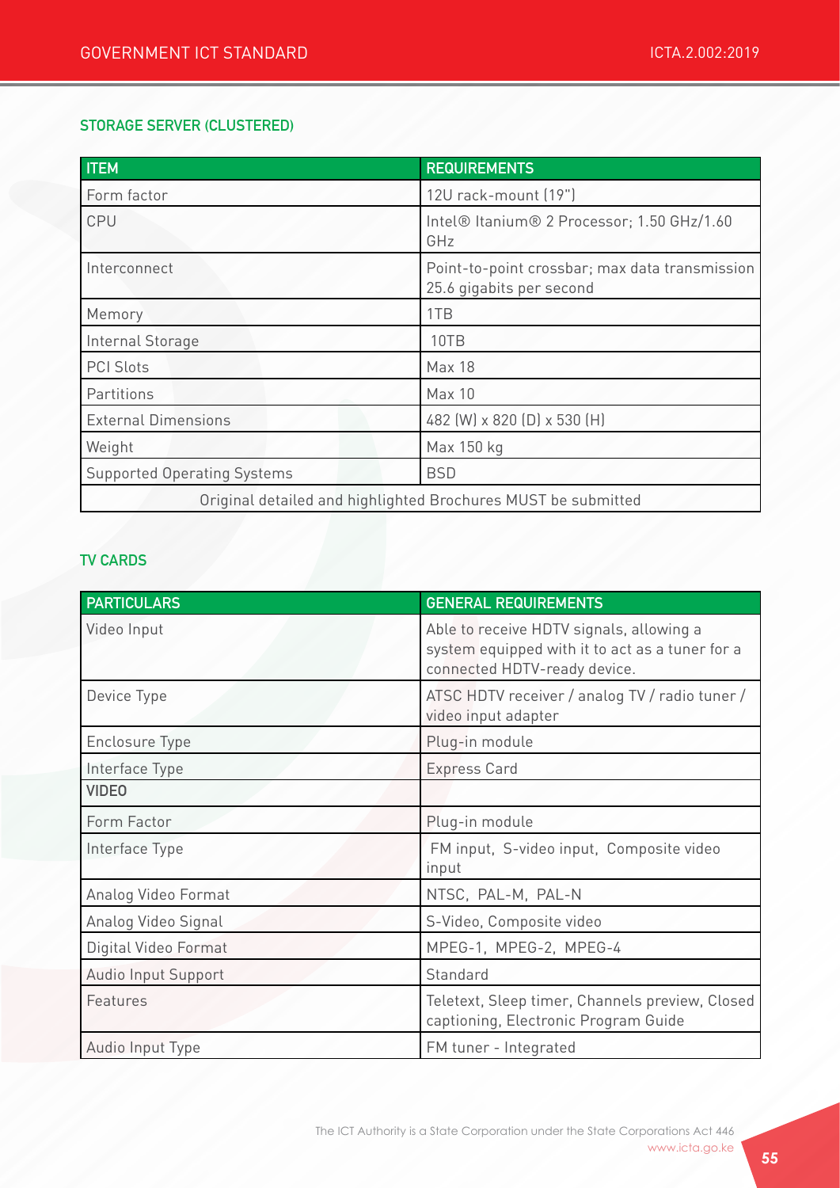## STORAGE SERVER (CLUSTERED)

| ITEM | REQUIREMENTS |
|---|---|
| Form factor | 12U rack-mount (19") |
| CPU | Intel® Itanium® 2 Processor; 1.50 GHz/1.60 GHz |
| Interconnect | Point-to-point crossbar; max data transmission 25.6 gigabits per second |
| Memory | 1TB |
| Internal Storage | 10TB |
| PCI Slots | Max 18 |
| Partitions | Max 10 |
| External Dimensions | 482 (W) x 820 (D) x 530 (H) |
| Weight | Max 150 kg |
| Supported Operating Systems | BSD |
| Original detailed and highlighted Brochures MUST be submitted | |

## TV CARDS

| PARTICULARS | GENERAL REQUIREMENTS |
|---|---|
| Video Input | Able to receive HDTV signals, allowing a system equipped with it to act as a tuner for a connected HDTV-ready device. |
| Device Type | ATSC HDTV receiver / analog TV / radio tuner / video input adapter |
| Enclosure Type | Plug-in module |
| Interface Type | Express Card |
| **VIDEO** | |
| Form Factor | Plug-in module |
| Interface Type | FM input, S-video input, Composite video input |
| Analog Video Format | NTSC, PAL-M, PAL-N |
| Analog Video Signal | S-Video, Composite video |
| Digital Video Format | MPEG-1, MPEG-2, MPEG-4 |
| Audio Input Support | Standard |
| Features | Teletext, Sleep timer, Channels preview, Closed captioning, Electronic Program Guide |
| Audio Input Type | FM tuner - Integrated |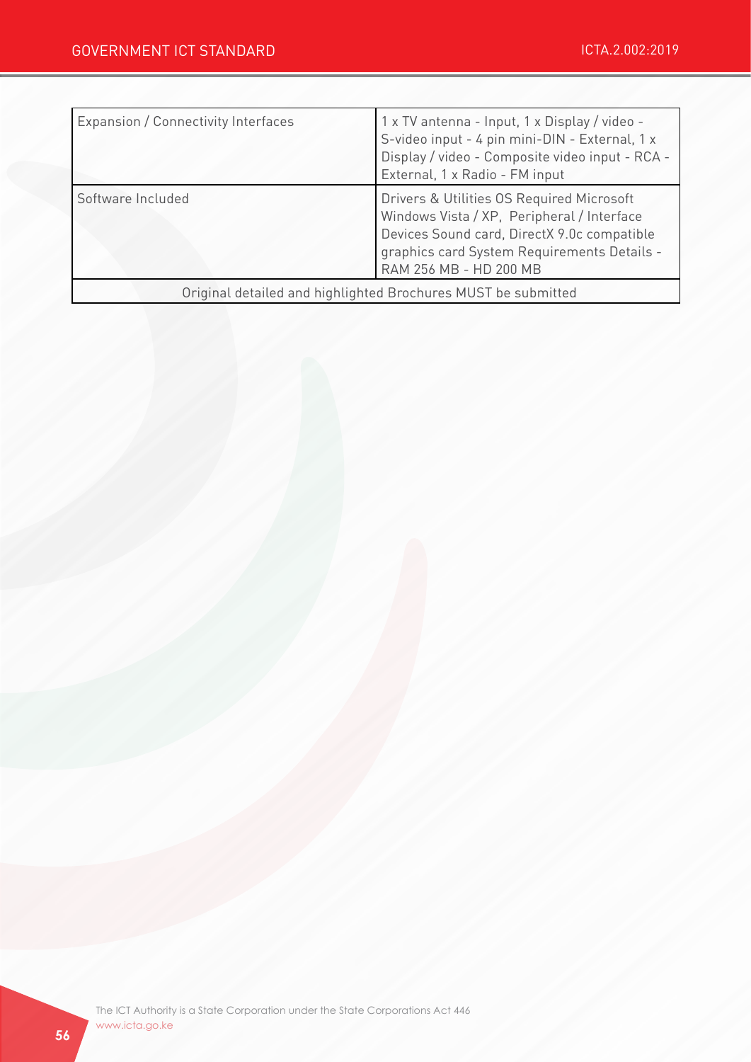| | |
|---|---|
| Expansion / Connectivity Interfaces | 1 x TV antenna - Input, 1 x Display / video - S-video input - 4 pin mini-DIN - External, 1 x Display / video - Composite video input - RCA - External, 1 x Radio - FM input |
| Software Included | Drivers & Utilities OS Required Microsoft Windows Vista / XP, Peripheral / Interface Devices Sound card, DirectX 9.0c compatible graphics card System Requirements Details - RAM 256 MB - HD 200 MB |
| Original detailed and highlighted Brochures MUST be submitted | |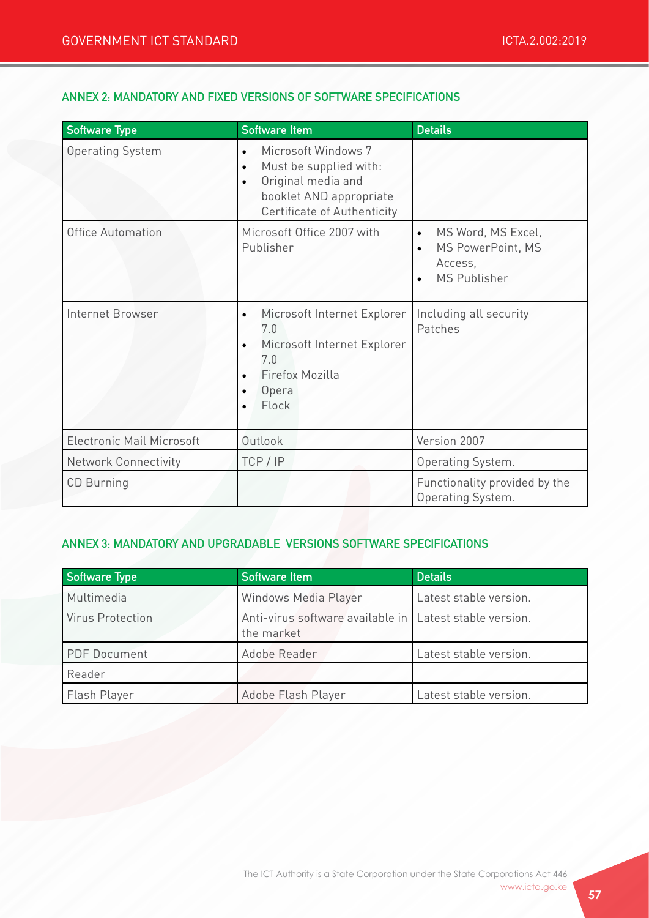## ANNEX 2: MANDATORY AND FIXED VERSIONS OF SOFTWARE SPECIFICATIONS

| Software Type | Software Item | Details |
|---|---|---|
| Operating System | • Microsoft Windows 7<br>• Must be supplied with:<br>• Original media and booklet AND appropriate Certificate of Authenticity | |
| Office Automation | Microsoft Office 2007 with Publisher | • MS Word, MS Excel,<br>• MS PowerPoint, MS Access,<br>• MS Publisher |
| Internet Browser | • Microsoft Internet Explorer 7.0<br>• Microsoft Internet Explorer 7.0<br>• Firefox Mozilla<br>• Opera<br>• Flock | Including all security Patches |
| Electronic Mail Microsoft | Outlook | Version 2007 |
| Network Connectivity | TCP / IP | Operating System. |
| CD Burning | | Functionality provided by the Operating System. |

## ANNEX 3: MANDATORY AND UPGRADABLE VERSIONS SOFTWARE SPECIFICATIONS

| Software Type | Software Item | Details |
|---|---|---|
| Multimedia | Windows Media Player | Latest stable version. |
| Virus Protection | Anti-virus software available in the market | Latest stable version. |
| PDF Document | Adobe Reader | Latest stable version. |
| Reader | | |
| Flash Player | Adobe Flash Player | Latest stable version. |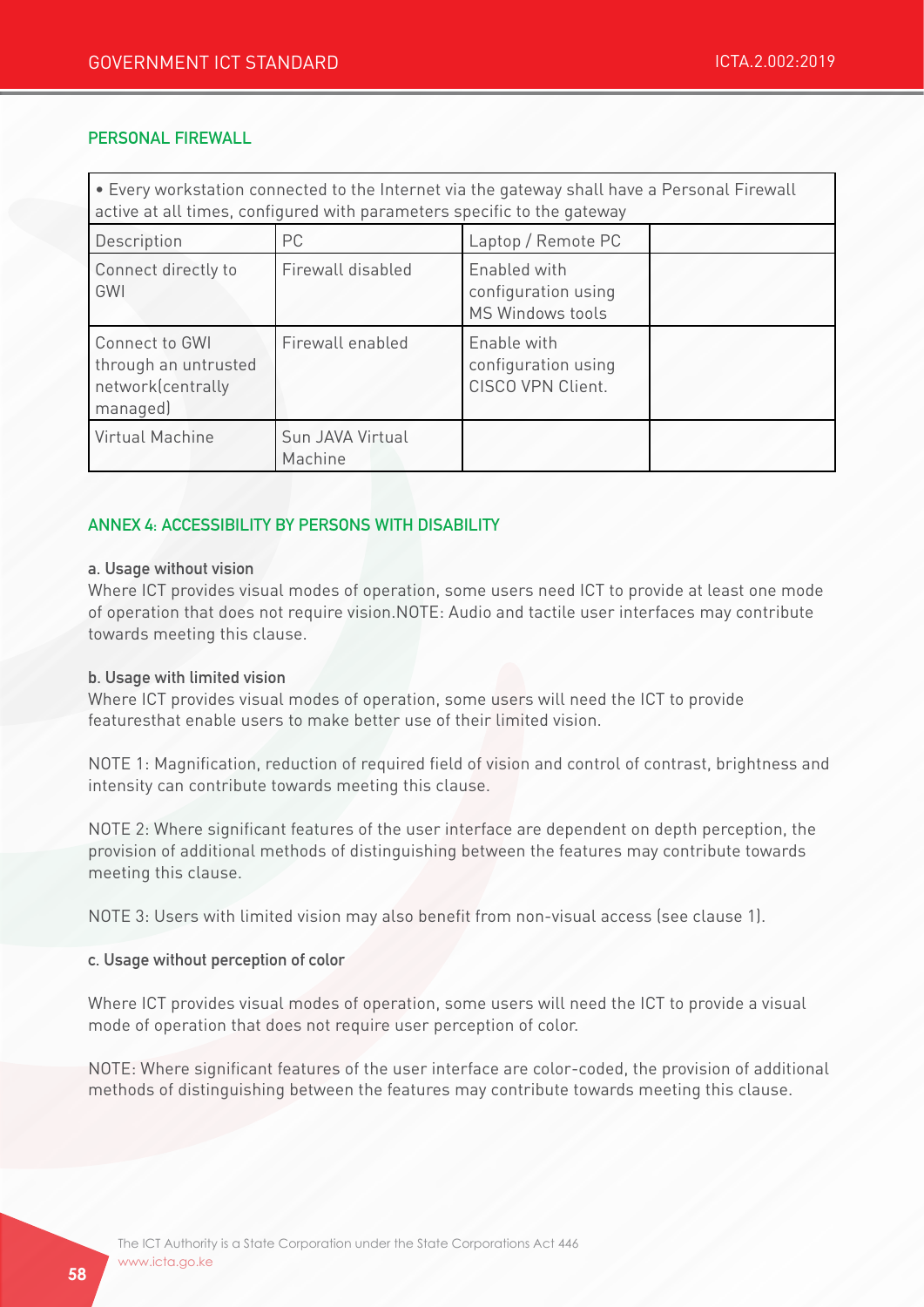### PERSONAL FIREWALL

| • Every workstation connected to the Internet via the gateway shall have a Personal Firewall active at all times, configured with parameters specific to the gateway | | | |
|---|---|---|---|
| Description | PC | Laptop / Remote PC | |
| Connect directly to GWI | Firewall disabled | Enabled with configuration using MS Windows tools | |
| Connect to GWI through an untrusted network(centrally managed) | Firewall enabled | Enable with configuration using CISCO VPN Client. | |
| Virtual Machine | Sun JAVA Virtual Machine | | |

## ANNEX 4: ACCESSIBILITY BY PERSONS WITH DISABILITY

**a. Usage without vision**
Where ICT provides visual modes of operation, some users need ICT to provide at least one mode of operation that does not require vision.NOTE: Audio and tactile user interfaces may contribute towards meeting this clause.

**b. Usage with limited vision**
Where ICT provides visual modes of operation, some users will need the ICT to provide featuresthat enable users to make better use of their limited vision.

NOTE 1: Magnification, reduction of required field of vision and control of contrast, brightness and intensity can contribute towards meeting this clause.

NOTE 2: Where significant features of the user interface are dependent on depth perception, the provision of additional methods of distinguishing between the features may contribute towards meeting this clause.

NOTE 3: Users with limited vision may also benefit from non-visual access (see clause 1).

**c. Usage without perception of color**

Where ICT provides visual modes of operation, some users will need the ICT to provide a visual mode of operation that does not require user perception of color.

NOTE: Where significant features of the user interface are color-coded, the provision of additional methods of distinguishing between the features may contribute towards meeting this clause.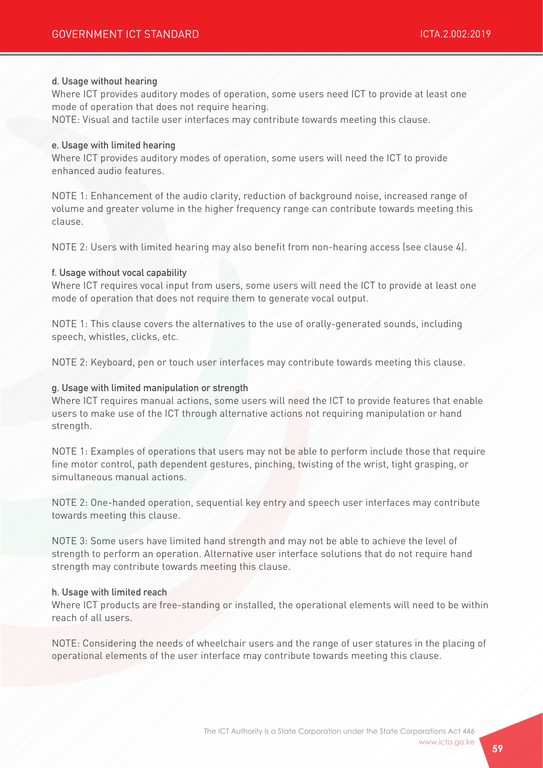#### d. Usage without hearing

Where ICT provides auditory modes of operation, some users need ICT to provide at least one mode of operation that does not require hearing.

NOTE: Visual and tactile user interfaces may contribute towards meeting this clause.

#### e. Usage with limited hearing

Where ICT provides auditory modes of operation, some users will need the ICT to provide enhanced audio features.

NOTE 1: Enhancement of the audio clarity, reduction of background noise, increased range of volume and greater volume in the higher frequency range can contribute towards meeting this clause.

NOTE 2: Users with limited hearing may also benefit from non-hearing access (see clause 4).

#### f. Usage without vocal capability

Where ICT requires vocal input from users, some users will need the ICT to provide at least one mode of operation that does not require them to generate vocal output.

NOTE 1: This clause covers the alternatives to the use of orally-generated sounds, including speech, whistles, clicks, etc.

NOTE 2: Keyboard, pen or touch user interfaces may contribute towards meeting this clause.

#### g. Usage with limited manipulation or strength

Where ICT requires manual actions, some users will need the ICT to provide features that enable users to make use of the ICT through alternative actions not requiring manipulation or hand strength.

NOTE 1: Examples of operations that users may not be able to perform include those that require fine motor control, path dependent gestures, pinching, twisting of the wrist, tight grasping, or simultaneous manual actions.

NOTE 2: One-handed operation, sequential key entry and speech user interfaces may contribute towards meeting this clause.

NOTE 3: Some users have limited hand strength and may not be able to achieve the level of strength to perform an operation. Alternative user interface solutions that do not require hand strength may contribute towards meeting this clause.

#### h. Usage with limited reach

Where ICT products are free-standing or installed, the operational elements will need to be within reach of all users.

NOTE: Considering the needs of wheelchair users and the range of user statures in the placing of operational elements of the user interface may contribute towards meeting this clause.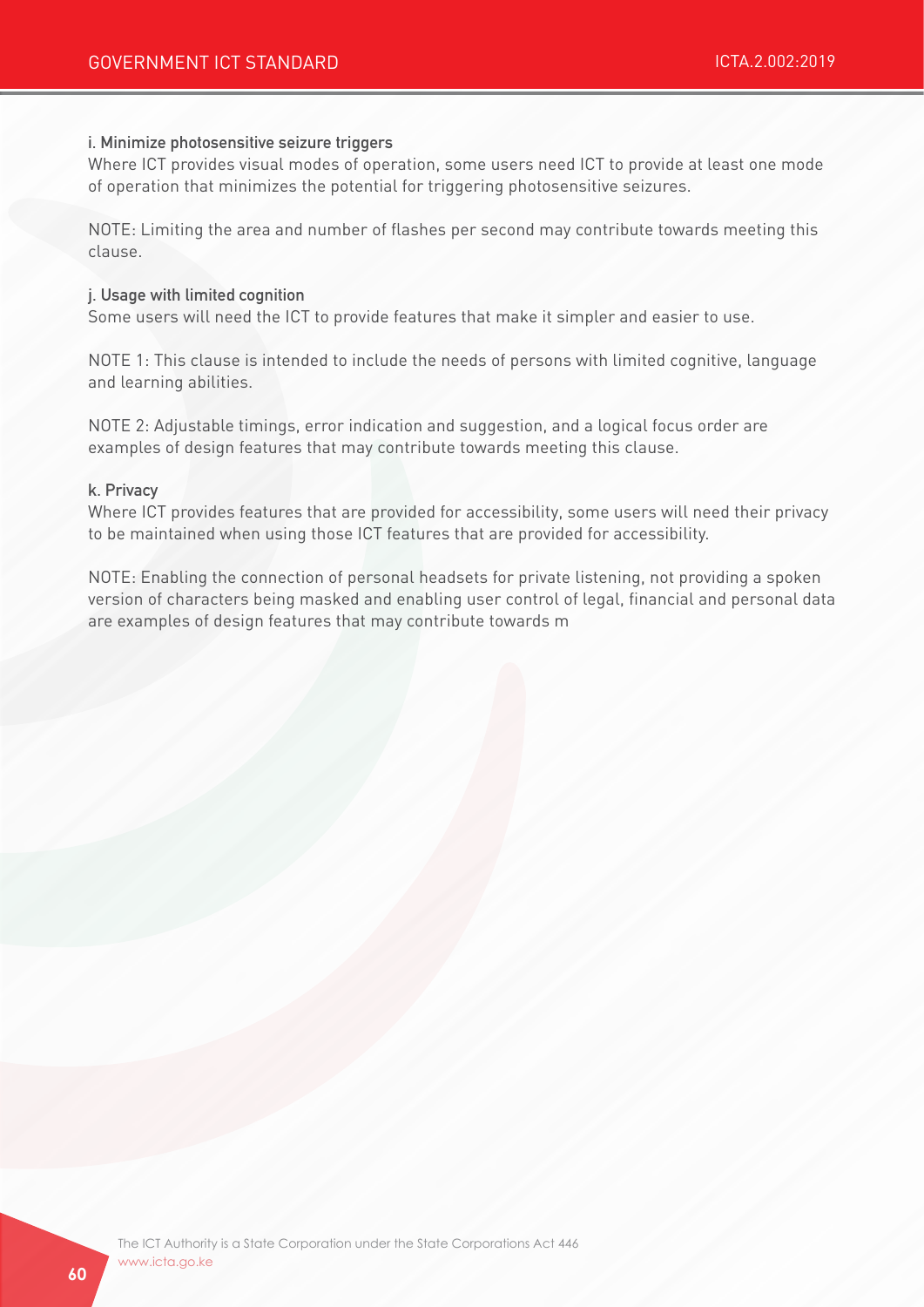#### i. Minimize photosensitive seizure triggers

Where ICT provides visual modes of operation, some users need ICT to provide at least one mode of operation that minimizes the potential for triggering photosensitive seizures.

NOTE: Limiting the area and number of flashes per second may contribute towards meeting this clause.

#### j. Usage with limited cognition

Some users will need the ICT to provide features that make it simpler and easier to use.

NOTE 1: This clause is intended to include the needs of persons with limited cognitive, language and learning abilities.

NOTE 2: Adjustable timings, error indication and suggestion, and a logical focus order are examples of design features that may contribute towards meeting this clause.

#### k. Privacy

Where ICT provides features that are provided for accessibility, some users will need their privacy to be maintained when using those ICT features that are provided for accessibility.

NOTE: Enabling the connection of personal headsets for private listening, not providing a spoken version of characters being masked and enabling user control of legal, financial and personal data are examples of design features that may contribute towards m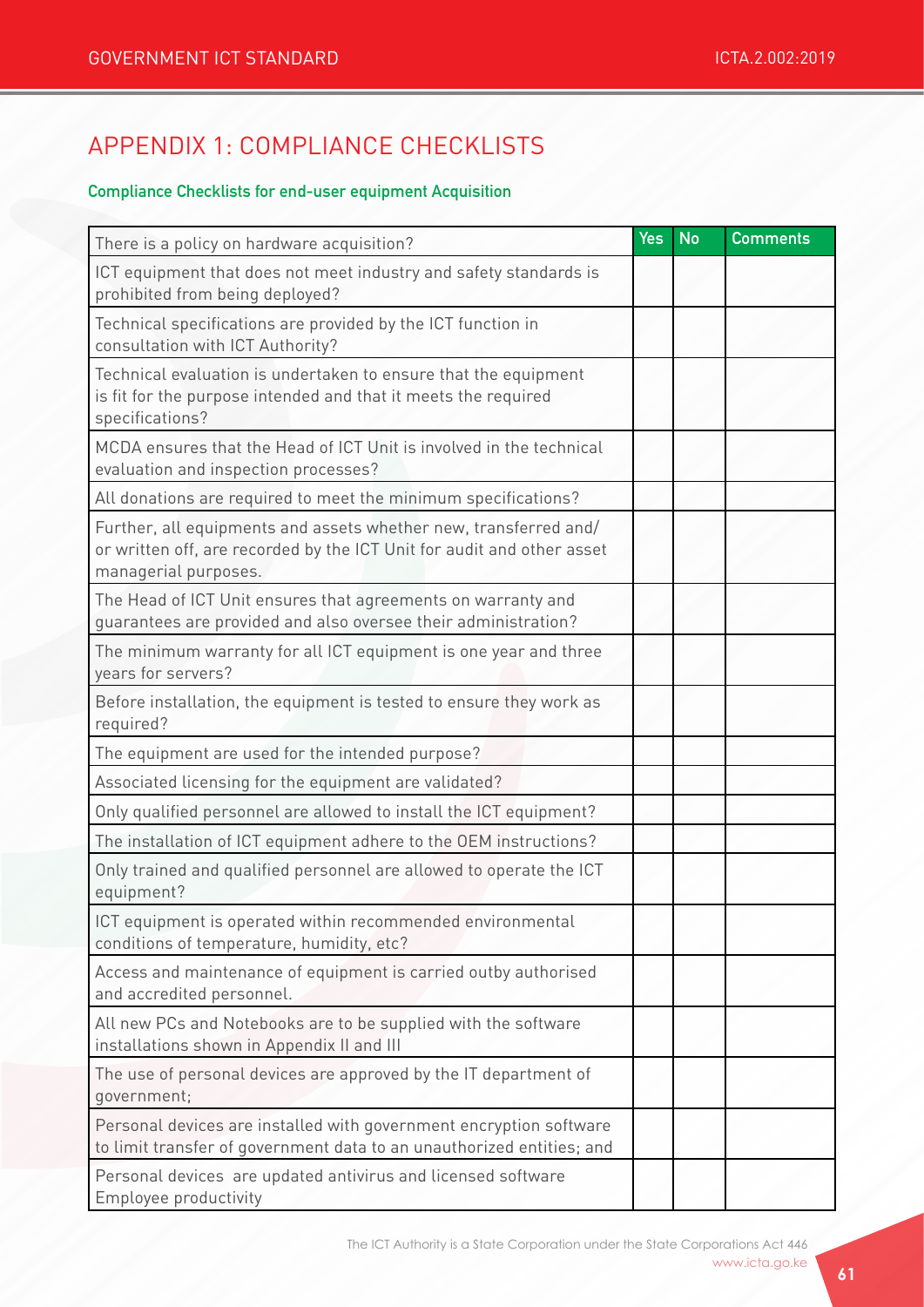# APPENDIX 1: COMPLIANCE CHECKLISTS

### Compliance Checklists for end-user equipment Acquisition

| There is a policy on hardware acquisition? | Yes | No | Comments |
|---|---|---|---|
| ICT equipment that does not meet industry and safety standards is prohibited from being deployed? | | | |
| Technical specifications are provided by the ICT function in consultation with ICT Authority? | | | |
| Technical evaluation is undertaken to ensure that the equipment is fit for the purpose intended and that it meets the required specifications? | | | |
| MCDA ensures that the Head of ICT Unit is involved in the technical evaluation and inspection processes? | | | |
| All donations are required to meet the minimum specifications? | | | |
| Further, all equipments and assets whether new, transferred and/ or written off, are recorded by the ICT Unit for audit and other asset managerial purposes. | | | |
| The Head of ICT Unit ensures that agreements on warranty and guarantees are provided and also oversee their administration? | | | |
| The minimum warranty for all ICT equipment is one year and three years for servers? | | | |
| Before installation, the equipment is tested to ensure they work as required? | | | |
| The equipment are used for the intended purpose? | | | |
| Associated licensing for the equipment are validated? | | | |
| Only qualified personnel are allowed to install the ICT equipment? | | | |
| The installation of ICT equipment adhere to the OEM instructions? | | | |
| Only trained and qualified personnel are allowed to operate the ICT equipment? | | | |
| ICT equipment is operated within recommended environmental conditions of temperature, humidity, etc? | | | |
| Access and maintenance of equipment is carried outby authorised and accredited personnel. | | | |
| All new PCs and Notebooks are to be supplied with the software installations shown in Appendix II and III | | | |
| The use of personal devices are approved by the IT department of government; | | | |
| Personal devices are installed with government encryption software to limit transfer of government data to an unauthorized entities; and | | | |
| Personal devices are updated antivirus and licensed software Employee productivity | | | |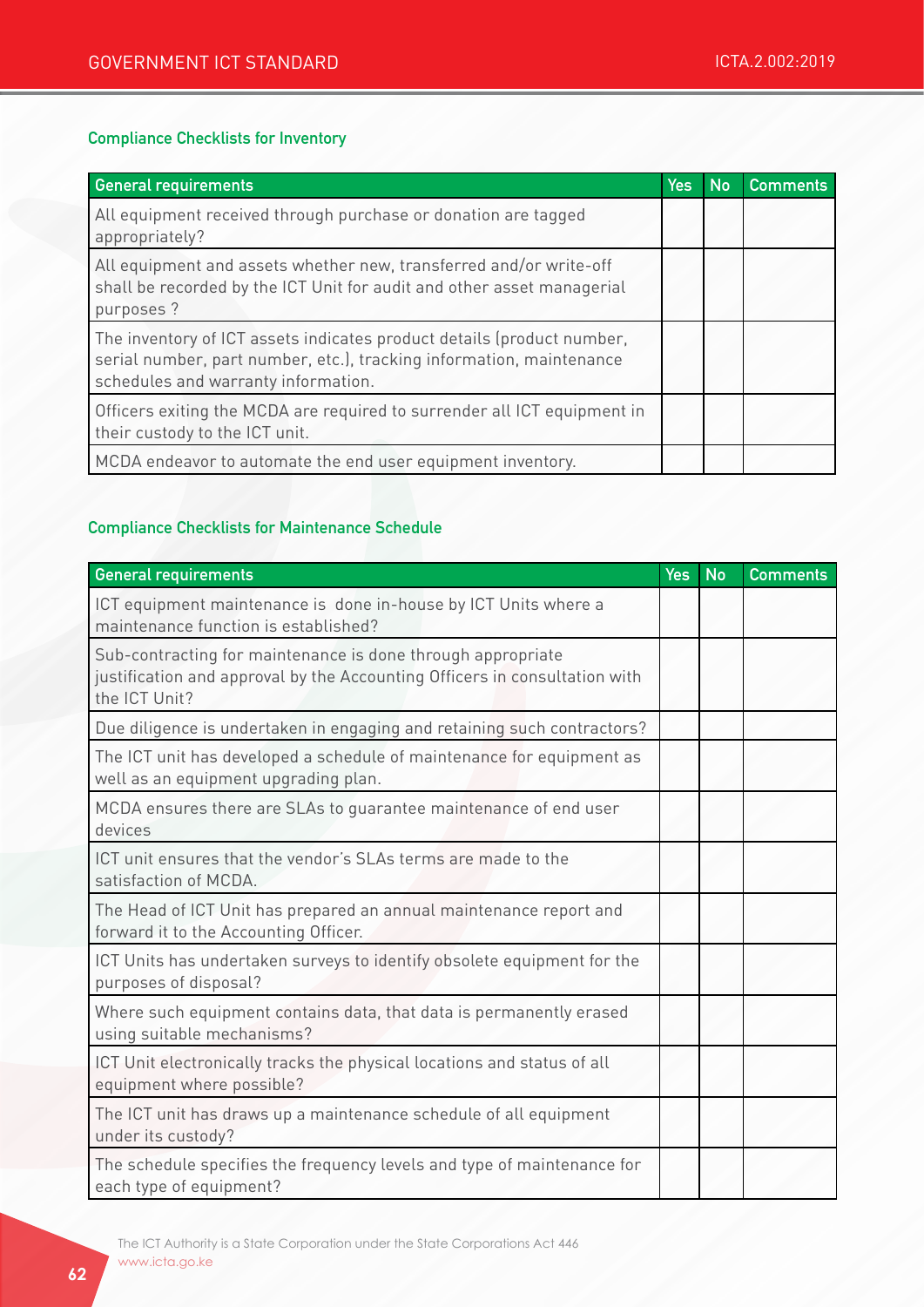### Compliance Checklists for Inventory

| General requirements | Yes | No | Comments |
|---|---|---|---|
| All equipment received through purchase or donation are tagged appropriately? | | | |
| All equipment and assets whether new, transferred and/or write-off shall be recorded by the ICT Unit for audit and other asset managerial purposes ? | | | |
| The inventory of ICT assets indicates product details (product number, serial number, part number, etc.), tracking information, maintenance schedules and warranty information. | | | |
| Officers exiting the MCDA are required to surrender all ICT equipment in their custody to the ICT unit. | | | |
| MCDA endeavor to automate the end user equipment inventory. | | | |

### Compliance Checklists for Maintenance Schedule

| General requirements | Yes | No | Comments |
|---|---|---|---|
| ICT equipment maintenance is done in-house by ICT Units where a maintenance function is established? | | | |
| Sub-contracting for maintenance is done through appropriate justification and approval by the Accounting Officers in consultation with the ICT Unit? | | | |
| Due diligence is undertaken in engaging and retaining such contractors? | | | |
| The ICT unit has developed a schedule of maintenance for equipment as well as an equipment upgrading plan. | | | |
| MCDA ensures there are SLAs to guarantee maintenance of end user devices | | | |
| ICT unit ensures that the vendor's SLAs terms are made to the satisfaction of MCDA. | | | |
| The Head of ICT Unit has prepared an annual maintenance report and forward it to the Accounting Officer. | | | |
| ICT Units has undertaken surveys to identify obsolete equipment for the purposes of disposal? | | | |
| Where such equipment contains data, that data is permanently erased using suitable mechanisms? | | | |
| ICT Unit electronically tracks the physical locations and status of all equipment where possible? | | | |
| The ICT unit has draws up a maintenance schedule of all equipment under its custody? | | | |
| The schedule specifies the frequency levels and type of maintenance for each type of equipment? | | | |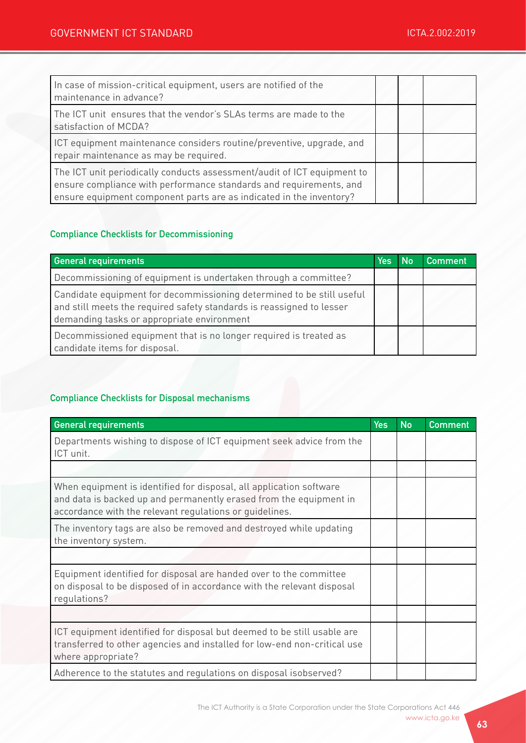| | | | |
|---|---|---|---|
| In case of mission-critical equipment, users are notified of the maintenance in advance? | | | |
| The ICT unit ensures that the vendor's SLAs terms are made to the satisfaction of MCDA? | | | |
| ICT equipment maintenance considers routine/preventive, upgrade, and repair maintenance as may be required. | | | |
| The ICT unit periodically conducts assessment/audit of ICT equipment to ensure compliance with performance standards and requirements, and ensure equipment component parts are as indicated in the inventory? | | | |

### Compliance Checklists for Decommissioning

| General requirements | Yes | No | Comment |
|---|---|---|---|
| Decommissioning of equipment is undertaken through a committee? | | | |
| Candidate equipment for decommissioning determined to be still useful and still meets the required safety standards is reassigned to lesser demanding tasks or appropriate environment | | | |
| Decommissioned equipment that is no longer required is treated as candidate items for disposal. | | | |

### Compliance Checklists for Disposal mechanisms

| General requirements | Yes | No | Comment |
|---|---|---|---|
| Departments wishing to dispose of ICT equipment seek advice from the ICT unit. | | | |
| | | | |
| When equipment is identified for disposal, all application software and data is backed up and permanently erased from the equipment in accordance with the relevant regulations or guidelines. | | | |
| The inventory tags are also be removed and destroyed while updating the inventory system. | | | |
| | | | |
| Equipment identified for disposal are handed over to the committee on disposal to be disposed of in accordance with the relevant disposal regulations? | | | |
| | | | |
| ICT equipment identified for disposal but deemed to be still usable are transferred to other agencies and installed for low-end non-critical use where appropriate? | | | |
| Adherence to the statutes and regulations on disposal isobserved? | | | |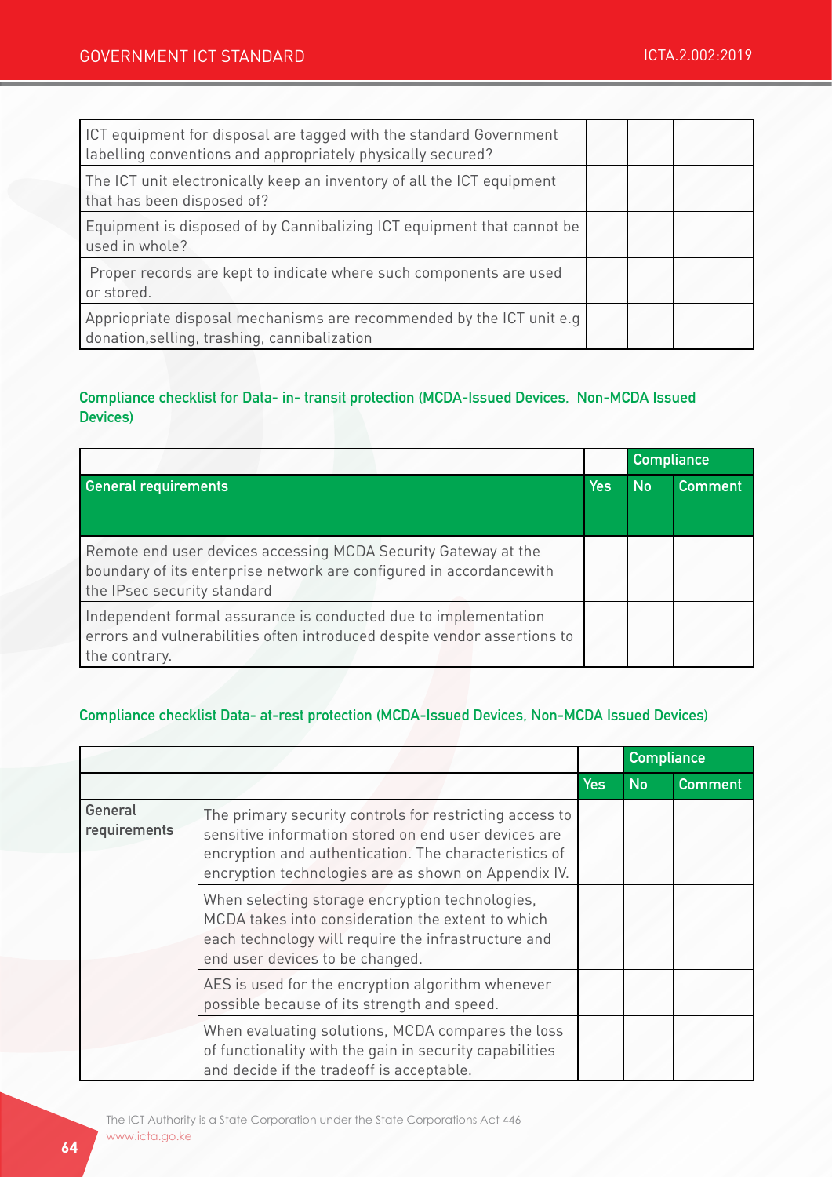| | | | |
|---|---|---|---|
| ICT equipment for disposal are tagged with the standard Government labelling conventions and appropriately physically secured? | | | |
| The ICT unit electronically keep an inventory of all the ICT equipment that has been disposed of? | | | |
| Equipment is disposed of by Cannibalizing ICT equipment that cannot be used in whole? | | | |
| Proper records are kept to indicate where such components are used or stored. | | | |
| Appriopriate disposal mechanisms are recommended by the ICT unit e.g donation,selling, trashing, cannibalization | | | |

#### Compliance checklist for Data- in- transit protection (MCDA-Issued Devices, Non-MCDA Issued Devices)

| | | Compliance | |
|---|---|---|---|
| **General requirements** | **Yes** | **No** | **Comment** |
| Remote end user devices accessing MCDA Security Gateway at the boundary of its enterprise network are configured in accordancewith the IPsec security standard | | | |
| Independent formal assurance is conducted due to implementation errors and vulnerabilities often introduced despite vendor assertions to the contrary. | | | |

#### Compliance checklist Data- at-rest protection (MCDA-Issued Devices, Non-MCDA Issued Devices)

| | | | Compliance | |
|---|---|---|---|---|
| | | **Yes** | **No** | **Comment** |
| General requirements | The primary security controls for restricting access to sensitive information stored on end user devices are encryption and authentication. The characteristics of encryption technologies are as shown on Appendix IV. | | | |
| | When selecting storage encryption technologies, MCDA takes into consideration the extent to which each technology will require the infrastructure and end user devices to be changed. | | | |
| | AES is used for the encryption algorithm whenever possible because of its strength and speed. | | | |
| | When evaluating solutions, MCDA compares the loss of functionality with the gain in security capabilities and decide if the tradeoff is acceptable. | | | |

The ICT Authority is a State Corporation under the State Corporations Act 446
www.icta.go.ke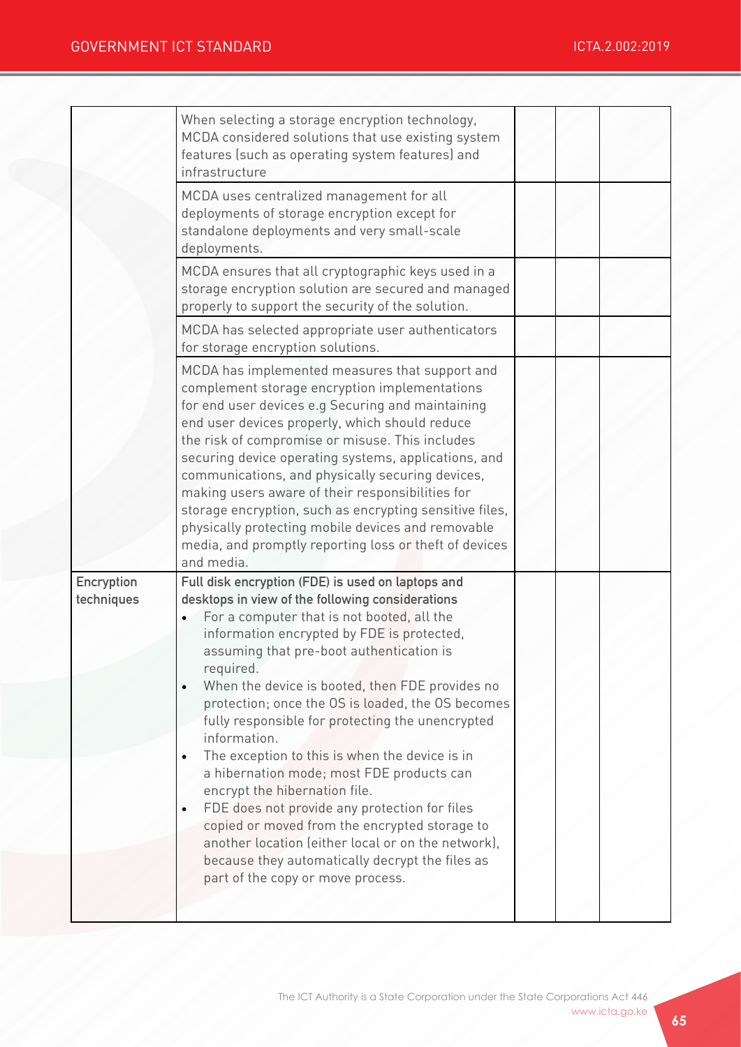| | | | | |
|---|---|---|---|---|
| | When selecting a storage encryption technology, MCDA considered solutions that use existing system features (such as operating system features) and infrastructure | | | |
| | MCDA uses centralized management for all deployments of storage encryption except for standalone deployments and very small-scale deployments. | | | |
| | MCDA ensures that all cryptographic keys used in a storage encryption solution are secured and managed properly to support the security of the solution. | | | |
| | MCDA has selected appropriate user authenticators for storage encryption solutions. | | | |
| | MCDA has implemented measures that support and complement storage encryption implementations for end user devices e.g Securing and maintaining end user devices properly, which should reduce the risk of compromise or misuse. This includes securing device operating systems, applications, and communications, and physically securing devices, making users aware of their responsibilities for storage encryption, such as encrypting sensitive files, physically protecting mobile devices and removable media, and promptly reporting loss or theft of devices and media. | | | |
| **Encryption techniques** | **Full disk encryption (FDE) is used on laptops and desktops in view of the following considerations**<br>• For a computer that is not booted, all the information encrypted by FDE is protected, assuming that pre-boot authentication is required.<br>• When the device is booted, then FDE provides no protection; once the OS is loaded, the OS becomes fully responsible for protecting the unencrypted information.<br>• The exception to this is when the device is in a hibernation mode; most FDE products can encrypt the hibernation file.<br>• FDE does not provide any protection for files copied or moved from the encrypted storage to another location (either local or on the network), because they automatically decrypt the files as part of the copy or move process. | | | |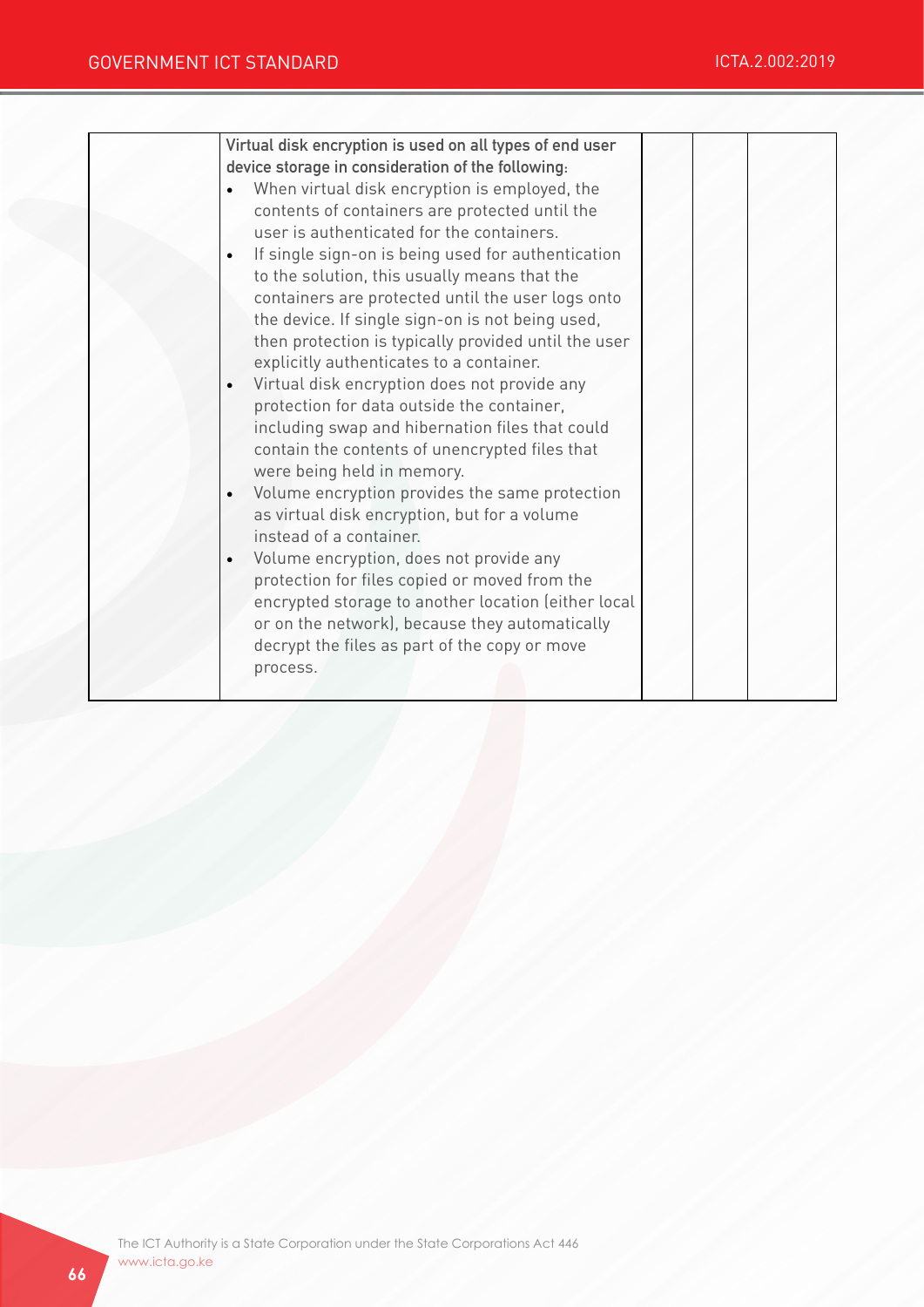| | | | | |
|---|---|---|---|---|
| | Virtual disk encryption is used on all types of end user device storage in consideration of the following:<br>• When virtual disk encryption is employed, the contents of containers are protected until the user is authenticated for the containers.<br>• If single sign-on is being used for authentication to the solution, this usually means that the containers are protected until the user logs onto the device. If single sign-on is not being used, then protection is typically provided until the user explicitly authenticates to a container.<br>• Virtual disk encryption does not provide any protection for data outside the container, including swap and hibernation files that could contain the contents of unencrypted files that were being held in memory.<br>• Volume encryption provides the same protection as virtual disk encryption, but for a volume instead of a container.<br>• Volume encryption, does not provide any protection for files copied or moved from the encrypted storage to another location (either local or on the network), because they automatically decrypt the files as part of the copy or move process. | | | |

The ICT Authority is a State Corporation under the State Corporations Act 446
www.icta.go.ke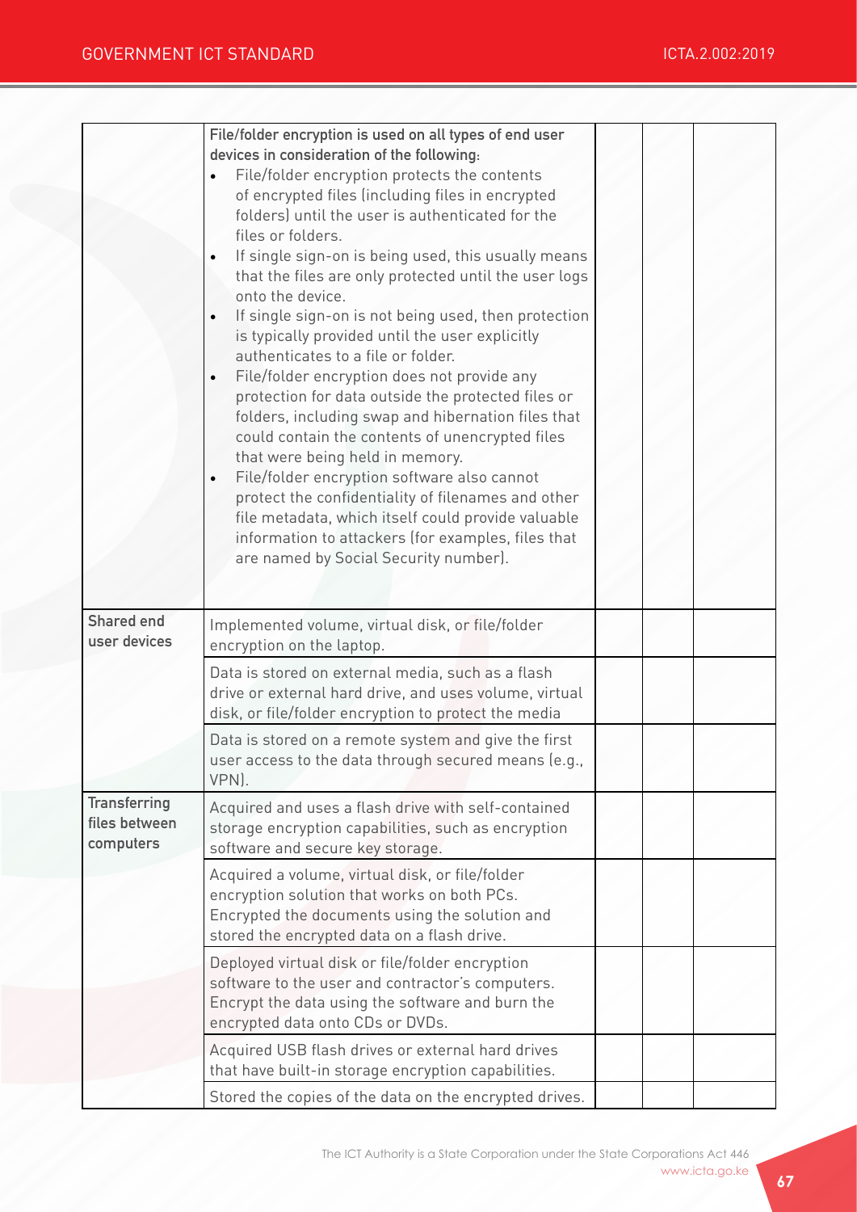| | | | | |
|---|---|---|---|---|
| | **File/folder encryption is used on all types of end user devices in consideration of the following:**<br>• File/folder encryption protects the contents of encrypted files (including files in encrypted folders) until the user is authenticated for the files or folders.<br>• If single sign-on is being used, this usually means that the files are only protected until the user logs onto the device.<br>• If single sign-on is not being used, then protection is typically provided until the user explicitly authenticates to a file or folder.<br>• File/folder encryption does not provide any protection for data outside the protected files or folders, including swap and hibernation files that could contain the contents of unencrypted files that were being held in memory.<br>• File/folder encryption software also cannot protect the confidentiality of filenames and other file metadata, which itself could provide valuable information to attackers (for examples, files that are named by Social Security number). | | | |
| **Shared end user devices** | Implemented volume, virtual disk, or file/folder encryption on the laptop. | | | |
| | Data is stored on external media, such as a flash drive or external hard drive, and uses volume, virtual disk, or file/folder encryption to protect the media | | | |
| | Data is stored on a remote system and give the first user access to the data through secured means (e.g., VPN). | | | |
| **Transferring files between computers** | Acquired and uses a flash drive with self-contained storage encryption capabilities, such as encryption software and secure key storage. | | | |
| | Acquired a volume, virtual disk, or file/folder encryption solution that works on both PCs. Encrypted the documents using the solution and stored the encrypted data on a flash drive. | | | |
| | Deployed virtual disk or file/folder encryption software to the user and contractor's computers. Encrypt the data using the software and burn the encrypted data onto CDs or DVDs. | | | |
| | Acquired USB flash drives or external hard drives that have built-in storage encryption capabilities. | | | |
| | Stored the copies of the data on the encrypted drives. | | | |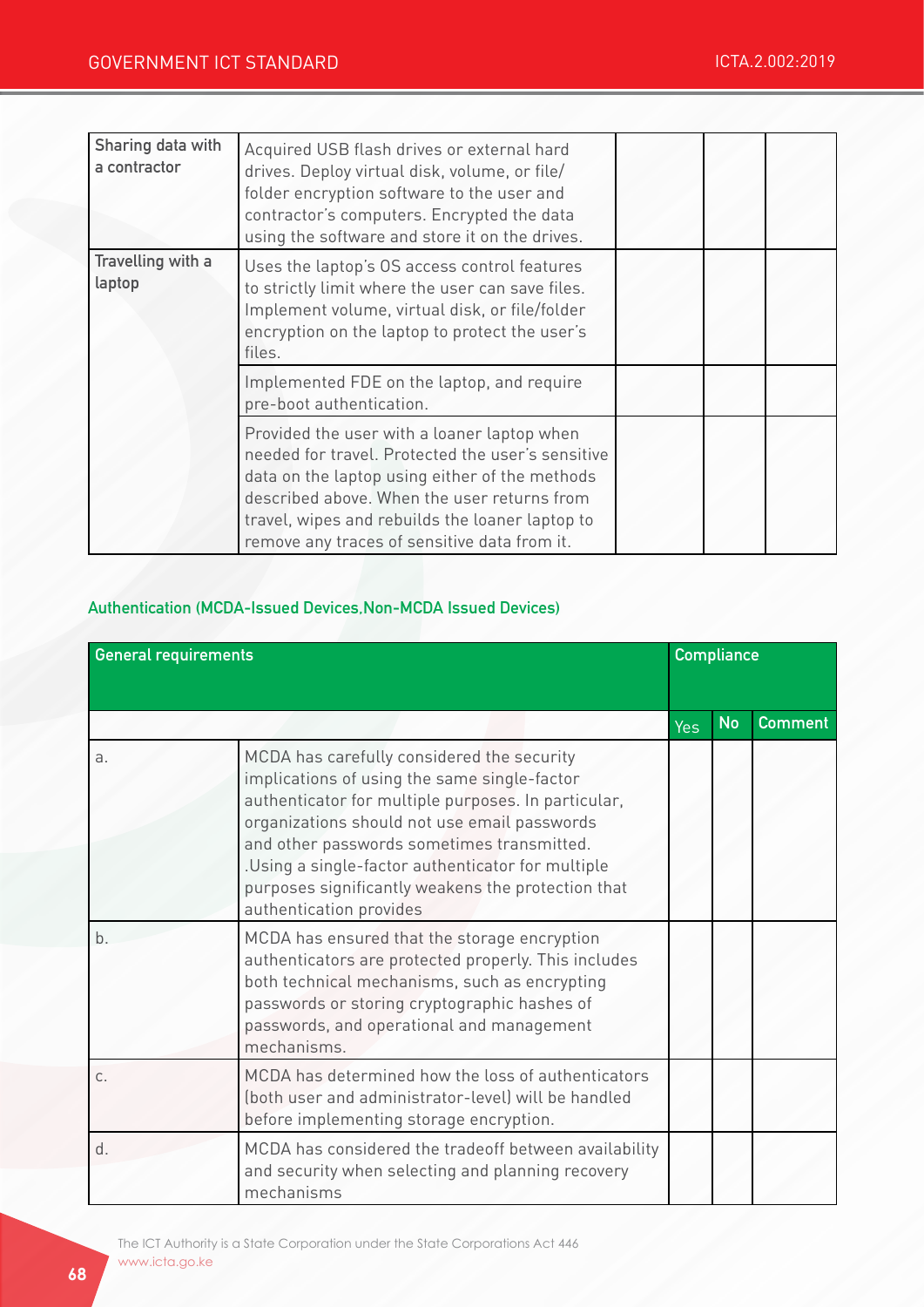| | | | | |
|---|---|---|---|---|
| Sharing data with a contractor | Acquired USB flash drives or external hard drives. Deploy virtual disk, volume, or file/folder encryption software to the user and contractor's computers. Encrypted the data using the software and store it on the drives. | | | |
| Travelling with a laptop | Uses the laptop's OS access control features to strictly limit where the user can save files. Implement volume, virtual disk, or file/folder encryption on the laptop to protect the user's files. | | | |
| | Implemented FDE on the laptop, and require pre-boot authentication. | | | |
| | Provided the user with a loaner laptop when needed for travel. Protected the user's sensitive data on the laptop using either of the methods described above. When the user returns from travel, wipes and rebuilds the loaner laptop to remove any traces of sensitive data from it. | | | |

### Authentication (MCDA-Issued Devices,Non-MCDA Issued Devices)

| General requirements | | Compliance | | |
|---|---|---|---|---|
| | | Yes | No | Comment |
| a. | MCDA has carefully considered the security implications of using the same single-factor authenticator for multiple purposes. In particular, organizations should not use email passwords and other passwords sometimes transmitted. .Using a single-factor authenticator for multiple purposes significantly weakens the protection that authentication provides | | | |
| b. | MCDA has ensured that the storage encryption authenticators are protected properly. This includes both technical mechanisms, such as encrypting passwords or storing cryptographic hashes of passwords, and operational and management mechanisms. | | | |
| c. | MCDA has determined how the loss of authenticators (both user and administrator-level) will be handled before implementing storage encryption. | | | |
| d. | MCDA has considered the tradeoff between availability and security when selecting and planning recovery mechanisms | | | |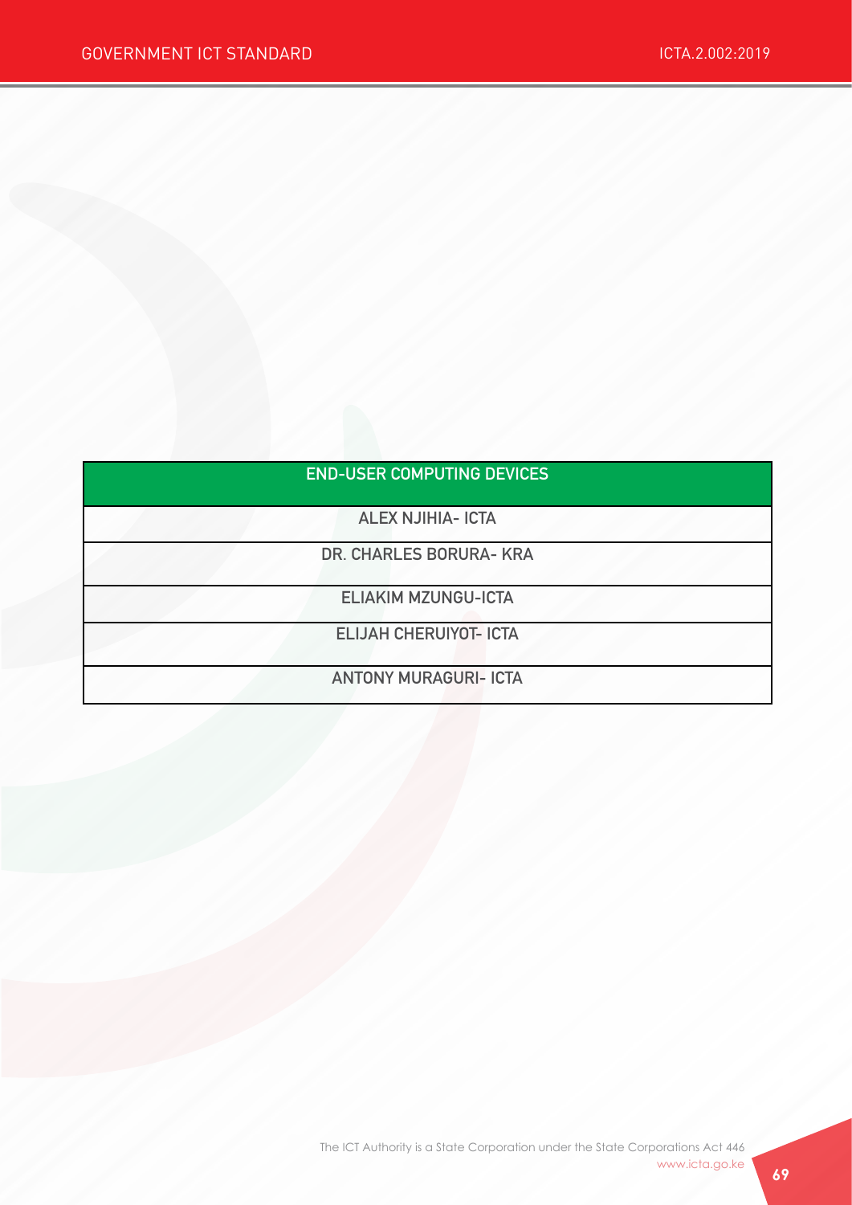| END-USER COMPUTING DEVICES |
| --- |
| ALEX NJIHIA- ICTA |
| DR. CHARLES BORURA- KRA |
| ELIAKIM MZUNGU-ICTA |
| ELIJAH CHERUIYOT- ICTA |
| ANTONY MURAGURI- ICTA |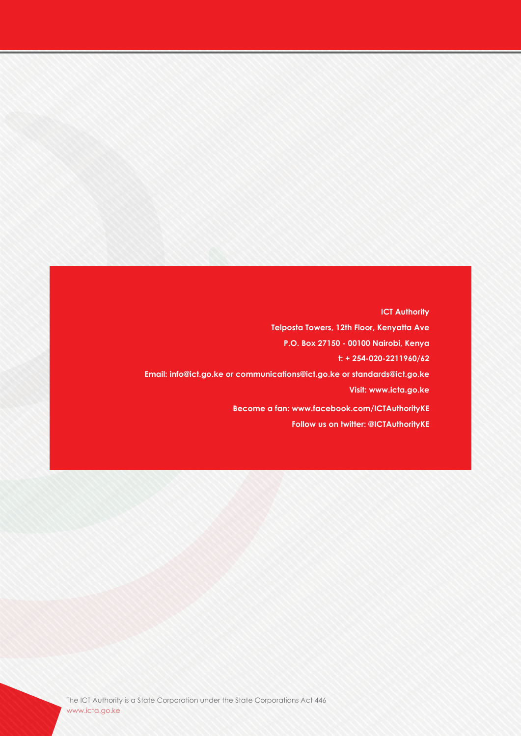**ICT Authority**

**Telposta Towers, 12th Floor, Kenyatta Ave**

**P.O. Box 27150 - 00100 Nairobi, Kenya**

**t: + 254-020-2211960/62**

**Email: info@ict.go.ke or communications@ict.go.ke or standards@ict.go.ke**

**Visit: www.icta.go.ke**

**Become a fan: www.facebook.com/ICTAuthorityKE**

**Follow us on twitter: @ICTAuthorityKE**

The ICT Authority is a State Corporation under the State Corporations Act 446
www.icta.go.ke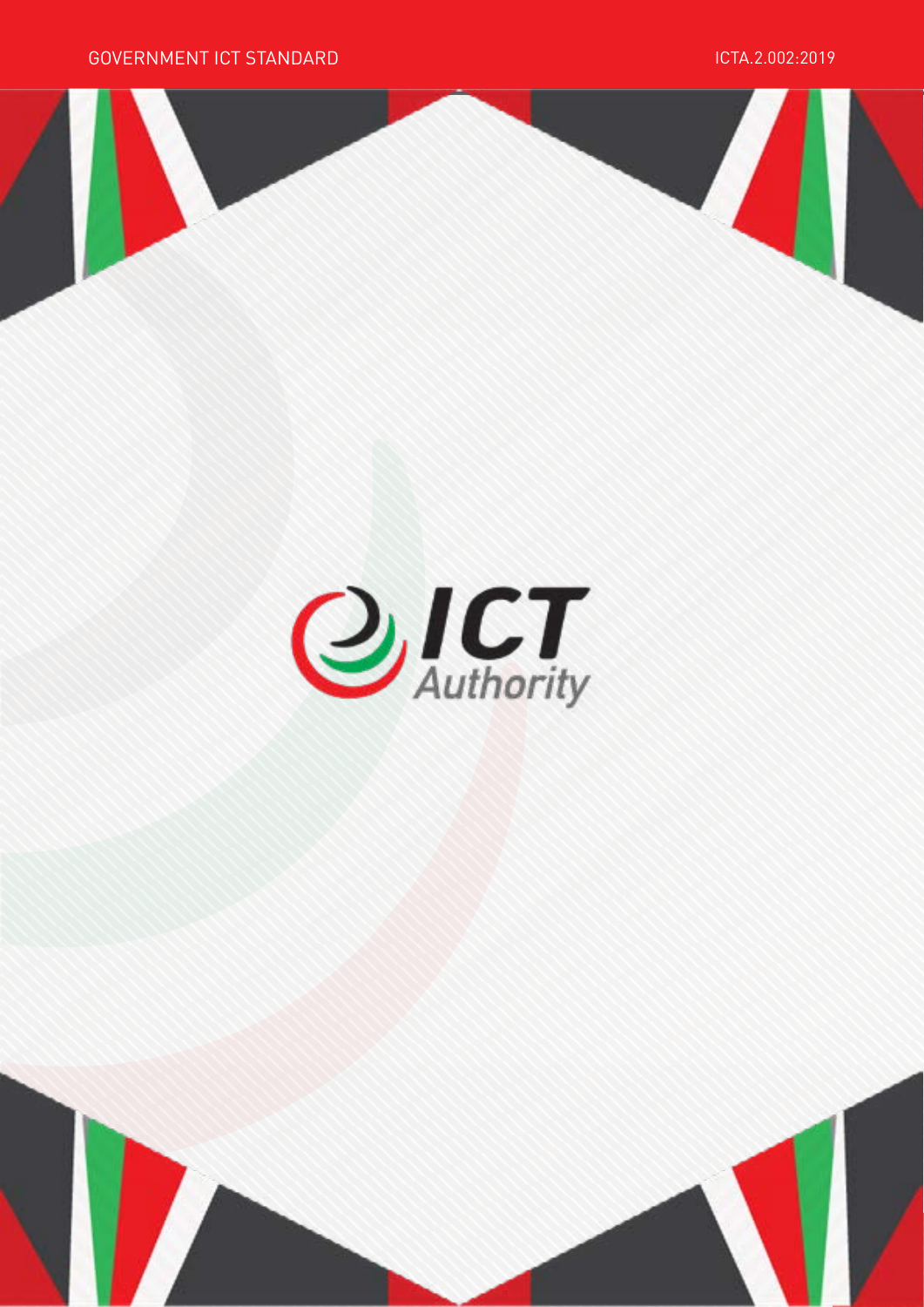GOVERNMENT ICT STANDARD

ICTA.2.002:2019

ICT Authority